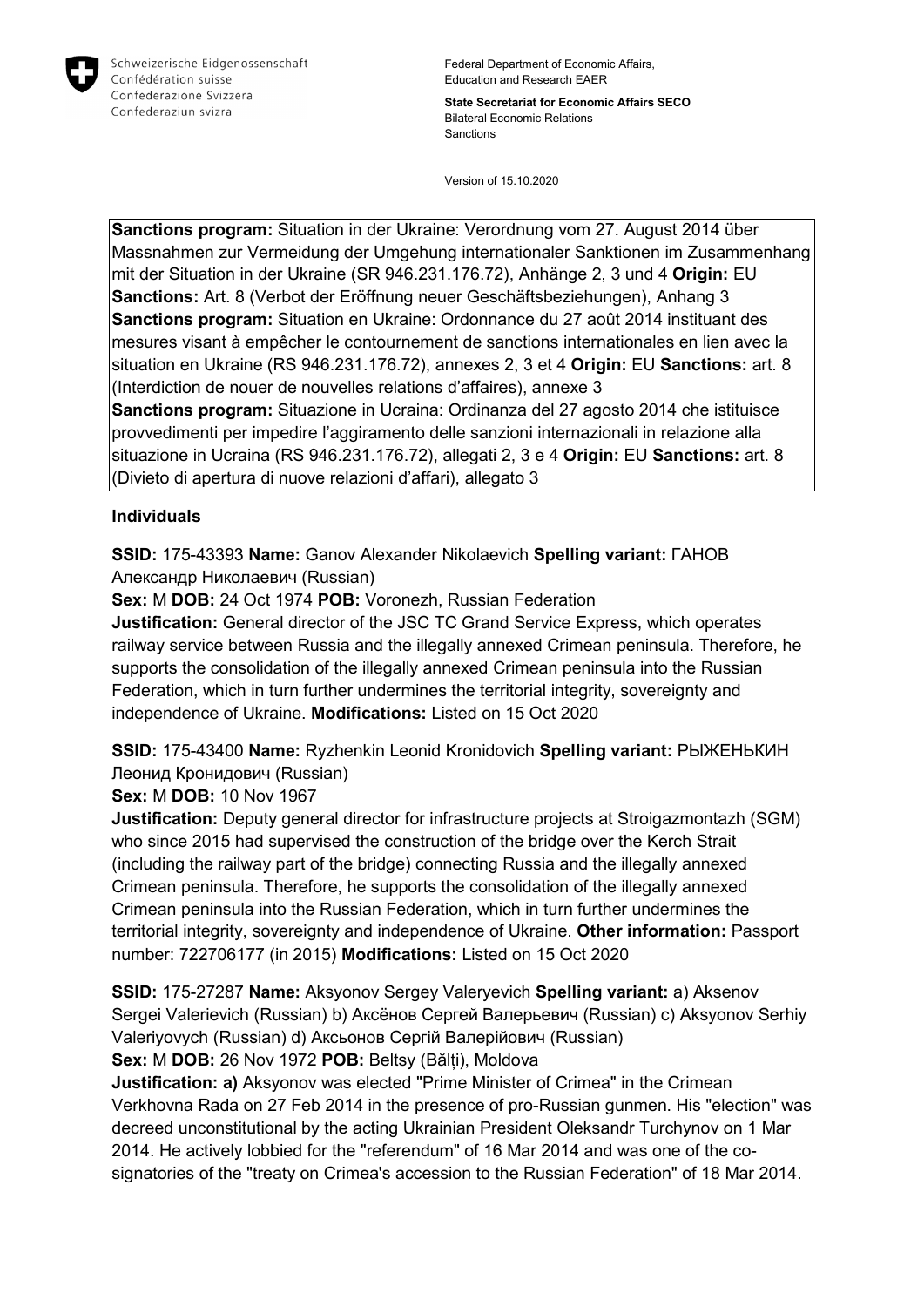Schweizerische Eidgenossenschaft
Confédération suisse
Confederazione Svizzera
Confederaziun svizra

Federal Department of Economic Affairs, Education and Research EAER

**State Secretariat for Economic Affairs SECO**
Bilateral Economic Relations
Sanctions

Version of 15.10.2020

**Sanctions program:** Situation in der Ukraine: Verordnung vom 27. August 2014 über Massnahmen zur Vermeidung der Umgehung internationaler Sanktionen im Zusammenhang mit der Situation in der Ukraine (SR 946.231.176.72), Anhänge 2, 3 und 4 **Origin:** EU **Sanctions:** Art. 8 (Verbot der Eröffnung neuer Geschäftsbeziehungen), Anhang 3
**Sanctions program:** Situation en Ukraine: Ordonnance du 27 août 2014 instituant des mesures visant à empêcher le contournement de sanctions internationales en lien avec la situation en Ukraine (RS 946.231.176.72), annexes 2, 3 et 4 **Origin:** EU **Sanctions:** art. 8 (Interdiction de nouer de nouvelles relations d'affaires), annexe 3
**Sanctions program:** Situazione in Ucraina: Ordinanza del 27 agosto 2014 che istituisce provvedimenti per impedire l'aggiramento delle sanzioni internazionali in relazione alla situazione in Ucraina (RS 946.231.176.72), allegati 2, 3 e 4 **Origin:** EU **Sanctions:** art. 8 (Divieto di apertura di nuove relazioni d'affari), allegato 3

## Individuals

**SSID:** 175-43393 **Name:** Ganov Alexander Nikolaevich **Spelling variant:** ГАНОВ Александр Николаевич (Russian)
**Sex:** M **DOB:** 24 Oct 1974 **POB:** Voronezh, Russian Federation
**Justification:** General director of the JSC TC Grand Service Express, which operates railway service between Russia and the illegally annexed Crimean peninsula. Therefore, he supports the consolidation of the illegally annexed Crimean peninsula into the Russian Federation, which in turn further undermines the territorial integrity, sovereignty and independence of Ukraine. **Modifications:** Listed on 15 Oct 2020

**SSID:** 175-43400 **Name:** Ryzhenkin Leonid Kronidovich **Spelling variant:** РЫЖЕНЬКИН Леонид Кронидович (Russian)
**Sex:** M **DOB:** 10 Nov 1967
**Justification:** Deputy general director for infrastructure projects at Stroigazmontazh (SGM) who since 2015 had supervised the construction of the bridge over the Kerch Strait (including the railway part of the bridge) connecting Russia and the illegally annexed Crimean peninsula. Therefore, he supports the consolidation of the illegally annexed Crimean peninsula into the Russian Federation, which in turn further undermines the territorial integrity, sovereignty and independence of Ukraine. **Other information:** Passport number: 722706177 (in 2015) **Modifications:** Listed on 15 Oct 2020

**SSID:** 175-27287 **Name:** Aksyonov Sergey Valeryevich **Spelling variant:** a) Aksenov Sergei Valerievich (Russian) b) Аксëнов Сергей Валерьевич (Russian) c) Aksyonov Serhiy Valeriyovych (Russian) d) Аксьонов Сергій Валерійович (Russian)
**Sex:** M **DOB:** 26 Nov 1972 **POB:** Beltsy (Bălți), Moldova
**Justification: a)** Aksyonov was elected "Prime Minister of Crimea" in the Crimean Verkhovna Rada on 27 Feb 2014 in the presence of pro-Russian gunmen. His "election" was decreed unconstitutional by the acting Ukrainian President Oleksandr Turchynov on 1 Mar 2014. He actively lobbied for the "referendum" of 16 Mar 2014 and was one of the co-signatories of the "treaty on Crimea's accession to the Russian Federation" of 18 Mar 2014.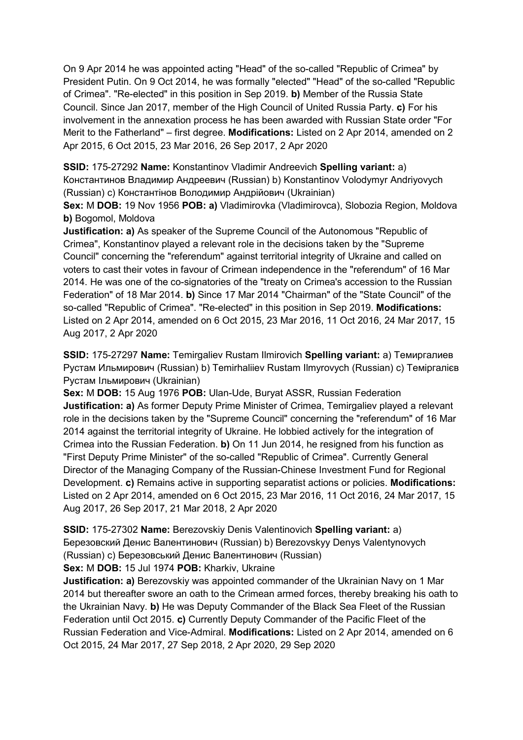On 9 Apr 2014 he was appointed acting "Head" of the so-called "Republic of Crimea" by President Putin. On 9 Oct 2014, he was formally "elected" "Head" of the so-called "Republic of Crimea". "Re-elected" in this position in Sep 2019. **b)** Member of the Russia State Council. Since Jan 2017, member of the High Council of United Russia Party. **c)** For his involvement in the annexation process he has been awarded with Russian State order "For Merit to the Fatherland" – first degree. **Modifications:** Listed on 2 Apr 2014, amended on 2 Apr 2015, 6 Oct 2015, 23 Mar 2016, 26 Sep 2017, 2 Apr 2020

**SSID:** 175-27292 **Name:** Konstantinov Vladimir Andreevich **Spelling variant:** a) Константинов Владимир Андреевич (Russian) b) Konstantinov Volodymyr Andriyovych (Russian) c) Константінов Володимир Андрійович (Ukrainian)
**Sex:** M **DOB:** 19 Nov 1956 **POB:** **a)** Vladimirovka (Vladimirovca), Slobozia Region, Moldova **b)** Bogomol, Moldova
**Justification:** **a)** As speaker of the Supreme Council of the Autonomous "Republic of Crimea", Konstantinov played a relevant role in the decisions taken by the "Supreme Council" concerning the "referendum" against territorial integrity of Ukraine and called on voters to cast their votes in favour of Crimean independence in the "referendum" of 16 Mar 2014. He was one of the co-signatories of the "treaty on Crimea's accession to the Russian Federation" of 18 Mar 2014. **b)** Since 17 Mar 2014 "Chairman" of the "State Council" of the so-called "Republic of Crimea". "Re-elected" in this position in Sep 2019. **Modifications:** Listed on 2 Apr 2014, amended on 6 Oct 2015, 23 Mar 2016, 11 Oct 2016, 24 Mar 2017, 15 Aug 2017, 2 Apr 2020

**SSID:** 175-27297 **Name:** Temirgaliev Rustam Ilmirovich **Spelling variant:** a) Темиргалиев Рустам Ильмирович (Russian) b) Temirhaliiev Rustam Ilmyrovych (Russian) c) Теміргалієв Рустам Ільмирович (Ukrainian)
**Sex:** M **DOB:** 15 Aug 1976 **POB:** Ulan-Ude, Buryat ASSR, Russian Federation
**Justification:** **a)** As former Deputy Prime Minister of Crimea, Temirgaliev played a relevant role in the decisions taken by the "Supreme Council" concerning the "referendum" of 16 Mar 2014 against the territorial integrity of Ukraine. He lobbied actively for the integration of Crimea into the Russian Federation. **b)** On 11 Jun 2014, he resigned from his function as "First Deputy Prime Minister" of the so-called "Republic of Crimea". Currently General Director of the Managing Company of the Russian-Chinese Investment Fund for Regional Development. **c)** Remains active in supporting separatist actions or policies. **Modifications:** Listed on 2 Apr 2014, amended on 6 Oct 2015, 23 Mar 2016, 11 Oct 2016, 24 Mar 2017, 15 Aug 2017, 26 Sep 2017, 21 Mar 2018, 2 Apr 2020

**SSID:** 175-27302 **Name:** Berezovskiy Denis Valentinovich **Spelling variant:** a) Березовский Денис Валентинович (Russian) b) Berezovskyy Denys Valentynovych (Russian) c) Березовський Денис Валентинович (Russian)
**Sex:** M **DOB:** 15 Jul 1974 **POB:** Kharkiv, Ukraine
**Justification:** **a)** Berezovskiy was appointed commander of the Ukrainian Navy on 1 Mar 2014 but thereafter swore an oath to the Crimean armed forces, thereby breaking his oath to the Ukrainian Navy. **b)** He was Deputy Commander of the Black Sea Fleet of the Russian Federation until Oct 2015. **c)** Currently Deputy Commander of the Pacific Fleet of the Russian Federation and Vice-Admiral. **Modifications:** Listed on 2 Apr 2014, amended on 6 Oct 2015, 24 Mar 2017, 27 Sep 2018, 2 Apr 2020, 29 Sep 2020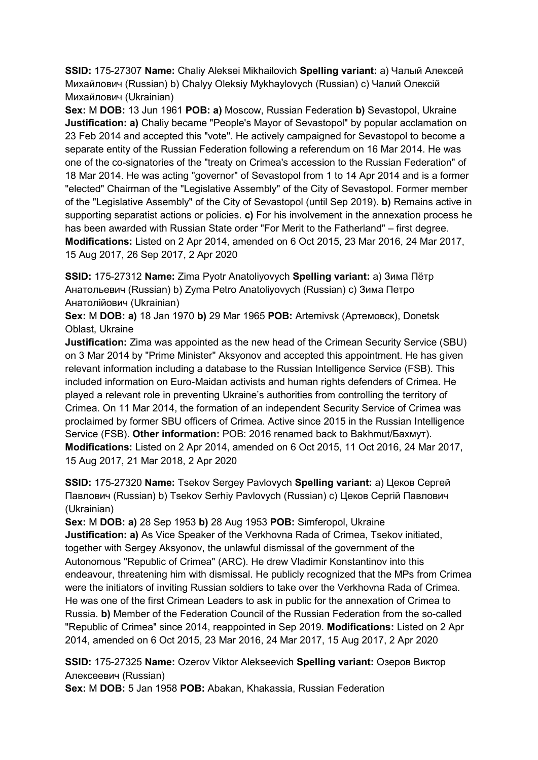**SSID:** 175-27307 **Name:** Chaliy Aleksei Mikhailovich **Spelling variant:** a) Чалый Алексей Михайлович (Russian) b) Chalyy Oleksiy Mykhaylovych (Russian) c) Чалий Олексій Михайлович (Ukrainian)

**Sex:** M **DOB:** 13 Jun 1961 **POB: a)** Moscow, Russian Federation **b)** Sevastopol, Ukraine
**Justification: a)** Chaliy became "People's Mayor of Sevastopol" by popular acclamation on 23 Feb 2014 and accepted this "vote". He actively campaigned for Sevastopol to become a separate entity of the Russian Federation following a referendum on 16 Mar 2014. He was one of the co-signatories of the "treaty on Crimea's accession to the Russian Federation" of 18 Mar 2014. He was acting "governor" of Sevastopol from 1 to 14 Apr 2014 and is a former "elected" Chairman of the "Legislative Assembly" of the City of Sevastopol. Former member of the "Legislative Assembly" of the City of Sevastopol (until Sep 2019). **b)** Remains active in supporting separatist actions or policies. **c)** For his involvement in the annexation process he has been awarded with Russian State order "For Merit to the Fatherland" – first degree. **Modifications:** Listed on 2 Apr 2014, amended on 6 Oct 2015, 23 Mar 2016, 24 Mar 2017, 15 Aug 2017, 26 Sep 2017, 2 Apr 2020

**SSID:** 175-27312 **Name:** Zima Pyotr Anatoliyovych **Spelling variant:** a) Зима Пётр Анатольевич (Russian) b) Zyma Petro Anatoliyovych (Russian) c) Зима Петро Анатолійович (Ukrainian)

**Sex:** M **DOB: a)** 18 Jan 1970 **b)** 29 Mar 1965 **POB:** Artemivsk (Артемовск), Donetsk Oblast, Ukraine

**Justification:** Zima was appointed as the new head of the Crimean Security Service (SBU) on 3 Mar 2014 by "Prime Minister" Aksyonov and accepted this appointment. He has given relevant information including a database to the Russian Intelligence Service (FSB). This included information on Euro-Maidan activists and human rights defenders of Crimea. He played a relevant role in preventing Ukraine's authorities from controlling the territory of Crimea. On 11 Mar 2014, the formation of an independent Security Service of Crimea was proclaimed by former SBU officers of Crimea. Active since 2015 in the Russian Intelligence Service (FSB). **Other information:** POB: 2016 renamed back to Bakhmut/Бахмут). **Modifications:** Listed on 2 Apr 2014, amended on 6 Oct 2015, 11 Oct 2016, 24 Mar 2017, 15 Aug 2017, 21 Mar 2018, 2 Apr 2020

**SSID:** 175-27320 **Name:** Tsekov Sergey Pavlovych **Spelling variant:** a) Цеков Сергей Павлович (Russian) b) Tsekov Serhiy Pavlovych (Russian) c) Цеков Сергій Павлович (Ukrainian)

**Sex:** M **DOB: a)** 28 Sep 1953 **b)** 28 Aug 1953 **POB:** Simferopol, Ukraine
**Justification: a)** As Vice Speaker of the Verkhovna Rada of Crimea, Tsekov initiated, together with Sergey Aksyonov, the unlawful dismissal of the government of the Autonomous "Republic of Crimea" (ARC). He drew Vladimir Konstantinov into this endeavour, threatening him with dismissal. He publicly recognized that the MPs from Crimea were the initiators of inviting Russian soldiers to take over the Verkhovna Rada of Crimea. He was one of the first Crimean Leaders to ask in public for the annexation of Crimea to Russia. **b)** Member of the Federation Council of the Russian Federation from the so-called "Republic of Crimea" since 2014, reappointed in Sep 2019. **Modifications:** Listed on 2 Apr 2014, amended on 6 Oct 2015, 23 Mar 2016, 24 Mar 2017, 15 Aug 2017, 2 Apr 2020

**SSID:** 175-27325 **Name:** Ozerov Viktor Alekseevich **Spelling variant:** Озеров Виктор Алексеевич (Russian)

**Sex:** M **DOB:** 5 Jan 1958 **POB:** Abakan, Khakassia, Russian Federation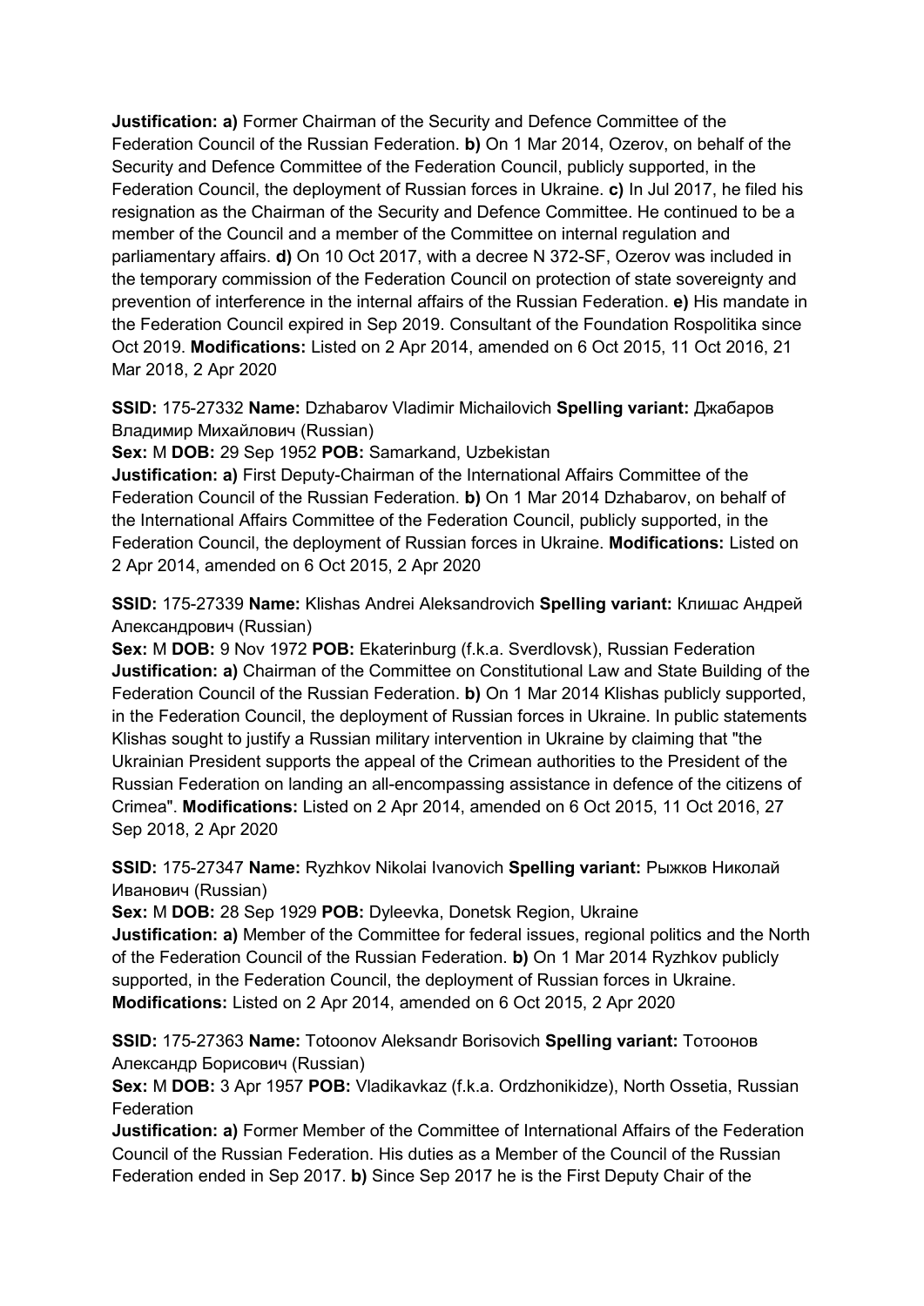**Justification: a)** Former Chairman of the Security and Defence Committee of the Federation Council of the Russian Federation. **b)** On 1 Mar 2014, Ozerov, on behalf of the Security and Defence Committee of the Federation Council, publicly supported, in the Federation Council, the deployment of Russian forces in Ukraine. **c)** In Jul 2017, he filed his resignation as the Chairman of the Security and Defence Committee. He continued to be a member of the Council and a member of the Committee on internal regulation and parliamentary affairs. **d)** On 10 Oct 2017, with a decree N 372-SF, Ozerov was included in the temporary commission of the Federation Council on protection of state sovereignty and prevention of interference in the internal affairs of the Russian Federation. **e)** His mandate in the Federation Council expired in Sep 2019. Consultant of the Foundation Rospolitika since Oct 2019. **Modifications:** Listed on 2 Apr 2014, amended on 6 Oct 2015, 11 Oct 2016, 21 Mar 2018, 2 Apr 2020

**SSID:** 175-27332 **Name:** Dzhabarov Vladimir Michailovich **Spelling variant:** Джабаров Владимир Михайлович (Russian)
**Sex:** M **DOB:** 29 Sep 1952 **POB:** Samarkand, Uzbekistan
**Justification: a)** First Deputy-Chairman of the International Affairs Committee of the Federation Council of the Russian Federation. **b)** On 1 Mar 2014 Dzhabarov, on behalf of the International Affairs Committee of the Federation Council, publicly supported, in the Federation Council, the deployment of Russian forces in Ukraine. **Modifications:** Listed on 2 Apr 2014, amended on 6 Oct 2015, 2 Apr 2020

**SSID:** 175-27339 **Name:** Klishas Andrei Aleksandrovich **Spelling variant:** Клишас Андрей Александрович (Russian)
**Sex:** M **DOB:** 9 Nov 1972 **POB:** Ekaterinburg (f.k.a. Sverdlovsk), Russian Federation
**Justification: a)** Chairman of the Committee on Constitutional Law and State Building of the Federation Council of the Russian Federation. **b)** On 1 Mar 2014 Klishas publicly supported, in the Federation Council, the deployment of Russian forces in Ukraine. In public statements Klishas sought to justify a Russian military intervention in Ukraine by claiming that "the Ukrainian President supports the appeal of the Crimean authorities to the President of the Russian Federation on landing an all-encompassing assistance in defence of the citizens of Crimea". **Modifications:** Listed on 2 Apr 2014, amended on 6 Oct 2015, 11 Oct 2016, 27 Sep 2018, 2 Apr 2020

**SSID:** 175-27347 **Name:** Ryzhkov Nikolai Ivanovich **Spelling variant:** Рыжков Николай Иванович (Russian)
**Sex:** M **DOB:** 28 Sep 1929 **POB:** Dyleevka, Donetsk Region, Ukraine
**Justification: a)** Member of the Committee for federal issues, regional politics and the North of the Federation Council of the Russian Federation. **b)** On 1 Mar 2014 Ryzhkov publicly supported, in the Federation Council, the deployment of Russian forces in Ukraine. **Modifications:** Listed on 2 Apr 2014, amended on 6 Oct 2015, 2 Apr 2020

**SSID:** 175-27363 **Name:** Totoonov Aleksandr Borisovich **Spelling variant:** Тотоонов Александр Борисович (Russian)
**Sex:** M **DOB:** 3 Apr 1957 **POB:** Vladikavkaz (f.k.a. Ordzhonikidze), North Ossetia, Russian Federation
**Justification: a)** Former Member of the Committee of International Affairs of the Federation Council of the Russian Federation. His duties as a Member of the Council of the Russian Federation ended in Sep 2017. **b)** Since Sep 2017 he is the First Deputy Chair of the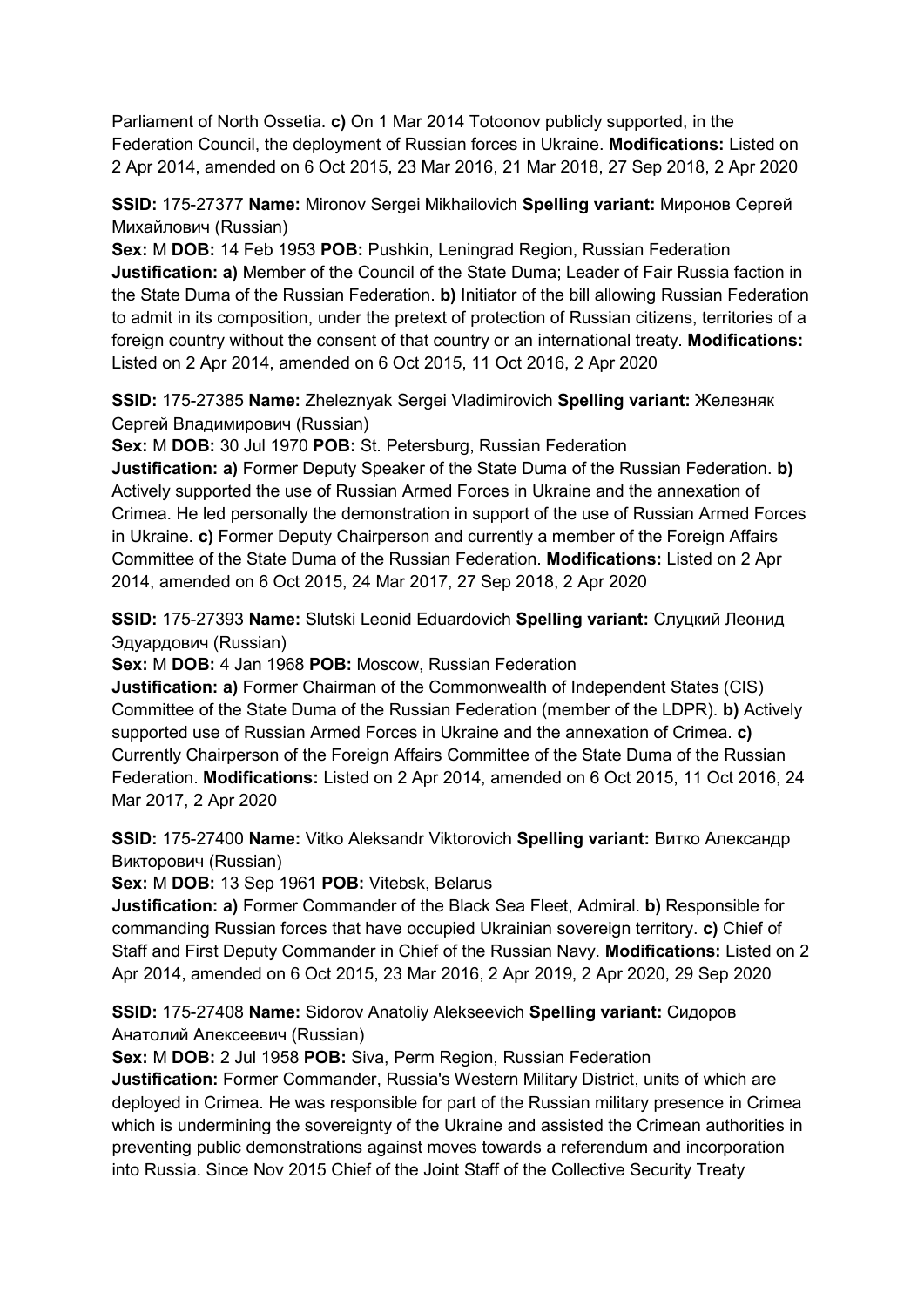Parliament of North Ossetia. **c)** On 1 Mar 2014 Totoonov publicly supported, in the Federation Council, the deployment of Russian forces in Ukraine. **Modifications:** Listed on 2 Apr 2014, amended on 6 Oct 2015, 23 Mar 2016, 21 Mar 2018, 27 Sep 2018, 2 Apr 2020

**SSID:** 175-27377 **Name:** Mironov Sergei Mikhailovich **Spelling variant:** Миронов Сергей Михайлович (Russian)
**Sex:** M **DOB:** 14 Feb 1953 **POB:** Pushkin, Leningrad Region, Russian Federation
**Justification: a)** Member of the Council of the State Duma; Leader of Fair Russia faction in the State Duma of the Russian Federation. **b)** Initiator of the bill allowing Russian Federation to admit in its composition, under the pretext of protection of Russian citizens, territories of a foreign country without the consent of that country or an international treaty. **Modifications:** Listed on 2 Apr 2014, amended on 6 Oct 2015, 11 Oct 2016, 2 Apr 2020

**SSID:** 175-27385 **Name:** Zheleznyak Sergei Vladimirovich **Spelling variant:** Железняк Сергей Владимирович (Russian)
**Sex:** M **DOB:** 30 Jul 1970 **POB:** St. Petersburg, Russian Federation
**Justification: a)** Former Deputy Speaker of the State Duma of the Russian Federation. **b)** Actively supported the use of Russian Armed Forces in Ukraine and the annexation of Crimea. He led personally the demonstration in support of the use of Russian Armed Forces in Ukraine. **c)** Former Deputy Chairperson and currently a member of the Foreign Affairs Committee of the State Duma of the Russian Federation. **Modifications:** Listed on 2 Apr 2014, amended on 6 Oct 2015, 24 Mar 2017, 27 Sep 2018, 2 Apr 2020

**SSID:** 175-27393 **Name:** Slutski Leonid Eduardovich **Spelling variant:** Слуцкий Леонид Эдуардович (Russian)
**Sex:** M **DOB:** 4 Jan 1968 **POB:** Moscow, Russian Federation
**Justification: a)** Former Chairman of the Commonwealth of Independent States (CIS) Committee of the State Duma of the Russian Federation (member of the LDPR). **b)** Actively supported use of Russian Armed Forces in Ukraine and the annexation of Crimea. **c)** Currently Chairperson of the Foreign Affairs Committee of the State Duma of the Russian Federation. **Modifications:** Listed on 2 Apr 2014, amended on 6 Oct 2015, 11 Oct 2016, 24 Mar 2017, 2 Apr 2020

**SSID:** 175-27400 **Name:** Vitko Aleksandr Viktorovich **Spelling variant:** Витко Александр Викторович (Russian)
**Sex:** M **DOB:** 13 Sep 1961 **POB:** Vitebsk, Belarus
**Justification: a)** Former Commander of the Black Sea Fleet, Admiral. **b)** Responsible for commanding Russian forces that have occupied Ukrainian sovereign territory. **c)** Chief of Staff and First Deputy Commander in Chief of the Russian Navy. **Modifications:** Listed on 2 Apr 2014, amended on 6 Oct 2015, 23 Mar 2016, 2 Apr 2019, 2 Apr 2020, 29 Sep 2020

**SSID:** 175-27408 **Name:** Sidorov Anatoliy Alekseevich **Spelling variant:** Сидоров Анатолий Алексеевич (Russian)
**Sex:** M **DOB:** 2 Jul 1958 **POB:** Siva, Perm Region, Russian Federation
**Justification:** Former Commander, Russia's Western Military District, units of which are deployed in Crimea. He was responsible for part of the Russian military presence in Crimea which is undermining the sovereignty of the Ukraine and assisted the Crimean authorities in preventing public demonstrations against moves towards a referendum and incorporation into Russia. Since Nov 2015 Chief of the Joint Staff of the Collective Security Treaty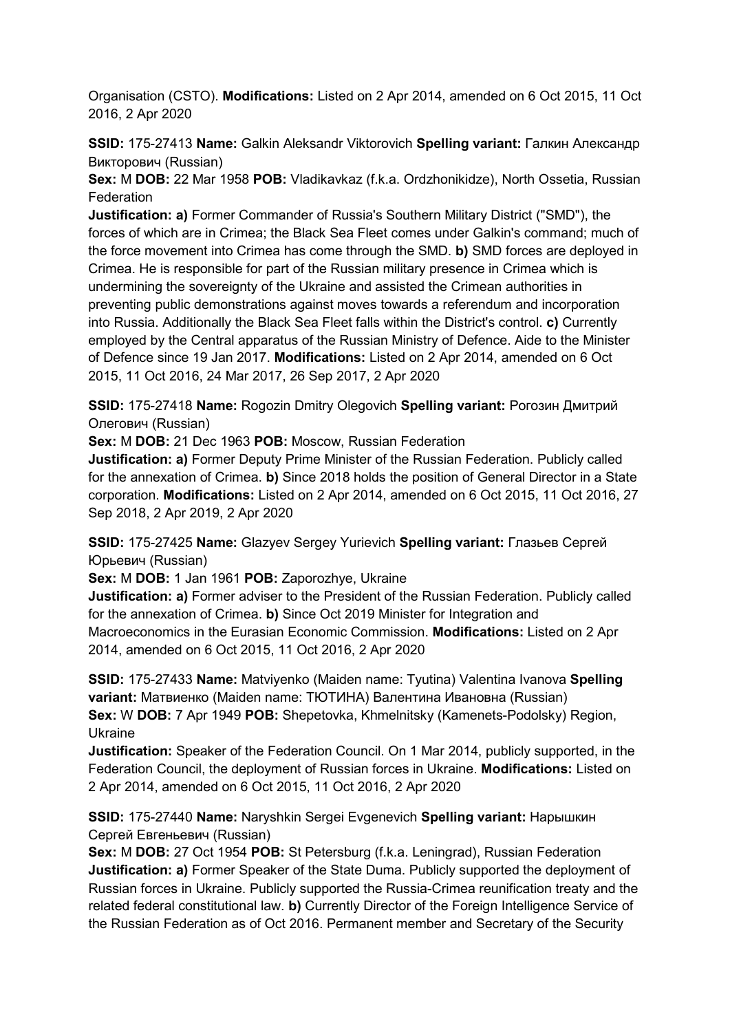Organisation (CSTO). **Modifications:** Listed on 2 Apr 2014, amended on 6 Oct 2015, 11 Oct 2016, 2 Apr 2020

**SSID:** 175-27413 **Name:** Galkin Aleksandr Viktorovich **Spelling variant:** Галкин Александр Викторович (Russian)
**Sex:** M **DOB:** 22 Mar 1958 **POB:** Vladikavkaz (f.k.a. Ordzhonikidze), North Ossetia, Russian Federation
**Justification: a)** Former Commander of Russia's Southern Military District ("SMD"), the forces of which are in Crimea; the Black Sea Fleet comes under Galkin's command; much of the force movement into Crimea has come through the SMD. **b)** SMD forces are deployed in Crimea. He is responsible for part of the Russian military presence in Crimea which is undermining the sovereignty of the Ukraine and assisted the Crimean authorities in preventing public demonstrations against moves towards a referendum and incorporation into Russia. Additionally the Black Sea Fleet falls within the District's control. **c)** Currently employed by the Central apparatus of the Russian Ministry of Defence. Aide to the Minister of Defence since 19 Jan 2017. **Modifications:** Listed on 2 Apr 2014, amended on 6 Oct 2015, 11 Oct 2016, 24 Mar 2017, 26 Sep 2017, 2 Apr 2020

**SSID:** 175-27418 **Name:** Rogozin Dmitry Olegovich **Spelling variant:** Рогозин Дмитрий Олегович (Russian)
**Sex:** M **DOB:** 21 Dec 1963 **POB:** Moscow, Russian Federation
**Justification: a)** Former Deputy Prime Minister of the Russian Federation. Publicly called for the annexation of Crimea. **b)** Since 2018 holds the position of General Director in a State corporation. **Modifications:** Listed on 2 Apr 2014, amended on 6 Oct 2015, 11 Oct 2016, 27 Sep 2018, 2 Apr 2019, 2 Apr 2020

**SSID:** 175-27425 **Name:** Glazyev Sergey Yurievich **Spelling variant:** Глазьев Сергей Юрьевич (Russian)
**Sex:** M **DOB:** 1 Jan 1961 **POB:** Zaporozhye, Ukraine
**Justification: a)** Former adviser to the President of the Russian Federation. Publicly called for the annexation of Crimea. **b)** Since Oct 2019 Minister for Integration and Macroeconomics in the Eurasian Economic Commission. **Modifications:** Listed on 2 Apr 2014, amended on 6 Oct 2015, 11 Oct 2016, 2 Apr 2020

**SSID:** 175-27433 **Name:** Matviyenko (Maiden name: Tyutina) Valentina Ivanova **Spelling variant:** Матвиенко (Maiden name: ТЮТИНА) Валентина Ивановна (Russian)
**Sex:** W **DOB:** 7 Apr 1949 **POB:** Shepetovka, Khmelnitsky (Kamenets-Podolsky) Region, Ukraine
**Justification:** Speaker of the Federation Council. On 1 Mar 2014, publicly supported, in the Federation Council, the deployment of Russian forces in Ukraine. **Modifications:** Listed on 2 Apr 2014, amended on 6 Oct 2015, 11 Oct 2016, 2 Apr 2020

**SSID:** 175-27440 **Name:** Naryshkin Sergei Evgenevich **Spelling variant:** Нарышкин Сергей Евгеньевич (Russian)
**Sex:** M **DOB:** 27 Oct 1954 **POB:** St Petersburg (f.k.a. Leningrad), Russian Federation
**Justification: a)** Former Speaker of the State Duma. Publicly supported the deployment of Russian forces in Ukraine. Publicly supported the Russia-Crimea reunification treaty and the related federal constitutional law. **b)** Currently Director of the Foreign Intelligence Service of the Russian Federation as of Oct 2016. Permanent member and Secretary of the Security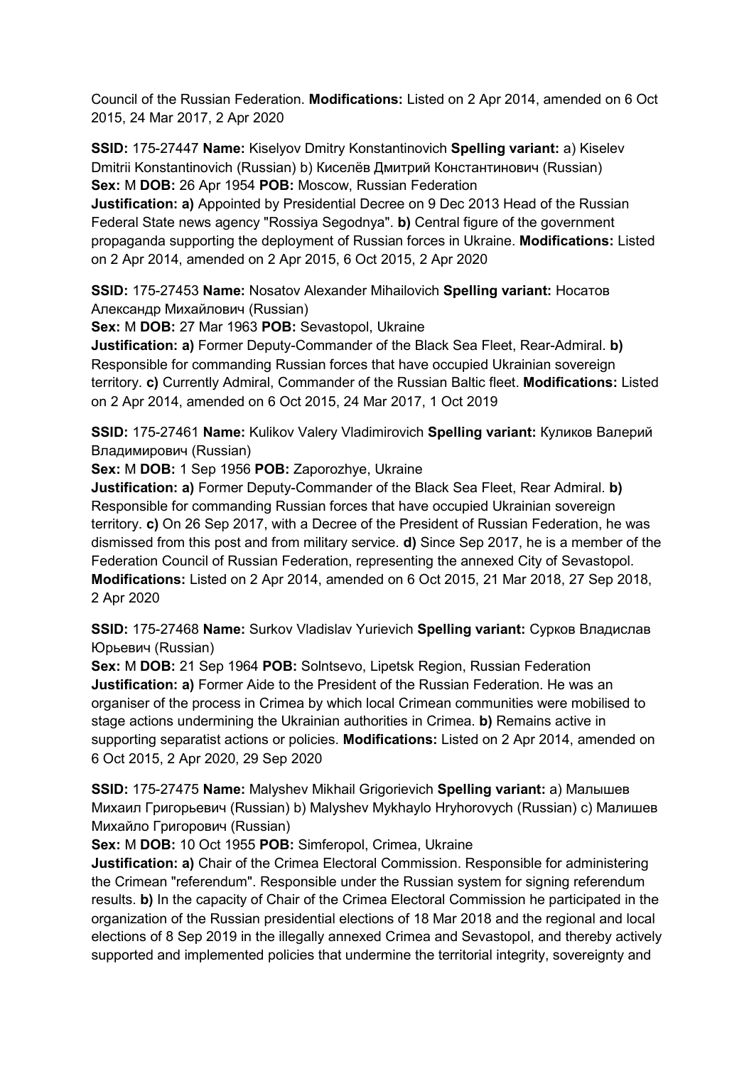Council of the Russian Federation. **Modifications:** Listed on 2 Apr 2014, amended on 6 Oct 2015, 24 Mar 2017, 2 Apr 2020

**SSID:** 175-27447 **Name:** Kiselyov Dmitry Konstantinovich **Spelling variant:** a) Kiselev Dmitrii Konstantinovich (Russian) b) Киселёв Дмитрий Константинович (Russian)
**Sex:** M **DOB:** 26 Apr 1954 **POB:** Moscow, Russian Federation
**Justification: a)** Appointed by Presidential Decree on 9 Dec 2013 Head of the Russian Federal State news agency "Rossiya Segodnya". **b)** Central figure of the government propaganda supporting the deployment of Russian forces in Ukraine. **Modifications:** Listed on 2 Apr 2014, amended on 2 Apr 2015, 6 Oct 2015, 2 Apr 2020

**SSID:** 175-27453 **Name:** Nosatov Alexander Mihailovich **Spelling variant:** Носатов Александр Михайлович (Russian)
**Sex:** M **DOB:** 27 Mar 1963 **POB:** Sevastopol, Ukraine
**Justification: a)** Former Deputy-Commander of the Black Sea Fleet, Rear-Admiral. **b)** Responsible for commanding Russian forces that have occupied Ukrainian sovereign territory. **c)** Currently Admiral, Commander of the Russian Baltic fleet. **Modifications:** Listed on 2 Apr 2014, amended on 6 Oct 2015, 24 Mar 2017, 1 Oct 2019

**SSID:** 175-27461 **Name:** Kulikov Valery Vladimirovich **Spelling variant:** Куликов Валерий Владимирович (Russian)
**Sex:** M **DOB:** 1 Sep 1956 **POB:** Zaporozhye, Ukraine
**Justification: a)** Former Deputy-Commander of the Black Sea Fleet, Rear Admiral. **b)** Responsible for commanding Russian forces that have occupied Ukrainian sovereign territory. **c)** On 26 Sep 2017, with a Decree of the President of Russian Federation, he was dismissed from this post and from military service. **d)** Since Sep 2017, he is a member of the Federation Council of Russian Federation, representing the annexed City of Sevastopol. **Modifications:** Listed on 2 Apr 2014, amended on 6 Oct 2015, 21 Mar 2018, 27 Sep 2018, 2 Apr 2020

**SSID:** 175-27468 **Name:** Surkov Vladislav Yurievich **Spelling variant:** Сурков Владислав Юрьевич (Russian)
**Sex:** M **DOB:** 21 Sep 1964 **POB:** Solntsevo, Lipetsk Region, Russian Federation
**Justification: a)** Former Aide to the President of the Russian Federation. He was an organiser of the process in Crimea by which local Crimean communities were mobilised to stage actions undermining the Ukrainian authorities in Crimea. **b)** Remains active in supporting separatist actions or policies. **Modifications:** Listed on 2 Apr 2014, amended on 6 Oct 2015, 2 Apr 2020, 29 Sep 2020

**SSID:** 175-27475 **Name:** Malyshev Mikhail Grigorievich **Spelling variant:** a) Малышев Михаил Григорьевич (Russian) b) Malyshev Mykhaylo Hryhorovych (Russian) c) Малишев Михайло Григорович (Russian)
**Sex:** M **DOB:** 10 Oct 1955 **POB:** Simferopol, Crimea, Ukraine
**Justification: a)** Chair of the Crimea Electoral Commission. Responsible for administering the Crimean "referendum". Responsible under the Russian system for signing referendum results. **b)** In the capacity of Chair of the Crimea Electoral Commission he participated in the organization of the Russian presidential elections of 18 Mar 2018 and the regional and local elections of 8 Sep 2019 in the illegally annexed Crimea and Sevastopol, and thereby actively supported and implemented policies that undermine the territorial integrity, sovereignty and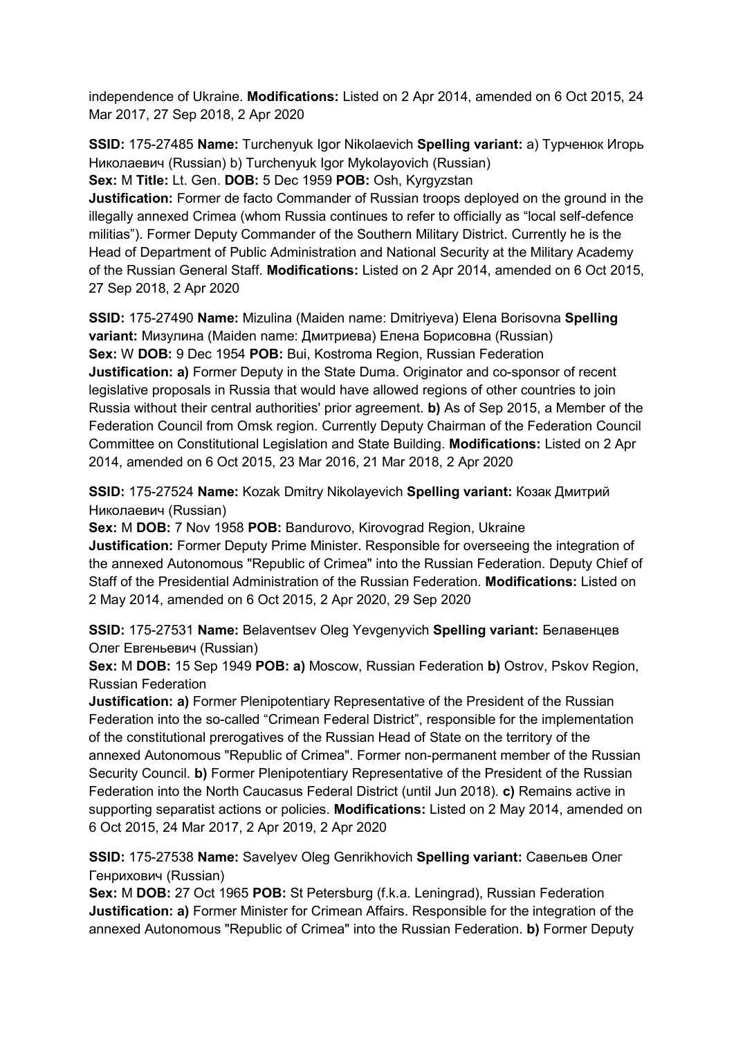independence of Ukraine. **Modifications:** Listed on 2 Apr 2014, amended on 6 Oct 2015, 24 Mar 2017, 27 Sep 2018, 2 Apr 2020

**SSID:** 175-27485 **Name:** Turchenyuk Igor Nikolaevich **Spelling variant:** a) Турченюк Игорь Николаевич (Russian) b) Turchenyuk Igor Mykolayovich (Russian)
**Sex:** M **Title:** Lt. Gen. **DOB:** 5 Dec 1959 **POB:** Osh, Kyrgyzstan
**Justification:** Former de facto Commander of Russian troops deployed on the ground in the illegally annexed Crimea (whom Russia continues to refer to officially as "local self-defence militias"). Former Deputy Commander of the Southern Military District. Currently he is the Head of Department of Public Administration and National Security at the Military Academy of the Russian General Staff. **Modifications:** Listed on 2 Apr 2014, amended on 6 Oct 2015, 27 Sep 2018, 2 Apr 2020

**SSID:** 175-27490 **Name:** Mizulina (Maiden name: Dmitriyeva) Elena Borisovna **Spelling variant:** Мизулина (Maiden name: Дмитриева) Елена Борисовна (Russian)
**Sex:** W **DOB:** 9 Dec 1954 **POB:** Bui, Kostroma Region, Russian Federation
**Justification: a)** Former Deputy in the State Duma. Originator and co-sponsor of recent legislative proposals in Russia that would have allowed regions of other countries to join Russia without their central authorities' prior agreement. **b)** As of Sep 2015, a Member of the Federation Council from Omsk region. Currently Deputy Chairman of the Federation Council Committee on Constitutional Legislation and State Building. **Modifications:** Listed on 2 Apr 2014, amended on 6 Oct 2015, 23 Mar 2016, 21 Mar 2018, 2 Apr 2020

**SSID:** 175-27524 **Name:** Kozak Dmitry Nikolayevich **Spelling variant:** Козак Дмитрий Николаевич (Russian)
**Sex:** M **DOB:** 7 Nov 1958 **POB:** Bandurovo, Kirovograd Region, Ukraine
**Justification:** Former Deputy Prime Minister. Responsible for overseeing the integration of the annexed Autonomous "Republic of Crimea" into the Russian Federation. Deputy Chief of Staff of the Presidential Administration of the Russian Federation. **Modifications:** Listed on 2 May 2014, amended on 6 Oct 2015, 2 Apr 2020, 29 Sep 2020

**SSID:** 175-27531 **Name:** Belaventsev Oleg Yevgenyvich **Spelling variant:** Белавенцев Олег Евгеньевич (Russian)
**Sex:** M **DOB:** 15 Sep 1949 **POB: a)** Moscow, Russian Federation **b)** Ostrov, Pskov Region, Russian Federation
**Justification: a)** Former Plenipotentiary Representative of the President of the Russian Federation into the so-called "Crimean Federal District", responsible for the implementation of the constitutional prerogatives of the Russian Head of State on the territory of the annexed Autonomous "Republic of Crimea". Former non-permanent member of the Russian Security Council. **b)** Former Plenipotentiary Representative of the President of the Russian Federation into the North Caucasus Federal District (until Jun 2018). **c)** Remains active in supporting separatist actions or policies. **Modifications:** Listed on 2 May 2014, amended on 6 Oct 2015, 24 Mar 2017, 2 Apr 2019, 2 Apr 2020

**SSID:** 175-27538 **Name:** Savelyev Oleg Genrikhovich **Spelling variant:** Савельев Олег Генрихович (Russian)
**Sex:** M **DOB:** 27 Oct 1965 **POB:** St Petersburg (f.k.a. Leningrad), Russian Federation
**Justification: a)** Former Minister for Crimean Affairs. Responsible for the integration of the annexed Autonomous "Republic of Crimea" into the Russian Federation. **b)** Former Deputy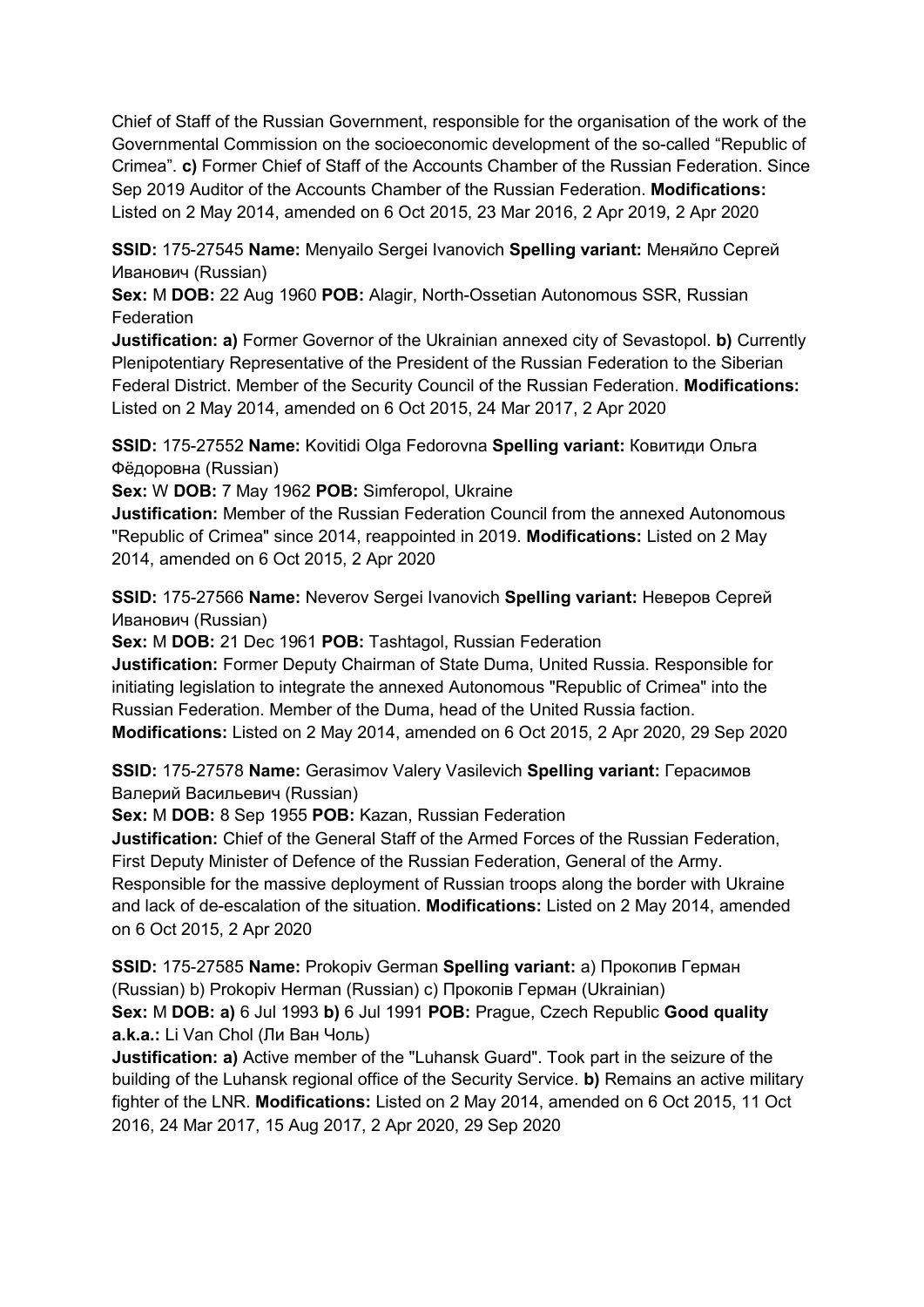Chief of Staff of the Russian Government, responsible for the organisation of the work of the Governmental Commission on the socioeconomic development of the so-called "Republic of Crimea". **c)** Former Chief of Staff of the Accounts Chamber of the Russian Federation. Since Sep 2019 Auditor of the Accounts Chamber of the Russian Federation. **Modifications:** Listed on 2 May 2014, amended on 6 Oct 2015, 23 Mar 2016, 2 Apr 2019, 2 Apr 2020

**SSID:** 175-27545 **Name:** Menyailo Sergei Ivanovich **Spelling variant:** Меняйло Сергей Иванович (Russian)
**Sex:** M **DOB:** 22 Aug 1960 **POB:** Alagir, North-Ossetian Autonomous SSR, Russian Federation
**Justification: a)** Former Governor of the Ukrainian annexed city of Sevastopol. **b)** Currently Plenipotentiary Representative of the President of the Russian Federation to the Siberian Federal District. Member of the Security Council of the Russian Federation. **Modifications:** Listed on 2 May 2014, amended on 6 Oct 2015, 24 Mar 2017, 2 Apr 2020

**SSID:** 175-27552 **Name:** Kovitidi Olga Fedorovna **Spelling variant:** Ковитиди Ольга Фёдоровна (Russian)
**Sex:** W **DOB:** 7 May 1962 **POB:** Simferopol, Ukraine
**Justification:** Member of the Russian Federation Council from the annexed Autonomous "Republic of Crimea" since 2014, reappointed in 2019. **Modifications:** Listed on 2 May 2014, amended on 6 Oct 2015, 2 Apr 2020

**SSID:** 175-27566 **Name:** Neverov Sergei Ivanovich **Spelling variant:** Неверов Сергей Иванович (Russian)
**Sex:** M **DOB:** 21 Dec 1961 **POB:** Tashtagol, Russian Federation
**Justification:** Former Deputy Chairman of State Duma, United Russia. Responsible for initiating legislation to integrate the annexed Autonomous "Republic of Crimea" into the Russian Federation. Member of the Duma, head of the United Russia faction. **Modifications:** Listed on 2 May 2014, amended on 6 Oct 2015, 2 Apr 2020, 29 Sep 2020

**SSID:** 175-27578 **Name:** Gerasimov Valery Vasilevich **Spelling variant:** Герасимов Валерий Васильевич (Russian)
**Sex:** M **DOB:** 8 Sep 1955 **POB:** Kazan, Russian Federation
**Justification:** Chief of the General Staff of the Armed Forces of the Russian Federation, First Deputy Minister of Defence of the Russian Federation, General of the Army. Responsible for the massive deployment of Russian troops along the border with Ukraine and lack of de-escalation of the situation. **Modifications:** Listed on 2 May 2014, amended on 6 Oct 2015, 2 Apr 2020

**SSID:** 175-27585 **Name:** Prokopiv German **Spelling variant:** a) Прокопив Герман (Russian) b) Prokopiv Herman (Russian) c) Прокопів Герман (Ukrainian)
**Sex:** M **DOB: a)** 6 Jul 1993 **b)** 6 Jul 1991 **POB:** Prague, Czech Republic **Good quality a.k.a.:** Li Van Chol (Ли Ван Чоль)
**Justification: a)** Active member of the "Luhansk Guard". Took part in the seizure of the building of the Luhansk regional office of the Security Service. **b)** Remains an active military fighter of the LNR. **Modifications:** Listed on 2 May 2014, amended on 6 Oct 2015, 11 Oct 2016, 24 Mar 2017, 15 Aug 2017, 2 Apr 2020, 29 Sep 2020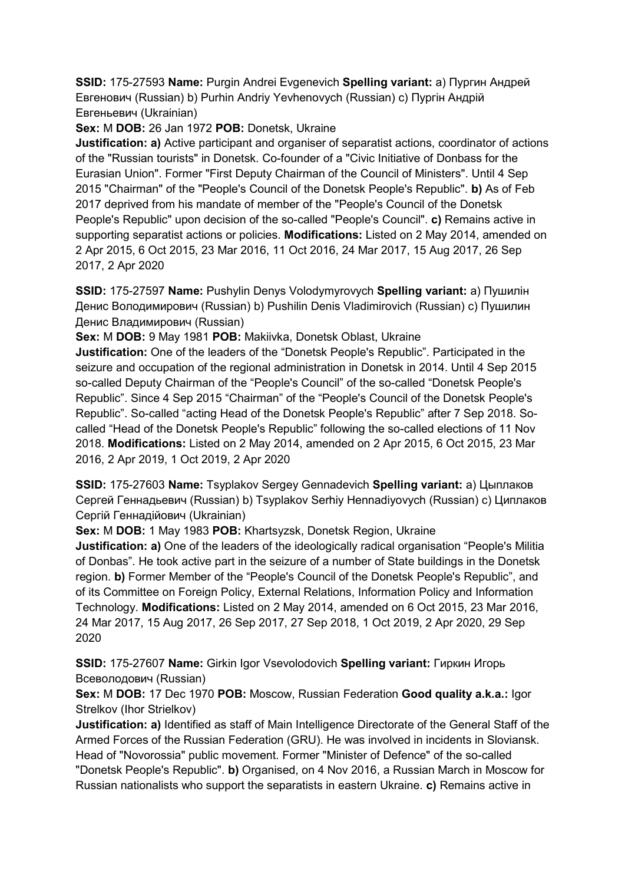**SSID:** 175-27593 **Name:** Purgin Andrei Evgenevich **Spelling variant:** a) Пургин Андрей Евгенович (Russian) b) Purhin Andriy Yevhenovych (Russian) c) Пургін Андрій Евгеньевич (Ukrainian)

**Sex:** M **DOB:** 26 Jan 1972 **POB:** Donetsk, Ukraine

**Justification: a)** Active participant and organiser of separatist actions, coordinator of actions of the "Russian tourists" in Donetsk. Co-founder of a "Civic Initiative of Donbass for the Eurasian Union". Former "First Deputy Chairman of the Council of Ministers". Until 4 Sep 2015 "Chairman" of the "People's Council of the Donetsk People's Republic". **b)** As of Feb 2017 deprived from his mandate of member of the "People's Council of the Donetsk People's Republic" upon decision of the so-called "People's Council". **c)** Remains active in supporting separatist actions or policies. **Modifications:** Listed on 2 May 2014, amended on 2 Apr 2015, 6 Oct 2015, 23 Mar 2016, 11 Oct 2016, 24 Mar 2017, 15 Aug 2017, 26 Sep 2017, 2 Apr 2020

**SSID:** 175-27597 **Name:** Pushylin Denys Volodymyrovych **Spelling variant:** a) Пушилін Денис Володимирович (Russian) b) Pushilin Denis Vladimirovich (Russian) c) Пушилин Денис Владимирович (Russian)

**Sex:** M **DOB:** 9 May 1981 **POB:** Makiivka, Donetsk Oblast, Ukraine

**Justification:** One of the leaders of the "Donetsk People's Republic". Participated in the seizure and occupation of the regional administration in Donetsk in 2014. Until 4 Sep 2015 so-called Deputy Chairman of the "People's Council" of the so-called "Donetsk People's Republic". Since 4 Sep 2015 "Chairman" of the "People's Council of the Donetsk People's Republic". So-called "acting Head of the Donetsk People's Republic" after 7 Sep 2018. So-called "Head of the Donetsk People's Republic" following the so-called elections of 11 Nov 2018. **Modifications:** Listed on 2 May 2014, amended on 2 Apr 2015, 6 Oct 2015, 23 Mar 2016, 2 Apr 2019, 1 Oct 2019, 2 Apr 2020

**SSID:** 175-27603 **Name:** Tsyplakov Sergey Gennadevich **Spelling variant:** a) Цыплаков Сергей Геннадьевич (Russian) b) Tsyplakov Serhiy Hennadiyovych (Russian) c) Циплаков Сергій Геннадійович (Ukrainian)

**Sex:** M **DOB:** 1 May 1983 **POB:** Khartsyzsk, Donetsk Region, Ukraine

**Justification: a)** One of the leaders of the ideologically radical organisation "People's Militia of Donbas". He took active part in the seizure of a number of State buildings in the Donetsk region. **b)** Former Member of the "People's Council of the Donetsk People's Republic", and of its Committee on Foreign Policy, External Relations, Information Policy and Information Technology. **Modifications:** Listed on 2 May 2014, amended on 6 Oct 2015, 23 Mar 2016, 24 Mar 2017, 15 Aug 2017, 26 Sep 2017, 27 Sep 2018, 1 Oct 2019, 2 Apr 2020, 29 Sep 2020

**SSID:** 175-27607 **Name:** Girkin Igor Vsevolodovich **Spelling variant:** Гиркин Игорь Всеволодович (Russian)

**Sex:** M **DOB:** 17 Dec 1970 **POB:** Moscow, Russian Federation **Good quality a.k.a.:** Igor Strelkov (Ihor Strielkov)

**Justification: a)** Identified as staff of Main Intelligence Directorate of the General Staff of the Armed Forces of the Russian Federation (GRU). He was involved in incidents in Sloviansk. Head of "Novorossia" public movement. Former "Minister of Defence" of the so-called "Donetsk People's Republic". **b)** Organised, on 4 Nov 2016, a Russian March in Moscow for Russian nationalists who support the separatists in eastern Ukraine. **c)** Remains active in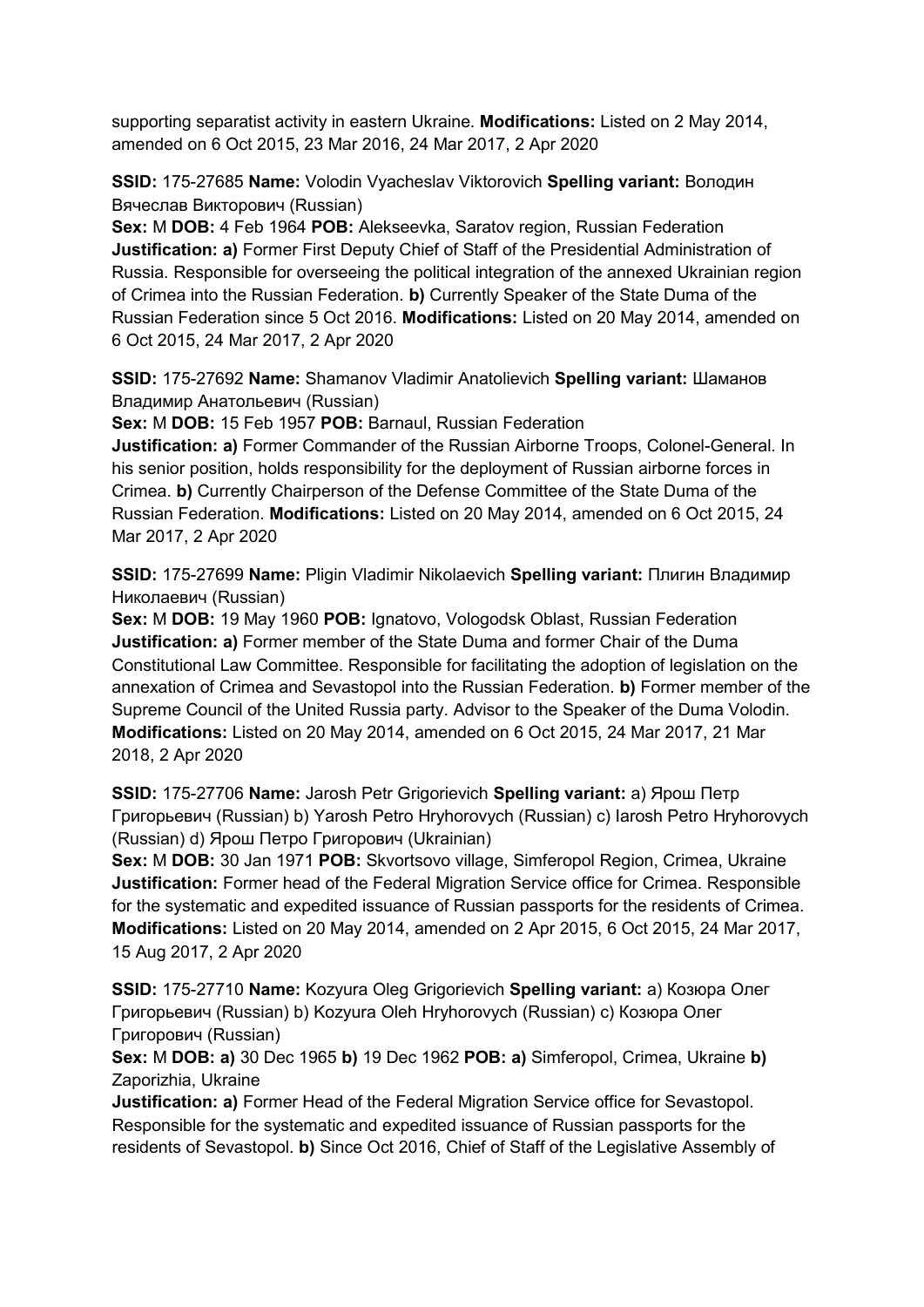supporting separatist activity in eastern Ukraine. **Modifications:** Listed on 2 May 2014, amended on 6 Oct 2015, 23 Mar 2016, 24 Mar 2017, 2 Apr 2020

**SSID:** 175-27685 **Name:** Volodin Vyacheslav Viktorovich **Spelling variant:** Володин Вячеслав Викторович (Russian)
**Sex:** M **DOB:** 4 Feb 1964 **POB:** Alekseevka, Saratov region, Russian Federation
**Justification: a)** Former First Deputy Chief of Staff of the Presidential Administration of Russia. Responsible for overseeing the political integration of the annexed Ukrainian region of Crimea into the Russian Federation. **b)** Currently Speaker of the State Duma of the Russian Federation since 5 Oct 2016. **Modifications:** Listed on 20 May 2014, amended on 6 Oct 2015, 24 Mar 2017, 2 Apr 2020

**SSID:** 175-27692 **Name:** Shamanov Vladimir Anatolievich **Spelling variant:** Шаманов Владимир Анатольевич (Russian)
**Sex:** M **DOB:** 15 Feb 1957 **POB:** Barnaul, Russian Federation
**Justification: a)** Former Commander of the Russian Airborne Troops, Colonel-General. In his senior position, holds responsibility for the deployment of Russian airborne forces in Crimea. **b)** Currently Chairperson of the Defense Committee of the State Duma of the Russian Federation. **Modifications:** Listed on 20 May 2014, amended on 6 Oct 2015, 24 Mar 2017, 2 Apr 2020

**SSID:** 175-27699 **Name:** Pligin Vladimir Nikolaevich **Spelling variant:** Плигин Владимир Николаевич (Russian)
**Sex:** M **DOB:** 19 May 1960 **POB:** Ignatovo, Vologodsk Oblast, Russian Federation
**Justification: a)** Former member of the State Duma and former Chair of the Duma Constitutional Law Committee. Responsible for facilitating the adoption of legislation on the annexation of Crimea and Sevastopol into the Russian Federation. **b)** Former member of the Supreme Council of the United Russia party. Advisor to the Speaker of the Duma Volodin. **Modifications:** Listed on 20 May 2014, amended on 6 Oct 2015, 24 Mar 2017, 21 Mar 2018, 2 Apr 2020

**SSID:** 175-27706 **Name:** Jarosh Petr Grigorievich **Spelling variant:** a) Ярош Петр Григорьевич (Russian) b) Yarosh Petro Hryhorovych (Russian) c) Iarosh Petro Hryhorovych (Russian) d) Ярош Петро Григорович (Ukrainian)
**Sex:** M **DOB:** 30 Jan 1971 **POB:** Skvortsovo village, Simferopol Region, Crimea, Ukraine
**Justification:** Former head of the Federal Migration Service office for Crimea. Responsible for the systematic and expedited issuance of Russian passports for the residents of Crimea. **Modifications:** Listed on 20 May 2014, amended on 2 Apr 2015, 6 Oct 2015, 24 Mar 2017, 15 Aug 2017, 2 Apr 2020

**SSID:** 175-27710 **Name:** Kozyura Oleg Grigorievich **Spelling variant:** a) Козюра Олег Григорьевич (Russian) b) Kozyura Oleh Hryhorovych (Russian) c) Козюра Олег Григорович (Russian)
**Sex:** M **DOB: a)** 30 Dec 1965 **b)** 19 Dec 1962 **POB: a)** Simferopol, Crimea, Ukraine **b)** Zaporizhia, Ukraine
**Justification: a)** Former Head of the Federal Migration Service office for Sevastopol. Responsible for the systematic and expedited issuance of Russian passports for the residents of Sevastopol. **b)** Since Oct 2016, Chief of Staff of the Legislative Assembly of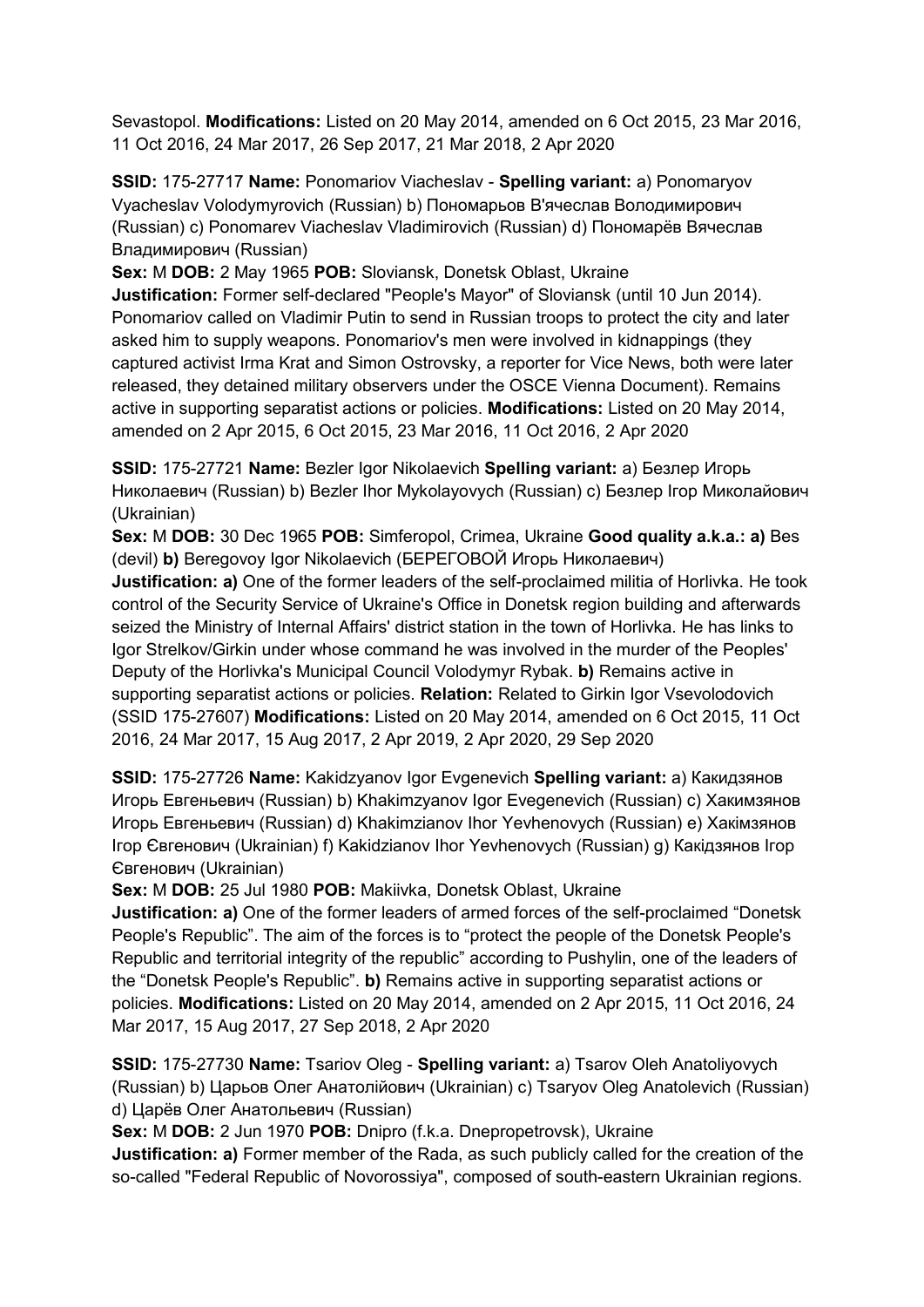Sevastopol. **Modifications:** Listed on 20 May 2014, amended on 6 Oct 2015, 23 Mar 2016, 11 Oct 2016, 24 Mar 2017, 26 Sep 2017, 21 Mar 2018, 2 Apr 2020

**SSID:** 175-27717 **Name:** Ponomariov Viacheslav - **Spelling variant:** a) Ponomaryov Vyacheslav Volodymyrovich (Russian) b) Пономарьов В'ячеслав Володимирович (Russian) c) Ponomarev Viacheslav Vladimirovich (Russian) d) Пономарёв Вячеслав Владимирович (Russian)
**Sex:** M **DOB:** 2 May 1965 **POB:** Sloviansk, Donetsk Oblast, Ukraine
**Justification:** Former self-declared "People's Mayor" of Sloviansk (until 10 Jun 2014). Ponomariov called on Vladimir Putin to send in Russian troops to protect the city and later asked him to supply weapons. Ponomariov's men were involved in kidnappings (they captured activist Irma Krat and Simon Ostrovsky, a reporter for Vice News, both were later released, they detained military observers under the OSCE Vienna Document). Remains active in supporting separatist actions or policies. **Modifications:** Listed on 20 May 2014, amended on 2 Apr 2015, 6 Oct 2015, 23 Mar 2016, 11 Oct 2016, 2 Apr 2020

**SSID:** 175-27721 **Name:** Bezler Igor Nikolaevich **Spelling variant:** a) Безлер Игорь Николаевич (Russian) b) Bezler Ihor Mykolayovych (Russian) c) Безлер Ігор Миколайович (Ukrainian)
**Sex:** M **DOB:** 30 Dec 1965 **POB:** Simferopol, Crimea, Ukraine **Good quality a.k.a.: a)** Bes (devil) **b)** Beregovoy Igor Nikolaevich (БЕРЕГОВОЙ Игорь Николаевич)
**Justification: a)** One of the former leaders of the self-proclaimed militia of Horlivka. He took control of the Security Service of Ukraine's Office in Donetsk region building and afterwards seized the Ministry of Internal Affairs' district station in the town of Horlivka. He has links to Igor Strelkov/Girkin under whose command he was involved in the murder of the Peoples' Deputy of the Horlivka's Municipal Council Volodymyr Rybak. **b)** Remains active in supporting separatist actions or policies. **Relation:** Related to Girkin Igor Vsevolodovich (SSID 175-27607) **Modifications:** Listed on 20 May 2014, amended on 6 Oct 2015, 11 Oct 2016, 24 Mar 2017, 15 Aug 2017, 2 Apr 2019, 2 Apr 2020, 29 Sep 2020

**SSID:** 175-27726 **Name:** Kakidzyanov Igor Evgenevich **Spelling variant:** a) Какидзянов Игорь Евгеньевич (Russian) b) Khakimzyanov Igor Evegenevich (Russian) c) Хакимзянов Игорь Евгеньевич (Russian) d) Khakimzianov Ihor Yevhenovych (Russian) e) Хакімзянов Ігор Євгенович (Ukrainian) f) Kakidzianov Ihor Yevhenovych (Russian) g) Какідзянов Ігор Євгенович (Ukrainian)
**Sex:** M **DOB:** 25 Jul 1980 **POB:** Makiivka, Donetsk Oblast, Ukraine
**Justification: a)** One of the former leaders of armed forces of the self-proclaimed "Donetsk People's Republic". The aim of the forces is to "protect the people of the Donetsk People's Republic and territorial integrity of the republic" according to Pushylin, one of the leaders of the "Donetsk People's Republic". **b)** Remains active in supporting separatist actions or policies. **Modifications:** Listed on 20 May 2014, amended on 2 Apr 2015, 11 Oct 2016, 24 Mar 2017, 15 Aug 2017, 27 Sep 2018, 2 Apr 2020

**SSID:** 175-27730 **Name:** Tsariov Oleg - **Spelling variant:** a) Tsarov Oleh Anatoliyovych (Russian) b) Царьов Олег Анатолійович (Ukrainian) c) Tsaryov Oleg Anatolevich (Russian) d) Царёв Олег Анатольевич (Russian)
**Sex:** M **DOB:** 2 Jun 1970 **POB:** Dnipro (f.k.a. Dnepropetrovsk), Ukraine
**Justification: a)** Former member of the Rada, as such publicly called for the creation of the so-called "Federal Republic of Novorossiya", composed of south-eastern Ukrainian regions.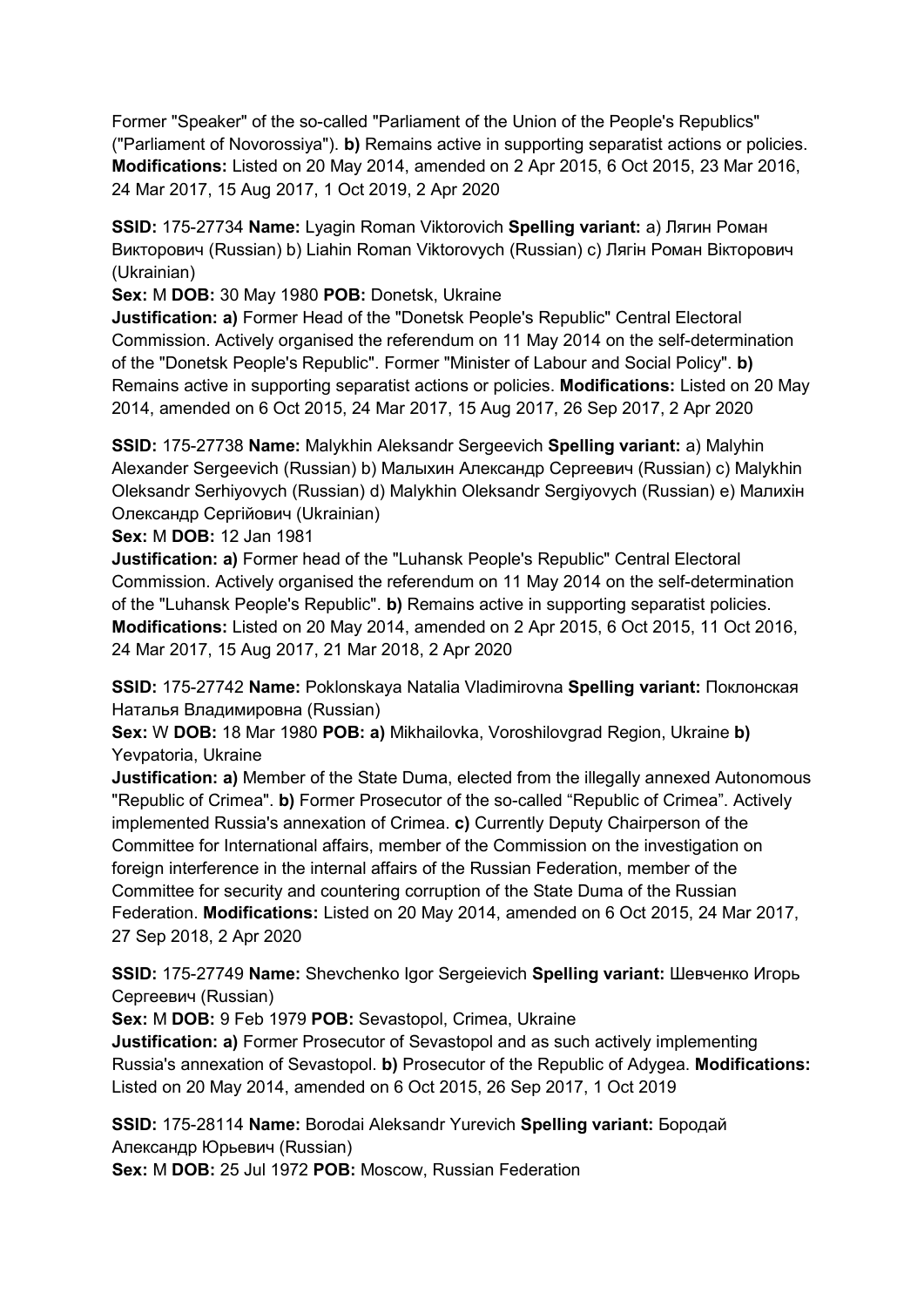Former "Speaker" of the so-called "Parliament of the Union of the People's Republics" ("Parliament of Novorossiya"). **b)** Remains active in supporting separatist actions or policies. **Modifications:** Listed on 20 May 2014, amended on 2 Apr 2015, 6 Oct 2015, 23 Mar 2016, 24 Mar 2017, 15 Aug 2017, 1 Oct 2019, 2 Apr 2020

**SSID:** 175-27734 **Name:** Lyagin Roman Viktorovich **Spelling variant:** a) Лягин Роман Викторович (Russian) b) Liahin Roman Viktorovych (Russian) c) Лягін Роман Вікторович (Ukrainian)
**Sex:** M **DOB:** 30 May 1980 **POB:** Donetsk, Ukraine
**Justification: a)** Former Head of the "Donetsk People's Republic" Central Electoral Commission. Actively organised the referendum on 11 May 2014 on the self-determination of the "Donetsk People's Republic". Former "Minister of Labour and Social Policy". **b)** Remains active in supporting separatist actions or policies. **Modifications:** Listed on 20 May 2014, amended on 6 Oct 2015, 24 Mar 2017, 15 Aug 2017, 26 Sep 2017, 2 Apr 2020

**SSID:** 175-27738 **Name:** Malykhin Aleksandr Sergeevich **Spelling variant:** a) Malyhin Alexander Sergeevich (Russian) b) Малыхин Александр Сергеевич (Russian) c) Malykhin Oleksandr Serhiyovych (Russian) d) Malykhin Oleksandr Sergiyovych (Russian) e) Малихін Олександр Сергійович (Ukrainian)
**Sex:** M **DOB:** 12 Jan 1981
**Justification: a)** Former head of the "Luhansk People's Republic" Central Electoral Commission. Actively organised the referendum on 11 May 2014 on the self-determination of the "Luhansk People's Republic". **b)** Remains active in supporting separatist policies. **Modifications:** Listed on 20 May 2014, amended on 2 Apr 2015, 6 Oct 2015, 11 Oct 2016, 24 Mar 2017, 15 Aug 2017, 21 Mar 2018, 2 Apr 2020

**SSID:** 175-27742 **Name:** Poklonskaya Natalia Vladimirovna **Spelling variant:** Поклонская Наталья Владимировна (Russian)
**Sex:** W **DOB:** 18 Mar 1980 **POB: a)** Mikhailovka, Voroshilovgrad Region, Ukraine **b)** Yevpatoria, Ukraine
**Justification: a)** Member of the State Duma, elected from the illegally annexed Autonomous "Republic of Crimea". **b)** Former Prosecutor of the so-called "Republic of Crimea". Actively implemented Russia's annexation of Crimea. **c)** Currently Deputy Chairperson of the Committee for International affairs, member of the Commission on the investigation on foreign interference in the internal affairs of the Russian Federation, member of the Committee for security and countering corruption of the State Duma of the Russian Federation. **Modifications:** Listed on 20 May 2014, amended on 6 Oct 2015, 24 Mar 2017, 27 Sep 2018, 2 Apr 2020

**SSID:** 175-27749 **Name:** Shevchenko Igor Sergeievich **Spelling variant:** Шевченко Игорь Сергеевич (Russian)
**Sex:** M **DOB:** 9 Feb 1979 **POB:** Sevastopol, Crimea, Ukraine
**Justification: a)** Former Prosecutor of Sevastopol and as such actively implementing Russia's annexation of Sevastopol. **b)** Prosecutor of the Republic of Adygea. **Modifications:** Listed on 20 May 2014, amended on 6 Oct 2015, 26 Sep 2017, 1 Oct 2019

**SSID:** 175-28114 **Name:** Borodai Aleksandr Yurevich **Spelling variant:** Бородай Александр Юрьевич (Russian)
**Sex:** M **DOB:** 25 Jul 1972 **POB:** Moscow, Russian Federation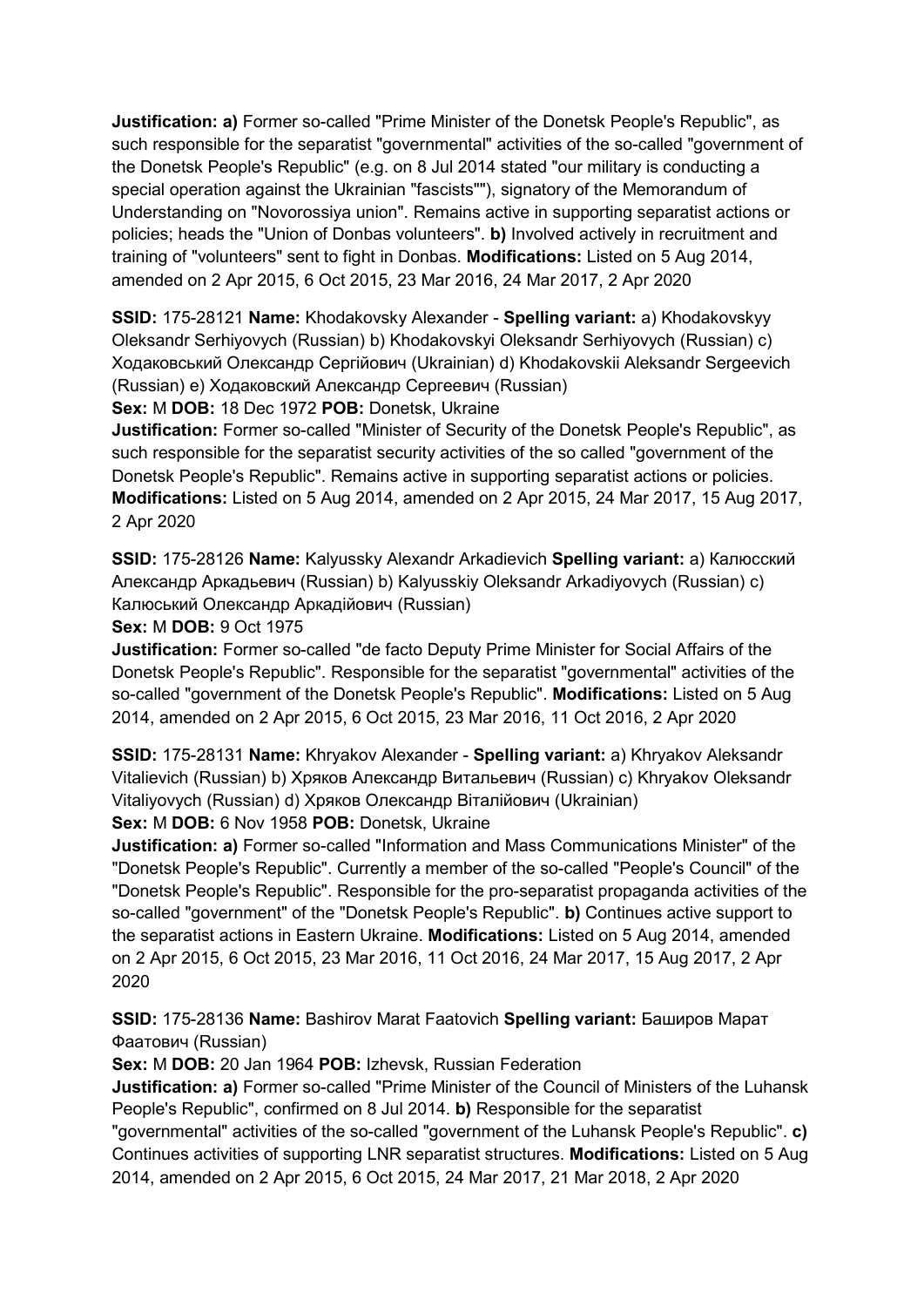**Justification: a)** Former so-called "Prime Minister of the Donetsk People's Republic", as such responsible for the separatist "governmental" activities of the so-called "government of the Donetsk People's Republic" (e.g. on 8 Jul 2014 stated "our military is conducting a special operation against the Ukrainian "fascists""), signatory of the Memorandum of Understanding on "Novorossiya union". Remains active in supporting separatist actions or policies; heads the "Union of Donbas volunteers". **b)** Involved actively in recruitment and training of "volunteers" sent to fight in Donbas. **Modifications:** Listed on 5 Aug 2014, amended on 2 Apr 2015, 6 Oct 2015, 23 Mar 2016, 24 Mar 2017, 2 Apr 2020

**SSID:** 175-28121 **Name:** Khodakovsky Alexander - **Spelling variant:** a) Khodakovskyy Oleksandr Serhiyovych (Russian) b) Khodakovskyi Oleksandr Serhiyovych (Russian) c) Ходаковський Олександр Сергійович (Ukrainian) d) Khodakovskii Aleksandr Sergeevich (Russian) e) Ходаковский Александр Сергеевич (Russian)
**Sex:** M **DOB:** 18 Dec 1972 **POB:** Donetsk, Ukraine
**Justification:** Former so-called "Minister of Security of the Donetsk People's Republic", as such responsible for the separatist security activities of the so called "government of the Donetsk People's Republic". Remains active in supporting separatist actions or policies. **Modifications:** Listed on 5 Aug 2014, amended on 2 Apr 2015, 24 Mar 2017, 15 Aug 2017, 2 Apr 2020

**SSID:** 175-28126 **Name:** Kalyussky Alexandr Arkadievich **Spelling variant:** a) Калюсский Александр Аркадьевич (Russian) b) Kalyusskiy Oleksandr Arkadiyovych (Russian) c) Калюський Олександр Аркадійович (Russian)
**Sex:** M **DOB:** 9 Oct 1975
**Justification:** Former so-called "de facto Deputy Prime Minister for Social Affairs of the Donetsk People's Republic". Responsible for the separatist "governmental" activities of the so-called "government of the Donetsk People's Republic". **Modifications:** Listed on 5 Aug 2014, amended on 2 Apr 2015, 6 Oct 2015, 23 Mar 2016, 11 Oct 2016, 2 Apr 2020

**SSID:** 175-28131 **Name:** Khryakov Alexander - **Spelling variant:** a) Khryakov Aleksandr Vitalievich (Russian) b) Хряков Александр Витальевич (Russian) c) Khryakov Oleksandr Vitaliyovych (Russian) d) Хряков Олександр Віталійович (Ukrainian)
**Sex:** M **DOB:** 6 Nov 1958 **POB:** Donetsk, Ukraine
**Justification: a)** Former so-called "Information and Mass Communications Minister" of the "Donetsk People's Republic". Currently a member of the so-called "People's Council" of the "Donetsk People's Republic". Responsible for the pro-separatist propaganda activities of the so-called "government" of the "Donetsk People's Republic". **b)** Continues active support to the separatist actions in Eastern Ukraine. **Modifications:** Listed on 5 Aug 2014, amended on 2 Apr 2015, 6 Oct 2015, 23 Mar 2016, 11 Oct 2016, 24 Mar 2017, 15 Aug 2017, 2 Apr 2020

**SSID:** 175-28136 **Name:** Bashirov Marat Faatovich **Spelling variant:** Баширов Марат Фаатович (Russian)
**Sex:** M **DOB:** 20 Jan 1964 **POB:** Izhevsk, Russian Federation
**Justification: a)** Former so-called "Prime Minister of the Council of Ministers of the Luhansk People's Republic", confirmed on 8 Jul 2014. **b)** Responsible for the separatist "governmental" activities of the so-called "government of the Luhansk People's Republic". **c)** Continues activities of supporting LNR separatist structures. **Modifications:** Listed on 5 Aug 2014, amended on 2 Apr 2015, 6 Oct 2015, 24 Mar 2017, 21 Mar 2018, 2 Apr 2020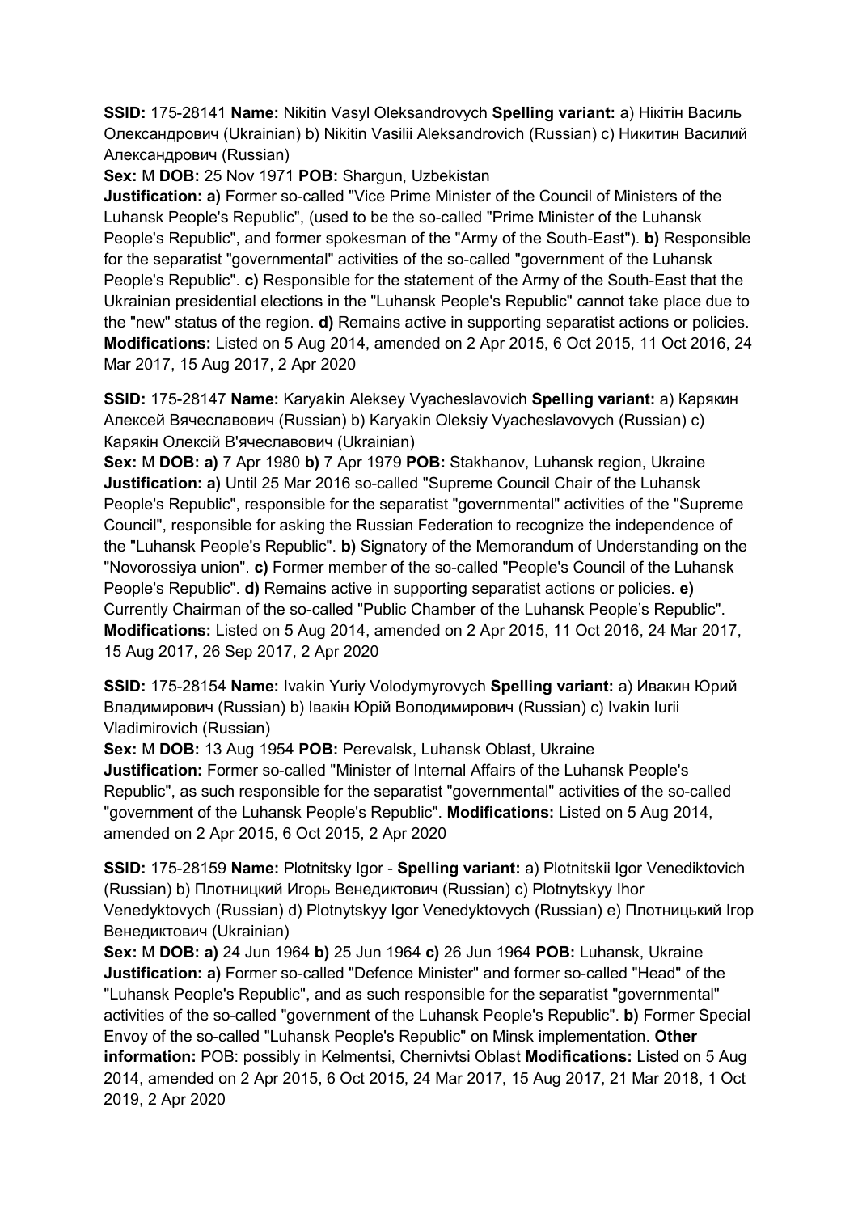**SSID:** 175-28141 **Name:** Nikitin Vasyl Oleksandrovych **Spelling variant:** a) Нікітін Василь Олександрович (Ukrainian) b) Nikitin Vasilii Aleksandrovich (Russian) c) Никитин Василий Александрович (Russian)

**Sex:** M **DOB:** 25 Nov 1971 **POB:** Shargun, Uzbekistan

**Justification: a)** Former so-called "Vice Prime Minister of the Council of Ministers of the Luhansk People's Republic", (used to be the so-called "Prime Minister of the Luhansk People's Republic", and former spokesman of the "Army of the South-East"). **b)** Responsible for the separatist "governmental" activities of the so-called "government of the Luhansk People's Republic". **c)** Responsible for the statement of the Army of the South-East that the Ukrainian presidential elections in the "Luhansk People's Republic" cannot take place due to the "new" status of the region. **d)** Remains active in supporting separatist actions or policies. **Modifications:** Listed on 5 Aug 2014, amended on 2 Apr 2015, 6 Oct 2015, 11 Oct 2016, 24 Mar 2017, 15 Aug 2017, 2 Apr 2020

**SSID:** 175-28147 **Name:** Karyakin Aleksey Vyacheslavovich **Spelling variant:** a) Карякин Алексей Вячеславович (Russian) b) Karyakin Oleksiy Vyacheslavovych (Russian) c) Карякін Олексій В'ячеславович (Ukrainian)

**Sex:** M **DOB: a)** 7 Apr 1980 **b)** 7 Apr 1979 **POB:** Stakhanov, Luhansk region, Ukraine

**Justification: a)** Until 25 Mar 2016 so-called "Supreme Council Chair of the Luhansk People's Republic", responsible for the separatist "governmental" activities of the "Supreme Council", responsible for asking the Russian Federation to recognize the independence of the "Luhansk People's Republic". **b)** Signatory of the Memorandum of Understanding on the "Novorossiya union". **c)** Former member of the so-called "People's Council of the Luhansk People's Republic". **d)** Remains active in supporting separatist actions or policies. **e)** Currently Chairman of the so-called "Public Chamber of the Luhansk People's Republic". **Modifications:** Listed on 5 Aug 2014, amended on 2 Apr 2015, 11 Oct 2016, 24 Mar 2017, 15 Aug 2017, 26 Sep 2017, 2 Apr 2020

**SSID:** 175-28154 **Name:** Ivakin Yuriy Volodymyrovych **Spelling variant:** a) Ивакин Юрий Владимирович (Russian) b) Івакін Юрій Володимирович (Russian) c) Ivakin Iurii Vladimirovich (Russian)

**Sex:** M **DOB:** 13 Aug 1954 **POB:** Perevalsk, Luhansk Oblast, Ukraine

**Justification:** Former so-called "Minister of Internal Affairs of the Luhansk People's Republic", as such responsible for the separatist "governmental" activities of the so-called "government of the Luhansk People's Republic". **Modifications:** Listed on 5 Aug 2014, amended on 2 Apr 2015, 6 Oct 2015, 2 Apr 2020

**SSID:** 175-28159 **Name:** Plotnitsky Igor - **Spelling variant:** a) Plotnitskii Igor Venediktovich (Russian) b) Плотницкий Игорь Венедиктович (Russian) c) Plotnytskyy Ihor Venedyktovych (Russian) d) Plotnytskyy Igor Venedyktovych (Russian) e) Плотницький Ігор Венедиктович (Ukrainian)

**Sex:** M **DOB: a)** 24 Jun 1964 **b)** 25 Jun 1964 **c)** 26 Jun 1964 **POB:** Luhansk, Ukraine

**Justification: a)** Former so-called "Defence Minister" and former so-called "Head" of the "Luhansk People's Republic", and as such responsible for the separatist "governmental" activities of the so-called "government of the Luhansk People's Republic". **b)** Former Special Envoy of the so-called "Luhansk People's Republic" on Minsk implementation. **Other information:** POB: possibly in Kelmentsi, Chernivtsi Oblast **Modifications:** Listed on 5 Aug 2014, amended on 2 Apr 2015, 6 Oct 2015, 24 Mar 2017, 15 Aug 2017, 21 Mar 2018, 1 Oct 2019, 2 Apr 2020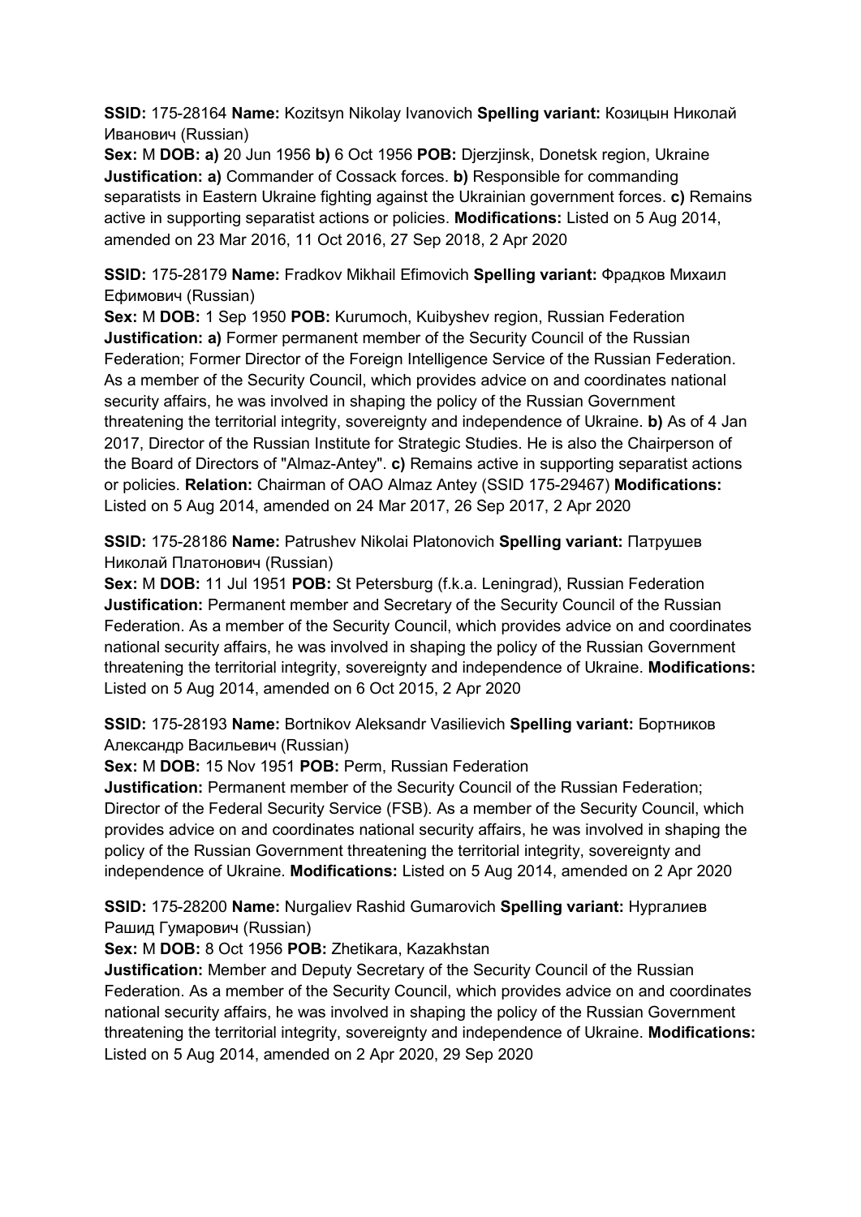**SSID:** 175-28164 **Name:** Kozitsyn Nikolay Ivanovich **Spelling variant:** Козицын Николай Иванович (Russian)
**Sex:** M **DOB:** **a)** 20 Jun 1956 **b)** 6 Oct 1956 **POB:** Djerzjinsk, Donetsk region, Ukraine **Justification:** **a)** Commander of Cossack forces. **b)** Responsible for commanding separatists in Eastern Ukraine fighting against the Ukrainian government forces. **c)** Remains active in supporting separatist actions or policies. **Modifications:** Listed on 5 Aug 2014, amended on 23 Mar 2016, 11 Oct 2016, 27 Sep 2018, 2 Apr 2020

**SSID:** 175-28179 **Name:** Fradkov Mikhail Efimovich **Spelling variant:** Фрадков Михаил Ефимович (Russian)
**Sex:** M **DOB:** 1 Sep 1950 **POB:** Kurumoch, Kuibyshev region, Russian Federation **Justification:** **a)** Former permanent member of the Security Council of the Russian Federation; Former Director of the Foreign Intelligence Service of the Russian Federation. As a member of the Security Council, which provides advice on and coordinates national security affairs, he was involved in shaping the policy of the Russian Government threatening the territorial integrity, sovereignty and independence of Ukraine. **b)** As of 4 Jan 2017, Director of the Russian Institute for Strategic Studies. He is also the Chairperson of the Board of Directors of "Almaz-Antey". **c)** Remains active in supporting separatist actions or policies. **Relation:** Chairman of OAO Almaz Antey (SSID 175-29467) **Modifications:** Listed on 5 Aug 2014, amended on 24 Mar 2017, 26 Sep 2017, 2 Apr 2020

**SSID:** 175-28186 **Name:** Patrushev Nikolai Platonovich **Spelling variant:** Патрушев Николай Платонович (Russian)
**Sex:** M **DOB:** 11 Jul 1951 **POB:** St Petersburg (f.k.a. Leningrad), Russian Federation **Justification:** Permanent member and Secretary of the Security Council of the Russian Federation. As a member of the Security Council, which provides advice on and coordinates national security affairs, he was involved in shaping the policy of the Russian Government threatening the territorial integrity, sovereignty and independence of Ukraine. **Modifications:** Listed on 5 Aug 2014, amended on 6 Oct 2015, 2 Apr 2020

**SSID:** 175-28193 **Name:** Bortnikov Aleksandr Vasilievich **Spelling variant:** Бортников Александр Васильевич (Russian)
**Sex:** M **DOB:** 15 Nov 1951 **POB:** Perm, Russian Federation
**Justification:** Permanent member of the Security Council of the Russian Federation; Director of the Federal Security Service (FSB). As a member of the Security Council, which provides advice on and coordinates national security affairs, he was involved in shaping the policy of the Russian Government threatening the territorial integrity, sovereignty and independence of Ukraine. **Modifications:** Listed on 5 Aug 2014, amended on 2 Apr 2020

**SSID:** 175-28200 **Name:** Nurgaliev Rashid Gumarovich **Spelling variant:** Нургалиев Рашид Гумарович (Russian)
**Sex:** M **DOB:** 8 Oct 1956 **POB:** Zhetikara, Kazakhstan
**Justification:** Member and Deputy Secretary of the Security Council of the Russian Federation. As a member of the Security Council, which provides advice on and coordinates national security affairs, he was involved in shaping the policy of the Russian Government threatening the territorial integrity, sovereignty and independence of Ukraine. **Modifications:** Listed on 5 Aug 2014, amended on 2 Apr 2020, 29 Sep 2020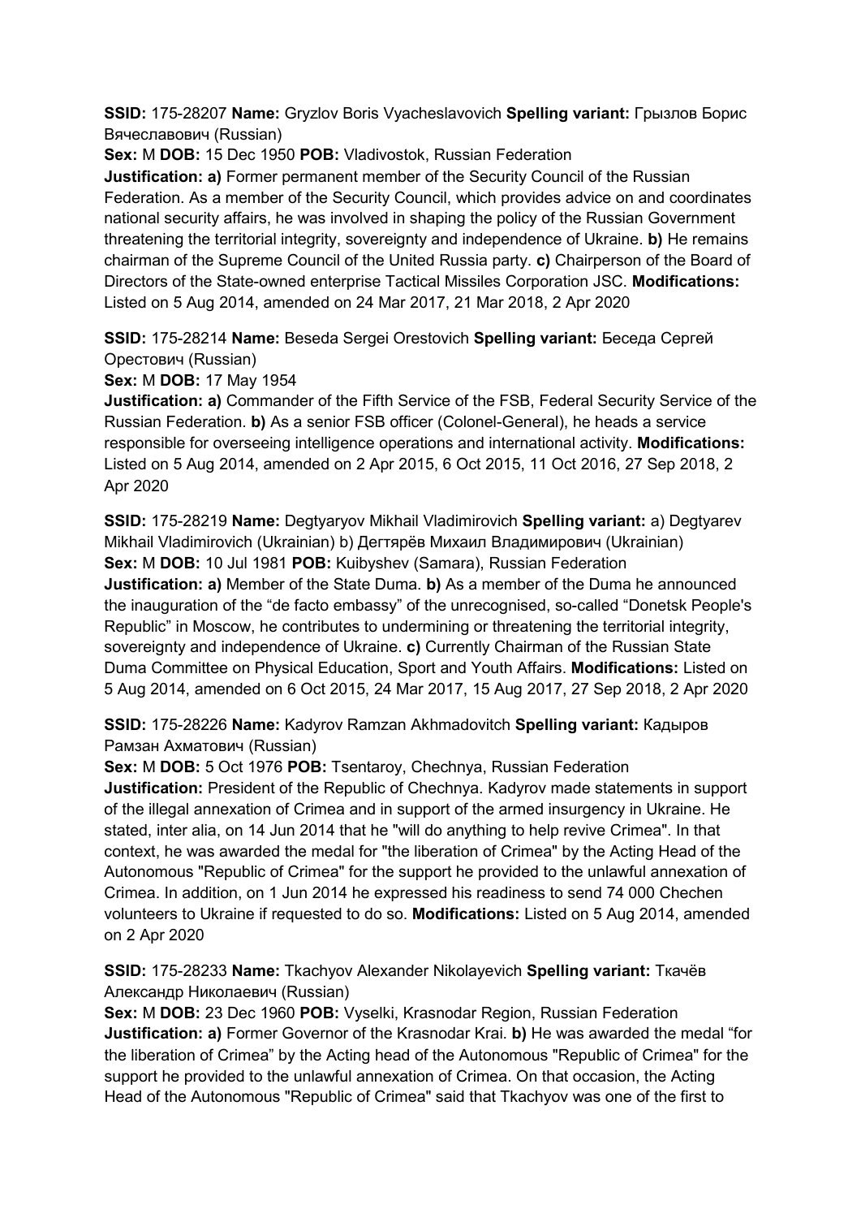**SSID:** 175-28207 **Name:** Gryzlov Boris Vyacheslavovich **Spelling variant:** Грызлов Борис Вячеславович (Russian)
**Sex:** M **DOB:** 15 Dec 1950 **POB:** Vladivostok, Russian Federation
**Justification: a)** Former permanent member of the Security Council of the Russian Federation. As a member of the Security Council, which provides advice on and coordinates national security affairs, he was involved in shaping the policy of the Russian Government threatening the territorial integrity, sovereignty and independence of Ukraine. **b)** He remains chairman of the Supreme Council of the United Russia party. **c)** Chairperson of the Board of Directors of the State-owned enterprise Tactical Missiles Corporation JSC. **Modifications:** Listed on 5 Aug 2014, amended on 24 Mar 2017, 21 Mar 2018, 2 Apr 2020

**SSID:** 175-28214 **Name:** Beseda Sergei Orestovich **Spelling variant:** Беседа Сергей Орестович (Russian)
**Sex:** M **DOB:** 17 May 1954
**Justification: a)** Commander of the Fifth Service of the FSB, Federal Security Service of the Russian Federation. **b)** As a senior FSB officer (Colonel-General), he heads a service responsible for overseeing intelligence operations and international activity. **Modifications:** Listed on 5 Aug 2014, amended on 2 Apr 2015, 6 Oct 2015, 11 Oct 2016, 27 Sep 2018, 2 Apr 2020

**SSID:** 175-28219 **Name:** Degtyaryov Mikhail Vladimirovich **Spelling variant:** a) Degtyarev Mikhail Vladimirovich (Ukrainian) b) Дегтярёв Михаил Владимирович (Ukrainian)
**Sex:** M **DOB:** 10 Jul 1981 **POB:** Kuibyshev (Samara), Russian Federation
**Justification: a)** Member of the State Duma. **b)** As a member of the Duma he announced the inauguration of the "de facto embassy" of the unrecognised, so-called "Donetsk People's Republic" in Moscow, he contributes to undermining or threatening the territorial integrity, sovereignty and independence of Ukraine. **c)** Currently Chairman of the Russian State Duma Committee on Physical Education, Sport and Youth Affairs. **Modifications:** Listed on 5 Aug 2014, amended on 6 Oct 2015, 24 Mar 2017, 15 Aug 2017, 27 Sep 2018, 2 Apr 2020

**SSID:** 175-28226 **Name:** Kadyrov Ramzan Akhmadovitch **Spelling variant:** Кадыров Рамзан Ахматович (Russian)
**Sex:** M **DOB:** 5 Oct 1976 **POB:** Tsentaroy, Chechnya, Russian Federation
**Justification:** President of the Republic of Chechnya. Kadyrov made statements in support of the illegal annexation of Crimea and in support of the armed insurgency in Ukraine. He stated, inter alia, on 14 Jun 2014 that he "will do anything to help revive Crimea". In that context, he was awarded the medal for "the liberation of Crimea" by the Acting Head of the Autonomous "Republic of Crimea" for the support he provided to the unlawful annexation of Crimea. In addition, on 1 Jun 2014 he expressed his readiness to send 74 000 Chechen volunteers to Ukraine if requested to do so. **Modifications:** Listed on 5 Aug 2014, amended on 2 Apr 2020

**SSID:** 175-28233 **Name:** Tkachyov Alexander Nikolayevich **Spelling variant:** Ткачёв Александр Николаевич (Russian)
**Sex:** M **DOB:** 23 Dec 1960 **POB:** Vyselki, Krasnodar Region, Russian Federation
**Justification: a)** Former Governor of the Krasnodar Krai. **b)** He was awarded the medal "for the liberation of Crimea" by the Acting head of the Autonomous "Republic of Crimea" for the support he provided to the unlawful annexation of Crimea. On that occasion, the Acting Head of the Autonomous "Republic of Crimea" said that Tkachyov was one of the first to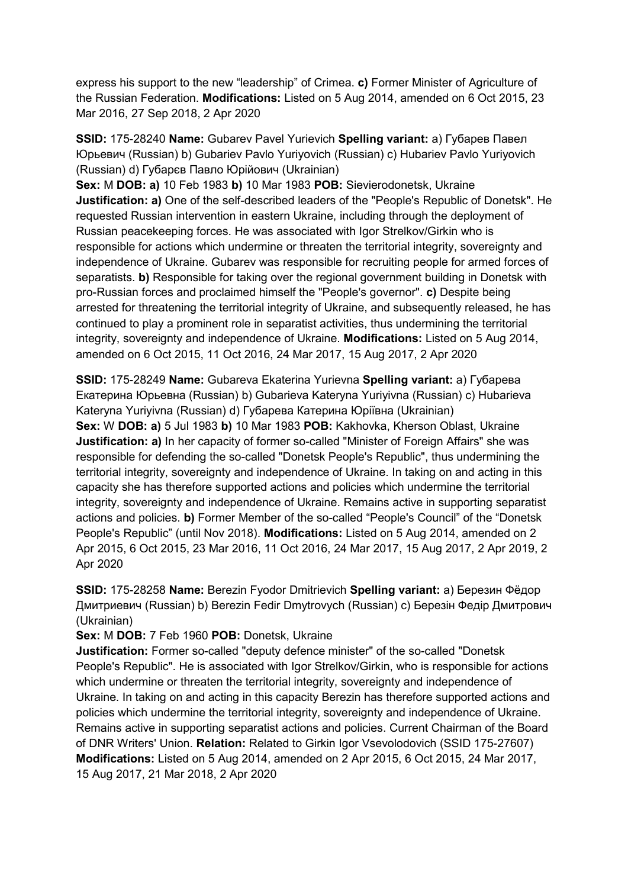express his support to the new "leadership" of Crimea. **c)** Former Minister of Agriculture of the Russian Federation. **Modifications:** Listed on 5 Aug 2014, amended on 6 Oct 2015, 23 Mar 2016, 27 Sep 2018, 2 Apr 2020

**SSID:** 175-28240 **Name:** Gubarev Pavel Yurievich **Spelling variant:** a) Губарев Павел Юрьевич (Russian) b) Gubariev Pavlo Yuriyovich (Russian) c) Hubariev Pavlo Yuriyovich (Russian) d) Губарєв Павло Юрійович (Ukrainian)
**Sex:** M **DOB: a)** 10 Feb 1983 **b)** 10 Mar 1983 **POB:** Sievierodonetsk, Ukraine
**Justification: a)** One of the self-described leaders of the "People's Republic of Donetsk". He requested Russian intervention in eastern Ukraine, including through the deployment of Russian peacekeeping forces. He was associated with Igor Strelkov/Girkin who is responsible for actions which undermine or threaten the territorial integrity, sovereignty and independence of Ukraine. Gubarev was responsible for recruiting people for armed forces of separatists. **b)** Responsible for taking over the regional government building in Donetsk with pro-Russian forces and proclaimed himself the "People's governor". **c)** Despite being arrested for threatening the territorial integrity of Ukraine, and subsequently released, he has continued to play a prominent role in separatist activities, thus undermining the territorial integrity, sovereignty and independence of Ukraine. **Modifications:** Listed on 5 Aug 2014, amended on 6 Oct 2015, 11 Oct 2016, 24 Mar 2017, 15 Aug 2017, 2 Apr 2020

**SSID:** 175-28249 **Name:** Gubareva Ekaterina Yurievna **Spelling variant:** a) Губарева Екатерина Юрьевна (Russian) b) Gubarieva Kateryna Yuriyivna (Russian) c) Hubarieva Kateryna Yuriyivna (Russian) d) Губарева Катерина Юріївна (Ukrainian)
**Sex:** W **DOB: a)** 5 Jul 1983 **b)** 10 Mar 1983 **POB:** Kakhovka, Kherson Oblast, Ukraine
**Justification: a)** In her capacity of former so-called "Minister of Foreign Affairs" she was responsible for defending the so-called "Donetsk People's Republic", thus undermining the territorial integrity, sovereignty and independence of Ukraine. In taking on and acting in this capacity she has therefore supported actions and policies which undermine the territorial integrity, sovereignty and independence of Ukraine. Remains active in supporting separatist actions and policies. **b)** Former Member of the so-called "People's Council" of the "Donetsk People's Republic" (until Nov 2018). **Modifications:** Listed on 5 Aug 2014, amended on 2 Apr 2015, 6 Oct 2015, 23 Mar 2016, 11 Oct 2016, 24 Mar 2017, 15 Aug 2017, 2 Apr 2019, 2 Apr 2020

**SSID:** 175-28258 **Name:** Berezin Fyodor Dmitrievich **Spelling variant:** a) Березин Фёдор Дмитриевич (Russian) b) Berezin Fedir Dmytrovych (Russian) c) Березін Федір Дмитрович (Ukrainian)
**Sex:** M **DOB:** 7 Feb 1960 **POB:** Donetsk, Ukraine
**Justification:** Former so-called "deputy defence minister" of the so-called "Donetsk People's Republic". He is associated with Igor Strelkov/Girkin, who is responsible for actions which undermine or threaten the territorial integrity, sovereignty and independence of Ukraine. In taking on and acting in this capacity Berezin has therefore supported actions and policies which undermine the territorial integrity, sovereignty and independence of Ukraine. Remains active in supporting separatist actions and policies. Current Chairman of the Board of DNR Writers' Union. **Relation:** Related to Girkin Igor Vsevolodovich (SSID 175-27607) **Modifications:** Listed on 5 Aug 2014, amended on 2 Apr 2015, 6 Oct 2015, 24 Mar 2017, 15 Aug 2017, 21 Mar 2018, 2 Apr 2020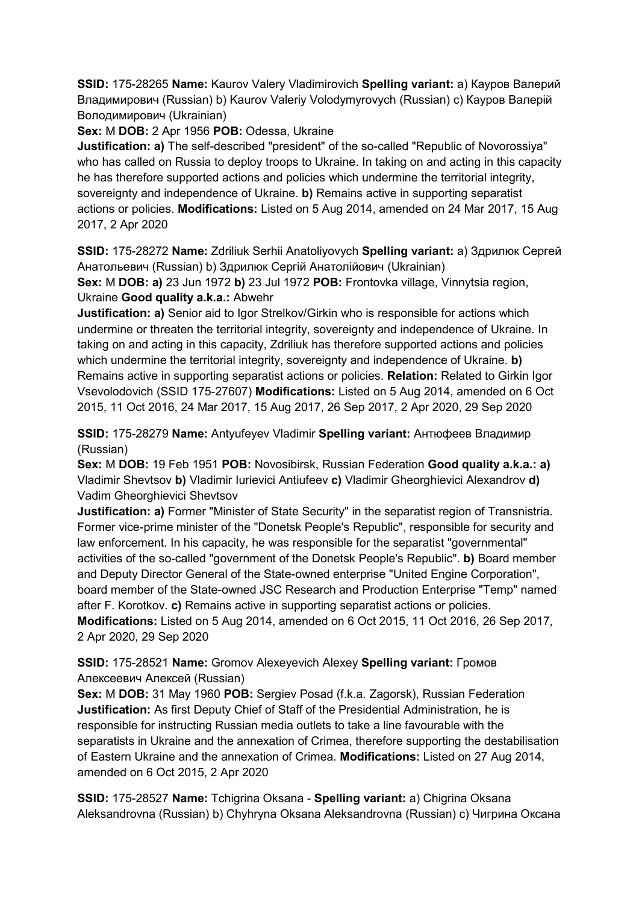**SSID:** 175-28265 **Name:** Kaurov Valery Vladimirovich **Spelling variant:** a) Кауров Валерий Владимирович (Russian) b) Kaurov Valeriy Volodymyrovych (Russian) c) Кауров Валерій Володимирович (Ukrainian)

**Sex:** M **DOB:** 2 Apr 1956 **POB:** Odessa, Ukraine

**Justification: a)** The self-described "president" of the so-called "Republic of Novorossiya" who has called on Russia to deploy troops to Ukraine. In taking on and acting in this capacity he has therefore supported actions and policies which undermine the territorial integrity, sovereignty and independence of Ukraine. **b)** Remains active in supporting separatist actions or policies. **Modifications:** Listed on 5 Aug 2014, amended on 24 Mar 2017, 15 Aug 2017, 2 Apr 2020

**SSID:** 175-28272 **Name:** Zdriliuk Serhii Anatoliyovych **Spelling variant:** a) Здрилюк Сергей Анатольевич (Russian) b) Здрилюк Сергій Анатолійович (Ukrainian)

**Sex:** M **DOB: a)** 23 Jun 1972 **b)** 23 Jul 1972 **POB:** Frontovka village, Vinnytsia region, Ukraine **Good quality a.k.a.:** Abwehr

**Justification: a)** Senior aid to Igor Strelkov/Girkin who is responsible for actions which undermine or threaten the territorial integrity, sovereignty and independence of Ukraine. In taking on and acting in this capacity, Zdriliuk has therefore supported actions and policies which undermine the territorial integrity, sovereignty and independence of Ukraine. **b)** Remains active in supporting separatist actions or policies. **Relation:** Related to Girkin Igor Vsevolodovich (SSID 175-27607) **Modifications:** Listed on 5 Aug 2014, amended on 6 Oct 2015, 11 Oct 2016, 24 Mar 2017, 15 Aug 2017, 26 Sep 2017, 2 Apr 2020, 29 Sep 2020

**SSID:** 175-28279 **Name:** Antyufeyev Vladimir **Spelling variant:** Антюфеев Владимир (Russian)

**Sex:** M **DOB:** 19 Feb 1951 **POB:** Novosibirsk, Russian Federation **Good quality a.k.a.: a)** Vladimir Shevtsov **b)** Vladimir Iurievici Antiufeev **c)** Vladimir Gheorghievici Alexandrov **d)** Vadim Gheorghievici Shevtsov

**Justification: a)** Former "Minister of State Security" in the separatist region of Transnistria. Former vice-prime minister of the "Donetsk People's Republic", responsible for security and law enforcement. In his capacity, he was responsible for the separatist "governmental" activities of the so-called "government of the Donetsk People's Republic". **b)** Board member and Deputy Director General of the State-owned enterprise "United Engine Corporation", board member of the State-owned JSC Research and Production Enterprise "Temp" named after F. Korotkov. **c)** Remains active in supporting separatist actions or policies. **Modifications:** Listed on 5 Aug 2014, amended on 6 Oct 2015, 11 Oct 2016, 26 Sep 2017, 2 Apr 2020, 29 Sep 2020

**SSID:** 175-28521 **Name:** Gromov Alexeyevich Alexey **Spelling variant:** Громов Алексеевич Алексей (Russian)

**Sex:** M **DOB:** 31 May 1960 **POB:** Sergiev Posad (f.k.a. Zagorsk), Russian Federation

**Justification:** As first Deputy Chief of Staff of the Presidential Administration, he is responsible for instructing Russian media outlets to take a line favourable with the separatists in Ukraine and the annexation of Crimea, therefore supporting the destabilisation of Eastern Ukraine and the annexation of Crimea. **Modifications:** Listed on 27 Aug 2014, amended on 6 Oct 2015, 2 Apr 2020

**SSID:** 175-28527 **Name:** Tchigrina Oksana - **Spelling variant:** a) Chigrina Oksana Aleksandrovna (Russian) b) Chyhryna Oksana Aleksandrovna (Russian) c) Чигрина Оксана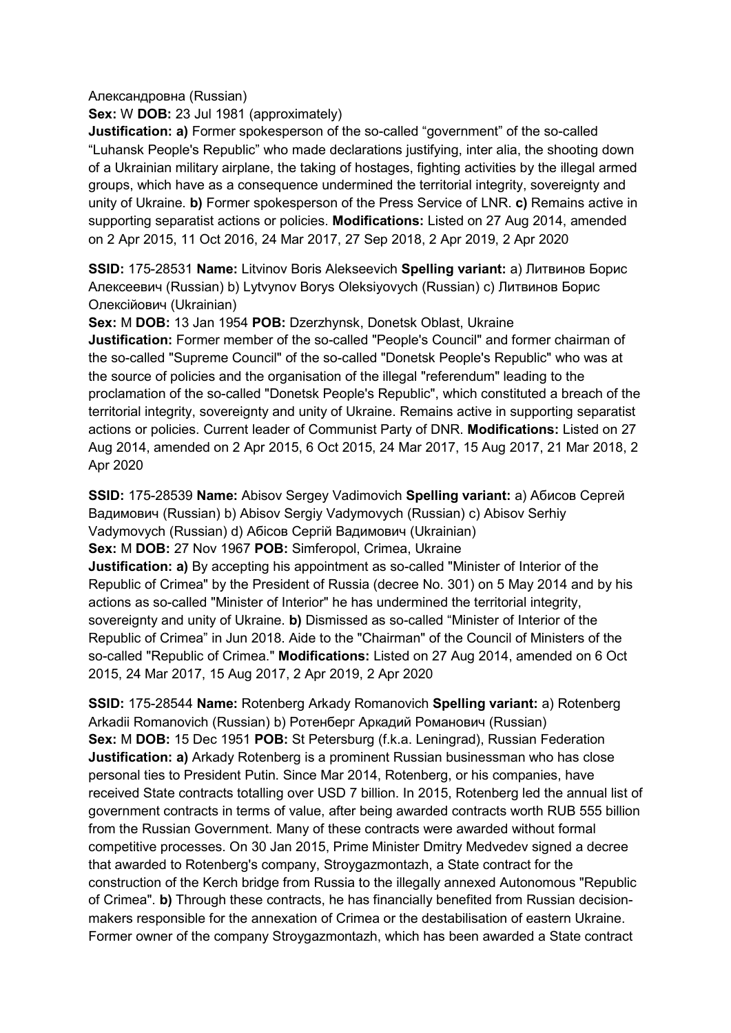Александровна (Russian)

**Sex:** W **DOB:** 23 Jul 1981 (approximately)

**Justification: a)** Former spokesperson of the so-called "government" of the so-called "Luhansk People's Republic" who made declarations justifying, inter alia, the shooting down of a Ukrainian military airplane, the taking of hostages, fighting activities by the illegal armed groups, which have as a consequence undermined the territorial integrity, sovereignty and unity of Ukraine. **b)** Former spokesperson of the Press Service of LNR. **c)** Remains active in supporting separatist actions or policies. **Modifications:** Listed on 27 Aug 2014, amended on 2 Apr 2015, 11 Oct 2016, 24 Mar 2017, 27 Sep 2018, 2 Apr 2019, 2 Apr 2020

**SSID:** 175-28531 **Name:** Litvinov Boris Alekseevich **Spelling variant:** a) Литвинов Борис Алексеевич (Russian) b) Lytvynov Borys Oleksiyovych (Russian) c) Литвинов Борис Олексійович (Ukrainian)

**Sex:** M **DOB:** 13 Jan 1954 **POB:** Dzerzhynsk, Donetsk Oblast, Ukraine

**Justification:** Former member of the so-called "People's Council" and former chairman of the so-called "Supreme Council" of the so-called "Donetsk People's Republic" who was at the source of policies and the organisation of the illegal "referendum" leading to the proclamation of the so-called "Donetsk People's Republic", which constituted a breach of the territorial integrity, sovereignty and unity of Ukraine. Remains active in supporting separatist actions or policies. Current leader of Communist Party of DNR. **Modifications:** Listed on 27 Aug 2014, amended on 2 Apr 2015, 6 Oct 2015, 24 Mar 2017, 15 Aug 2017, 21 Mar 2018, 2 Apr 2020

**SSID:** 175-28539 **Name:** Abisov Sergey Vadimovich **Spelling variant:** a) Абисов Сергей Вадимович (Russian) b) Abisov Sergiy Vadymovych (Russian) c) Abisov Serhiy Vadymovych (Russian) d) Абісов Сергій Вадимович (Ukrainian)

**Sex:** M **DOB:** 27 Nov 1967 **POB:** Simferopol, Crimea, Ukraine

**Justification: a)** By accepting his appointment as so-called "Minister of Interior of the Republic of Crimea" by the President of Russia (decree No. 301) on 5 May 2014 and by his actions as so-called "Minister of Interior" he has undermined the territorial integrity, sovereignty and unity of Ukraine. **b)** Dismissed as so-called "Minister of Interior of the Republic of Crimea" in Jun 2018. Aide to the "Chairman" of the Council of Ministers of the so-called "Republic of Crimea." **Modifications:** Listed on 27 Aug 2014, amended on 6 Oct 2015, 24 Mar 2017, 15 Aug 2017, 2 Apr 2019, 2 Apr 2020

**SSID:** 175-28544 **Name:** Rotenberg Arkady Romanovich **Spelling variant:** a) Rotenberg Arkadii Romanovich (Russian) b) Ротенберг Аркадий Романович (Russian)

**Sex:** M **DOB:** 15 Dec 1951 **POB:** St Petersburg (f.k.a. Leningrad), Russian Federation

**Justification: a)** Arkady Rotenberg is a prominent Russian businessman who has close personal ties to President Putin. Since Mar 2014, Rotenberg, or his companies, have received State contracts totalling over USD 7 billion. In 2015, Rotenberg led the annual list of government contracts in terms of value, after being awarded contracts worth RUB 555 billion from the Russian Government. Many of these contracts were awarded without formal competitive processes. On 30 Jan 2015, Prime Minister Dmitry Medvedev signed a decree that awarded to Rotenberg's company, Stroygazmontazh, a State contract for the construction of the Kerch bridge from Russia to the illegally annexed Autonomous "Republic of Crimea". **b)** Through these contracts, he has financially benefited from Russian decision-makers responsible for the annexation of Crimea or the destabilisation of eastern Ukraine. Former owner of the company Stroygazmontazh, which has been awarded a State contract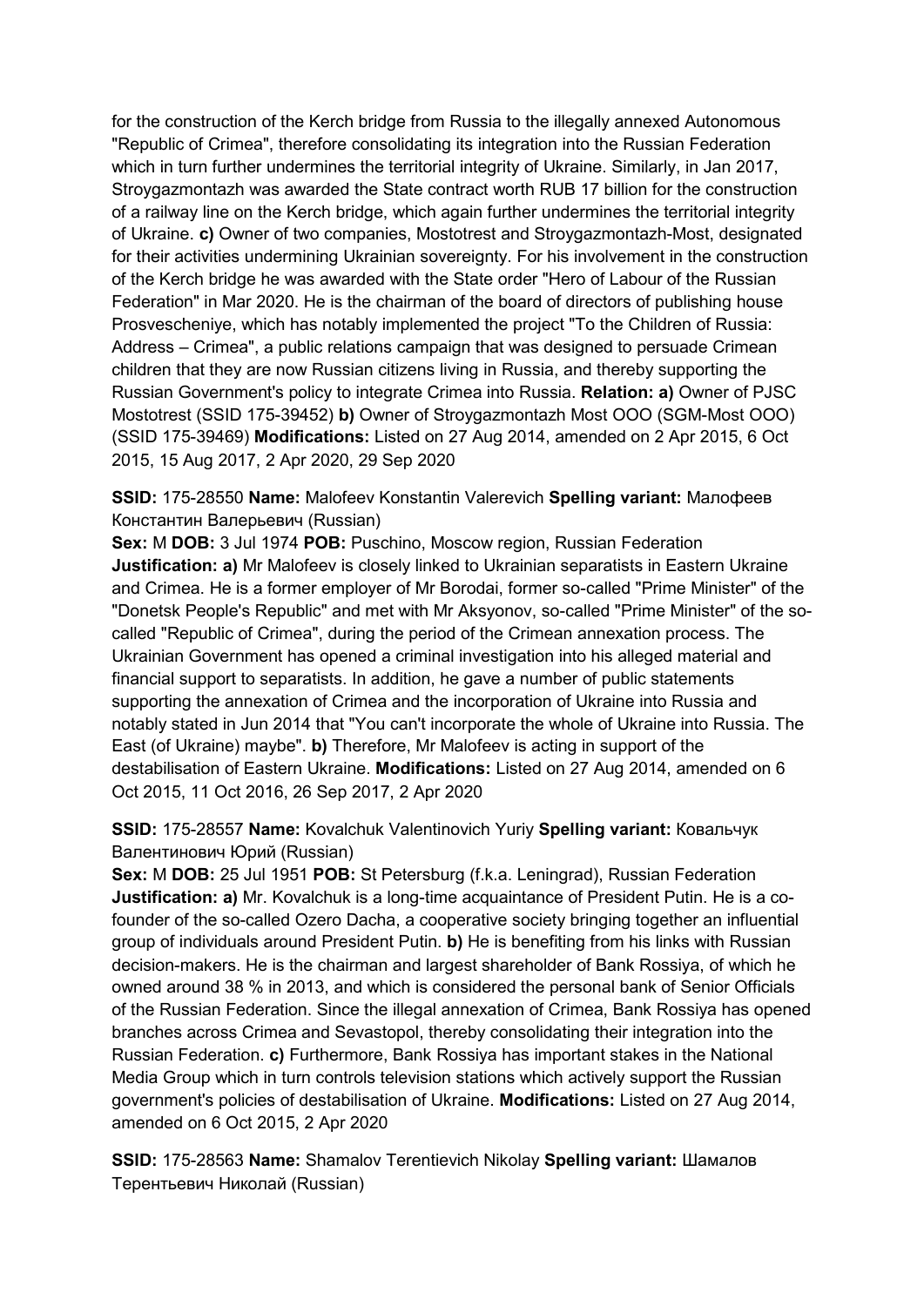for the construction of the Kerch bridge from Russia to the illegally annexed Autonomous "Republic of Crimea", therefore consolidating its integration into the Russian Federation which in turn further undermines the territorial integrity of Ukraine. Similarly, in Jan 2017, Stroygazmontazh was awarded the State contract worth RUB 17 billion for the construction of a railway line on the Kerch bridge, which again further undermines the territorial integrity of Ukraine. **c)** Owner of two companies, Mostotrest and Stroygazmontazh-Most, designated for their activities undermining Ukrainian sovereignty. For his involvement in the construction of the Kerch bridge he was awarded with the State order "Hero of Labour of the Russian Federation" in Mar 2020. He is the chairman of the board of directors of publishing house Prosvescheniye, which has notably implemented the project "To the Children of Russia: Address – Crimea", a public relations campaign that was designed to persuade Crimean children that they are now Russian citizens living in Russia, and thereby supporting the Russian Government's policy to integrate Crimea into Russia. **Relation: a)** Owner of PJSC Mostotrest (SSID 175-39452) **b)** Owner of Stroygazmontazh Most OOO (SGM-Most OOO) (SSID 175-39469) **Modifications:** Listed on 27 Aug 2014, amended on 2 Apr 2015, 6 Oct 2015, 15 Aug 2017, 2 Apr 2020, 29 Sep 2020

**SSID:** 175-28550 **Name:** Malofeev Konstantin Valerevich **Spelling variant:** Малофеев Константин Валерьевич (Russian)
**Sex:** M **DOB:** 3 Jul 1974 **POB:** Puschino, Moscow region, Russian Federation
**Justification: a)** Mr Malofeev is closely linked to Ukrainian separatists in Eastern Ukraine and Crimea. He is a former employer of Mr Borodai, former so-called "Prime Minister" of the "Donetsk People's Republic" and met with Mr Aksyonov, so-called "Prime Minister" of the so-called "Republic of Crimea", during the period of the Crimean annexation process. The Ukrainian Government has opened a criminal investigation into his alleged material and financial support to separatists. In addition, he gave a number of public statements supporting the annexation of Crimea and the incorporation of Ukraine into Russia and notably stated in Jun 2014 that "You can't incorporate the whole of Ukraine into Russia. The East (of Ukraine) maybe". **b)** Therefore, Mr Malofeev is acting in support of the destabilisation of Eastern Ukraine. **Modifications:** Listed on 27 Aug 2014, amended on 6 Oct 2015, 11 Oct 2016, 26 Sep 2017, 2 Apr 2020

**SSID:** 175-28557 **Name:** Kovalchuk Valentinovich Yuriy **Spelling variant:** Ковальчук Валентинович Юрий (Russian)
**Sex:** M **DOB:** 25 Jul 1951 **POB:** St Petersburg (f.k.a. Leningrad), Russian Federation
**Justification: a)** Mr. Kovalchuk is a long-time acquaintance of President Putin. He is a co-founder of the so-called Ozero Dacha, a cooperative society bringing together an influential group of individuals around President Putin. **b)** He is benefiting from his links with Russian decision-makers. He is the chairman and largest shareholder of Bank Rossiya, of which he owned around 38 % in 2013, and which is considered the personal bank of Senior Officials of the Russian Federation. Since the illegal annexation of Crimea, Bank Rossiya has opened branches across Crimea and Sevastopol, thereby consolidating their integration into the Russian Federation. **c)** Furthermore, Bank Rossiya has important stakes in the National Media Group which in turn controls television stations which actively support the Russian government's policies of destabilisation of Ukraine. **Modifications:** Listed on 27 Aug 2014, amended on 6 Oct 2015, 2 Apr 2020

**SSID:** 175-28563 **Name:** Shamalov Terentievich Nikolay **Spelling variant:** Шамалов Терентьевич Николай (Russian)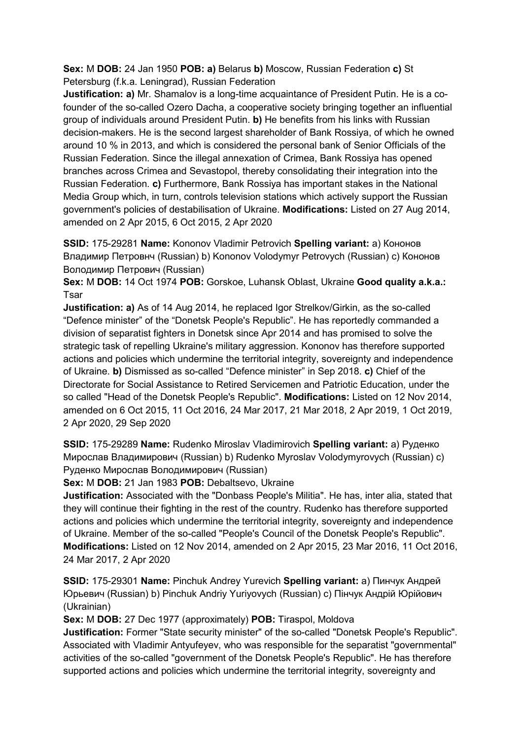**Sex:** M **DOB:** 24 Jan 1950 **POB:** **a)** Belarus **b)** Moscow, Russian Federation **c)** St Petersburg (f.k.a. Leningrad), Russian Federation

**Justification:** **a)** Mr. Shamalov is a long-time acquaintance of President Putin. He is a co-founder of the so-called Ozero Dacha, a cooperative society bringing together an influential group of individuals around President Putin. **b)** He benefits from his links with Russian decision-makers. He is the second largest shareholder of Bank Rossiya, of which he owned around 10 % in 2013, and which is considered the personal bank of Senior Officials of the Russian Federation. Since the illegal annexation of Crimea, Bank Rossiya has opened branches across Crimea and Sevastopol, thereby consolidating their integration into the Russian Federation. **c)** Furthermore, Bank Rossiya has important stakes in the National Media Group which, in turn, controls television stations which actively support the Russian government's policies of destabilisation of Ukraine. **Modifications:** Listed on 27 Aug 2014, amended on 2 Apr 2015, 6 Oct 2015, 2 Apr 2020

**SSID:** 175-29281 **Name:** Kononov Vladimir Petrovich **Spelling variant:** a) Кононов Владимир Петровнч (Russian) b) Kononov Volodymyr Petrovych (Russian) c) Кононов Володимир Петрович (Russian)

**Sex:** M **DOB:** 14 Oct 1974 **POB:** Gorskoe, Luhansk Oblast, Ukraine **Good quality a.k.a.:** Tsar

**Justification:** **a)** As of 14 Aug 2014, he replaced Igor Strelkov/Girkin, as the so-called "Defence minister" of the "Donetsk People's Republic". He has reportedly commanded a division of separatist fighters in Donetsk since Apr 2014 and has promised to solve the strategic task of repelling Ukraine's military aggression. Kononov has therefore supported actions and policies which undermine the territorial integrity, sovereignty and independence of Ukraine. **b)** Dismissed as so-called "Defence minister" in Sep 2018. **c)** Chief of the Directorate for Social Assistance to Retired Servicemen and Patriotic Education, under the so called "Head of the Donetsk People's Republic". **Modifications:** Listed on 12 Nov 2014, amended on 6 Oct 2015, 11 Oct 2016, 24 Mar 2017, 21 Mar 2018, 2 Apr 2019, 1 Oct 2019, 2 Apr 2020, 29 Sep 2020

**SSID:** 175-29289 **Name:** Rudenko Miroslav Vladimirovich **Spelling variant:** a) Руденко Мирослав Владимирович (Russian) b) Rudenko Myroslav Volodymyrovych (Russian) c) Руденко Мирослав Володимирович (Russian)

**Sex:** M **DOB:** 21 Jan 1983 **POB:** Debaltsevo, Ukraine

**Justification:** Associated with the "Donbass People's Militia". He has, inter alia, stated that they will continue their fighting in the rest of the country. Rudenko has therefore supported actions and policies which undermine the territorial integrity, sovereignty and independence of Ukraine. Member of the so-called "People's Council of the Donetsk People's Republic". **Modifications:** Listed on 12 Nov 2014, amended on 2 Apr 2015, 23 Mar 2016, 11 Oct 2016, 24 Mar 2017, 2 Apr 2020

**SSID:** 175-29301 **Name:** Pinchuk Andrey Yurevich **Spelling variant:** a) Пинчук Андрей Юрьевич (Russian) b) Pinchuk Andriy Yuriyovych (Russian) c) Пінчук Андрій Юрійович (Ukrainian)

**Sex:** M **DOB:** 27 Dec 1977 (approximately) **POB:** Tiraspol, Moldova

**Justification:** Former "State security minister" of the so-called "Donetsk People's Republic". Associated with Vladimir Antyufeyev, who was responsible for the separatist "governmental" activities of the so-called "government of the Donetsk People's Republic". He has therefore supported actions and policies which undermine the territorial integrity, sovereignty and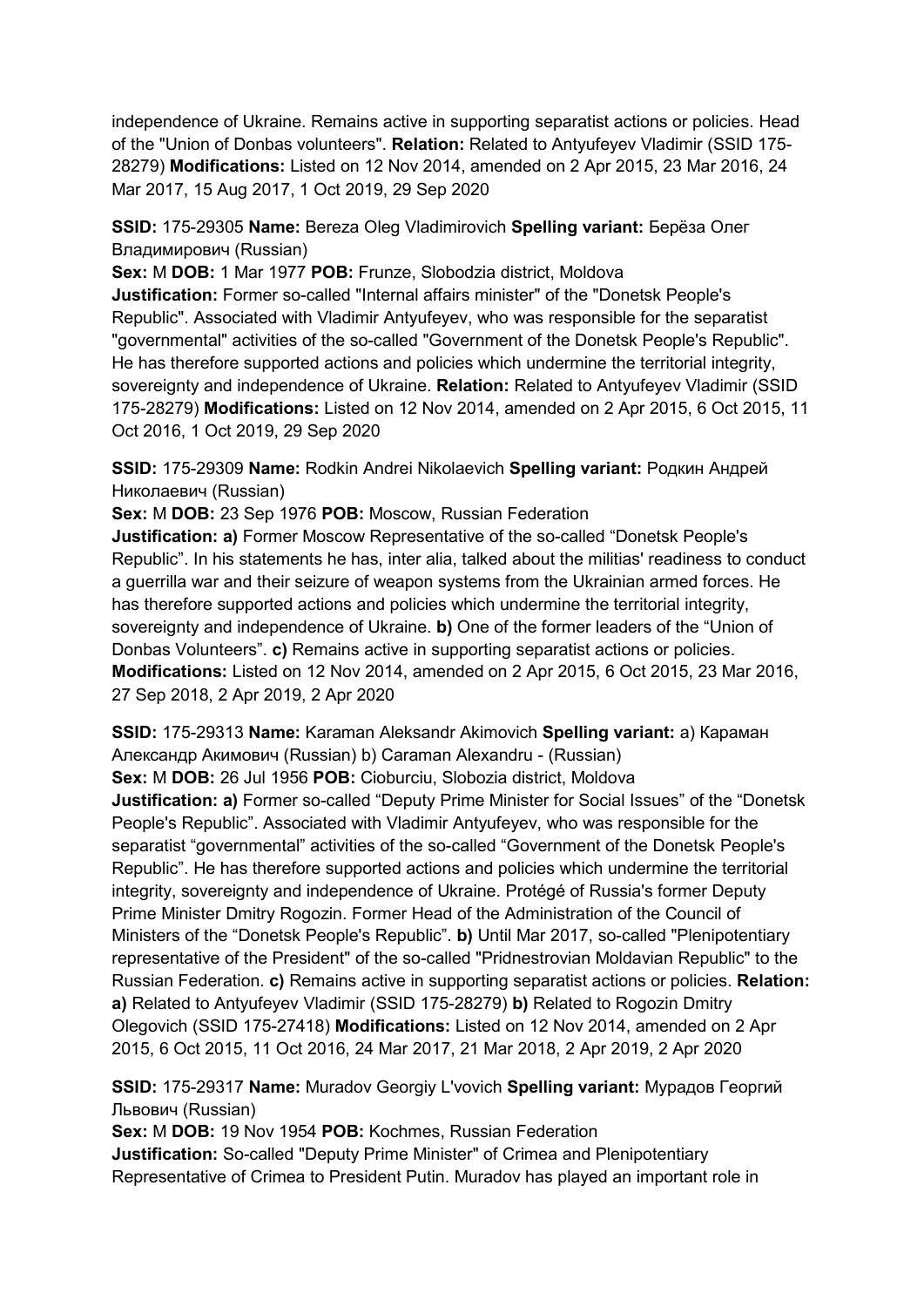independence of Ukraine. Remains active in supporting separatist actions or policies. Head of the "Union of Donbas volunteers". **Relation:** Related to Antyufeyev Vladimir (SSID 175-28279) **Modifications:** Listed on 12 Nov 2014, amended on 2 Apr 2015, 23 Mar 2016, 24 Mar 2017, 15 Aug 2017, 1 Oct 2019, 29 Sep 2020

**SSID:** 175-29305 **Name:** Bereza Oleg Vladimirovich **Spelling variant:** Берёза Олег Владимирович (Russian)
**Sex:** M **DOB:** 1 Mar 1977 **POB:** Frunze, Slobodzia district, Moldova
**Justification:** Former so-called "Internal affairs minister" of the "Donetsk People's Republic". Associated with Vladimir Antyufeyev, who was responsible for the separatist "governmental" activities of the so-called "Government of the Donetsk People's Republic". He has therefore supported actions and policies which undermine the territorial integrity, sovereignty and independence of Ukraine. **Relation:** Related to Antyufeyev Vladimir (SSID 175-28279) **Modifications:** Listed on 12 Nov 2014, amended on 2 Apr 2015, 6 Oct 2015, 11 Oct 2016, 1 Oct 2019, 29 Sep 2020

**SSID:** 175-29309 **Name:** Rodkin Andrei Nikolaevich **Spelling variant:** Родкин Андрей Николаевич (Russian)
**Sex:** M **DOB:** 23 Sep 1976 **POB:** Moscow, Russian Federation
**Justification:** **a)** Former Moscow Representative of the so-called "Donetsk People's Republic". In his statements he has, inter alia, talked about the militias' readiness to conduct a guerrilla war and their seizure of weapon systems from the Ukrainian armed forces. He has therefore supported actions and policies which undermine the territorial integrity, sovereignty and independence of Ukraine. **b)** One of the former leaders of the "Union of Donbas Volunteers". **c)** Remains active in supporting separatist actions or policies. **Modifications:** Listed on 12 Nov 2014, amended on 2 Apr 2015, 6 Oct 2015, 23 Mar 2016, 27 Sep 2018, 2 Apr 2019, 2 Apr 2020

**SSID:** 175-29313 **Name:** Karaman Aleksandr Akimovich **Spelling variant:** a) Караман Александр Акимович (Russian) b) Caraman Alexandru - (Russian)
**Sex:** M **DOB:** 26 Jul 1956 **POB:** Cioburciu, Slobozia district, Moldova
**Justification:** **a)** Former so-called "Deputy Prime Minister for Social Issues" of the "Donetsk People's Republic". Associated with Vladimir Antyufeyev, who was responsible for the separatist "governmental" activities of the so-called "Government of the Donetsk People's Republic". He has therefore supported actions and policies which undermine the territorial integrity, sovereignty and independence of Ukraine. Protégé of Russia's former Deputy Prime Minister Dmitry Rogozin. Former Head of the Administration of the Council of Ministers of the "Donetsk People's Republic". **b)** Until Mar 2017, so-called "Plenipotentiary representative of the President" of the so-called "Pridnestrovian Moldavian Republic" to the Russian Federation. **c)** Remains active in supporting separatist actions or policies. **Relation:** **a)** Related to Antyufeyev Vladimir (SSID 175-28279) **b)** Related to Rogozin Dmitry Olegovich (SSID 175-27418) **Modifications:** Listed on 12 Nov 2014, amended on 2 Apr 2015, 6 Oct 2015, 11 Oct 2016, 24 Mar 2017, 21 Mar 2018, 2 Apr 2019, 2 Apr 2020

**SSID:** 175-29317 **Name:** Muradov Georgiy L'vovich **Spelling variant:** Мурадов Георгий Львович (Russian)
**Sex:** M **DOB:** 19 Nov 1954 **POB:** Kochmes, Russian Federation
**Justification:** So-called "Deputy Prime Minister" of Crimea and Plenipotentiary Representative of Crimea to President Putin. Muradov has played an important role in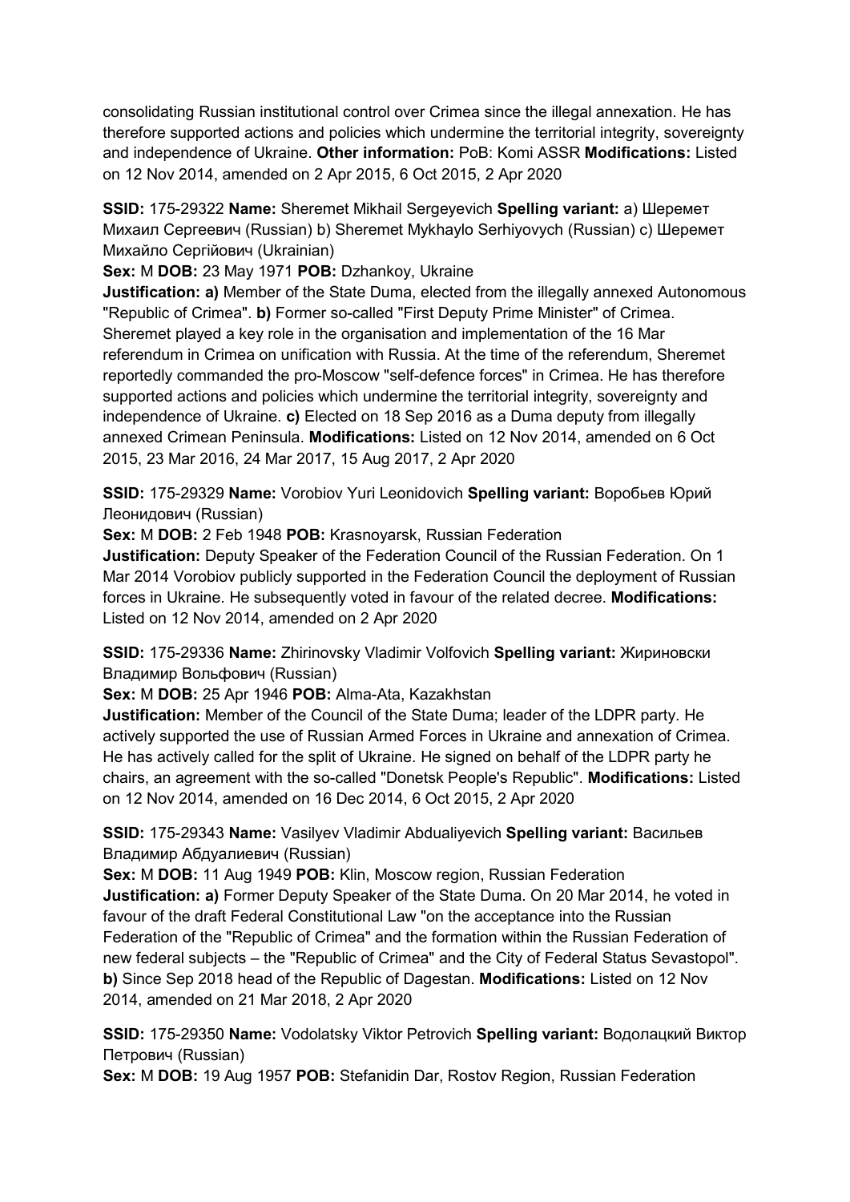consolidating Russian institutional control over Crimea since the illegal annexation. He has therefore supported actions and policies which undermine the territorial integrity, sovereignty and independence of Ukraine. **Other information:** PoB: Komi ASSR **Modifications:** Listed on 12 Nov 2014, amended on 2 Apr 2015, 6 Oct 2015, 2 Apr 2020

**SSID:** 175-29322 **Name:** Sheremet Mikhail Sergeyevich **Spelling variant:** a) Шеремет Михаил Сергеевич (Russian) b) Sheremet Mykhaylo Serhiyovych (Russian) c) Шеремет Михайло Сергійович (Ukrainian)
**Sex:** M **DOB:** 23 May 1971 **POB:** Dzhankoy, Ukraine
**Justification: a)** Member of the State Duma, elected from the illegally annexed Autonomous "Republic of Crimea". **b)** Former so-called "First Deputy Prime Minister" of Crimea. Sheremet played a key role in the organisation and implementation of the 16 Mar referendum in Crimea on unification with Russia. At the time of the referendum, Sheremet reportedly commanded the pro-Moscow "self-defence forces" in Crimea. He has therefore supported actions and policies which undermine the territorial integrity, sovereignty and independence of Ukraine. **c)** Elected on 18 Sep 2016 as a Duma deputy from illegally annexed Crimean Peninsula. **Modifications:** Listed on 12 Nov 2014, amended on 6 Oct 2015, 23 Mar 2016, 24 Mar 2017, 15 Aug 2017, 2 Apr 2020

**SSID:** 175-29329 **Name:** Vorobiov Yuri Leonidovich **Spelling variant:** Воробьев Юрий Леонидович (Russian)
**Sex:** M **DOB:** 2 Feb 1948 **POB:** Krasnoyarsk, Russian Federation
**Justification:** Deputy Speaker of the Federation Council of the Russian Federation. On 1 Mar 2014 Vorobiov publicly supported in the Federation Council the deployment of Russian forces in Ukraine. He subsequently voted in favour of the related decree. **Modifications:** Listed on 12 Nov 2014, amended on 2 Apr 2020

**SSID:** 175-29336 **Name:** Zhirinovsky Vladimir Volfovich **Spelling variant:** Жириновски Владимир Вольфович (Russian)
**Sex:** M **DOB:** 25 Apr 1946 **POB:** Alma-Ata, Kazakhstan
**Justification:** Member of the Council of the State Duma; leader of the LDPR party. He actively supported the use of Russian Armed Forces in Ukraine and annexation of Crimea. He has actively called for the split of Ukraine. He signed on behalf of the LDPR party he chairs, an agreement with the so-called "Donetsk People's Republic". **Modifications:** Listed on 12 Nov 2014, amended on 16 Dec 2014, 6 Oct 2015, 2 Apr 2020

**SSID:** 175-29343 **Name:** Vasilyev Vladimir Abdualiyevich **Spelling variant:** Васильев Владимир Абдуалиевич (Russian)
**Sex:** M **DOB:** 11 Aug 1949 **POB:** Klin, Moscow region, Russian Federation
**Justification: a)** Former Deputy Speaker of the State Duma. On 20 Mar 2014, he voted in favour of the draft Federal Constitutional Law "on the acceptance into the Russian Federation of the "Republic of Crimea" and the formation within the Russian Federation of new federal subjects – the "Republic of Crimea" and the City of Federal Status Sevastopol". **b)** Since Sep 2018 head of the Republic of Dagestan. **Modifications:** Listed on 12 Nov 2014, amended on 21 Mar 2018, 2 Apr 2020

**SSID:** 175-29350 **Name:** Vodolatsky Viktor Petrovich **Spelling variant:** Водолацкий Виктор Петрович (Russian)
**Sex:** M **DOB:** 19 Aug 1957 **POB:** Stefanidin Dar, Rostov Region, Russian Federation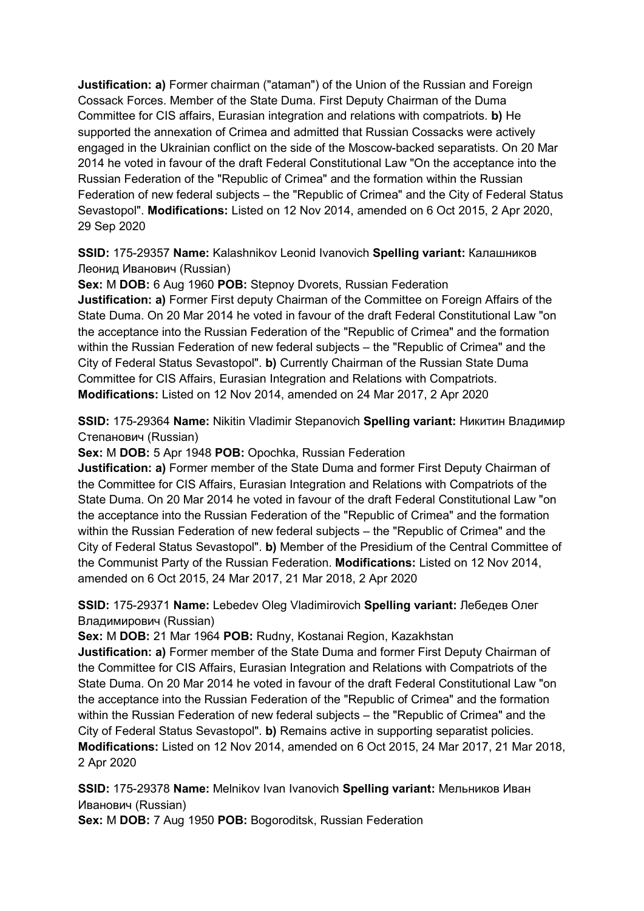**Justification: a)** Former chairman ("ataman") of the Union of the Russian and Foreign Cossack Forces. Member of the State Duma. First Deputy Chairman of the Duma Committee for CIS affairs, Eurasian integration and relations with compatriots. **b)** He supported the annexation of Crimea and admitted that Russian Cossacks were actively engaged in the Ukrainian conflict on the side of the Moscow-backed separatists. On 20 Mar 2014 he voted in favour of the draft Federal Constitutional Law "On the acceptance into the Russian Federation of the "Republic of Crimea" and the formation within the Russian Federation of new federal subjects – the "Republic of Crimea" and the City of Federal Status Sevastopol". **Modifications:** Listed on 12 Nov 2014, amended on 6 Oct 2015, 2 Apr 2020, 29 Sep 2020

**SSID:** 175-29357 **Name:** Kalashnikov Leonid Ivanovich **Spelling variant:** Калашников Леонид Иванович (Russian)
**Sex:** M **DOB:** 6 Aug 1960 **POB:** Stepnoy Dvorets, Russian Federation
**Justification: a)** Former First deputy Chairman of the Committee on Foreign Affairs of the State Duma. On 20 Mar 2014 he voted in favour of the draft Federal Constitutional Law "on the acceptance into the Russian Federation of the "Republic of Crimea" and the formation within the Russian Federation of new federal subjects – the "Republic of Crimea" and the City of Federal Status Sevastopol". **b)** Currently Chairman of the Russian State Duma Committee for CIS Affairs, Eurasian Integration and Relations with Compatriots.
**Modifications:** Listed on 12 Nov 2014, amended on 24 Mar 2017, 2 Apr 2020

**SSID:** 175-29364 **Name:** Nikitin Vladimir Stepanovich **Spelling variant:** Никитин Владимир Степанович (Russian)
**Sex:** M **DOB:** 5 Apr 1948 **POB:** Opochka, Russian Federation
**Justification: a)** Former member of the State Duma and former First Deputy Chairman of the Committee for CIS Affairs, Eurasian Integration and Relations with Compatriots of the State Duma. On 20 Mar 2014 he voted in favour of the draft Federal Constitutional Law "on the acceptance into the Russian Federation of the "Republic of Crimea" and the formation within the Russian Federation of new federal subjects – the "Republic of Crimea" and the City of Federal Status Sevastopol". **b)** Member of the Presidium of the Central Committee of the Communist Party of the Russian Federation. **Modifications:** Listed on 12 Nov 2014, amended on 6 Oct 2015, 24 Mar 2017, 21 Mar 2018, 2 Apr 2020

**SSID:** 175-29371 **Name:** Lebedev Oleg Vladimirovich **Spelling variant:** Лебедев Олег Владимирович (Russian)
**Sex:** M **DOB:** 21 Mar 1964 **POB:** Rudny, Kostanai Region, Kazakhstan
**Justification: a)** Former member of the State Duma and former First Deputy Chairman of the Committee for CIS Affairs, Eurasian Integration and Relations with Compatriots of the State Duma. On 20 Mar 2014 he voted in favour of the draft Federal Constitutional Law "on the acceptance into the Russian Federation of the "Republic of Crimea" and the formation within the Russian Federation of new federal subjects – the "Republic of Crimea" and the City of Federal Status Sevastopol". **b)** Remains active in supporting separatist policies.
**Modifications:** Listed on 12 Nov 2014, amended on 6 Oct 2015, 24 Mar 2017, 21 Mar 2018, 2 Apr 2020

**SSID:** 175-29378 **Name:** Melnikov Ivan Ivanovich **Spelling variant:** Мельников Иван Иванович (Russian)
**Sex:** M **DOB:** 7 Aug 1950 **POB:** Bogoroditsk, Russian Federation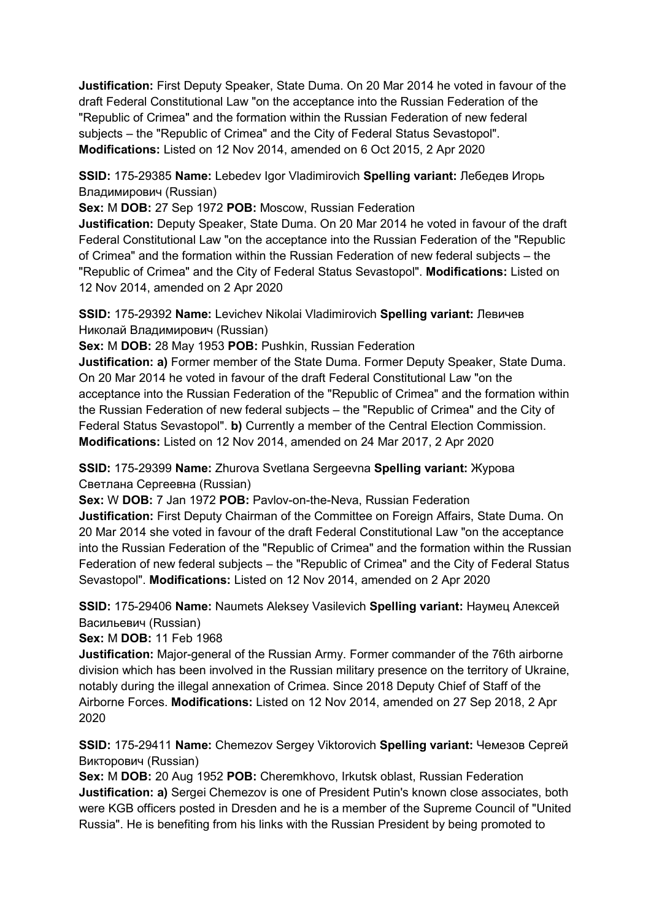**Justification:** First Deputy Speaker, State Duma. On 20 Mar 2014 he voted in favour of the draft Federal Constitutional Law "on the acceptance into the Russian Federation of the "Republic of Crimea" and the formation within the Russian Federation of new federal subjects – the "Republic of Crimea" and the City of Federal Status Sevastopol". **Modifications:** Listed on 12 Nov 2014, amended on 6 Oct 2015, 2 Apr 2020

**SSID:** 175-29385 **Name:** Lebedev Igor Vladimirovich **Spelling variant:** Лебедев Игорь Владимирович (Russian)
**Sex:** M **DOB:** 27 Sep 1972 **POB:** Moscow, Russian Federation
**Justification:** Deputy Speaker, State Duma. On 20 Mar 2014 he voted in favour of the draft Federal Constitutional Law "on the acceptance into the Russian Federation of the "Republic of Crimea" and the formation within the Russian Federation of new federal subjects – the "Republic of Crimea" and the City of Federal Status Sevastopol". **Modifications:** Listed on 12 Nov 2014, amended on 2 Apr 2020

**SSID:** 175-29392 **Name:** Levichev Nikolai Vladimirovich **Spelling variant:** Левичев Николай Владимирович (Russian)
**Sex:** M **DOB:** 28 May 1953 **POB:** Pushkin, Russian Federation
**Justification: a)** Former member of the State Duma. Former Deputy Speaker, State Duma. On 20 Mar 2014 he voted in favour of the draft Federal Constitutional Law "on the acceptance into the Russian Federation of the "Republic of Crimea" and the formation within the Russian Federation of new federal subjects – the "Republic of Crimea" and the City of Federal Status Sevastopol". **b)** Currently a member of the Central Election Commission. **Modifications:** Listed on 12 Nov 2014, amended on 24 Mar 2017, 2 Apr 2020

**SSID:** 175-29399 **Name:** Zhurova Svetlana Sergeevna **Spelling variant:** Журова Светлана Сергеевна (Russian)
**Sex:** W **DOB:** 7 Jan 1972 **POB:** Pavlov-on-the-Neva, Russian Federation
**Justification:** First Deputy Chairman of the Committee on Foreign Affairs, State Duma. On 20 Mar 2014 she voted in favour of the draft Federal Constitutional Law "on the acceptance into the Russian Federation of the "Republic of Crimea" and the formation within the Russian Federation of new federal subjects – the "Republic of Crimea" and the City of Federal Status Sevastopol". **Modifications:** Listed on 12 Nov 2014, amended on 2 Apr 2020

**SSID:** 175-29406 **Name:** Naumets Aleksey Vasilevich **Spelling variant:** Наумец Алексей Васильевич (Russian)
**Sex:** M **DOB:** 11 Feb 1968
**Justification:** Major-general of the Russian Army. Former commander of the 76th airborne division which has been involved in the Russian military presence on the territory of Ukraine, notably during the illegal annexation of Crimea. Since 2018 Deputy Chief of Staff of the Airborne Forces. **Modifications:** Listed on 12 Nov 2014, amended on 27 Sep 2018, 2 Apr 2020

**SSID:** 175-29411 **Name:** Chemezov Sergey Viktorovich **Spelling variant:** Чемезов Сергей Викторович (Russian)
**Sex:** M **DOB:** 20 Aug 1952 **POB:** Cheremkhovo, Irkutsk oblast, Russian Federation
**Justification: a)** Sergei Chemezov is one of President Putin's known close associates, both were KGB officers posted in Dresden and he is a member of the Supreme Council of "United Russia". He is benefiting from his links with the Russian President by being promoted to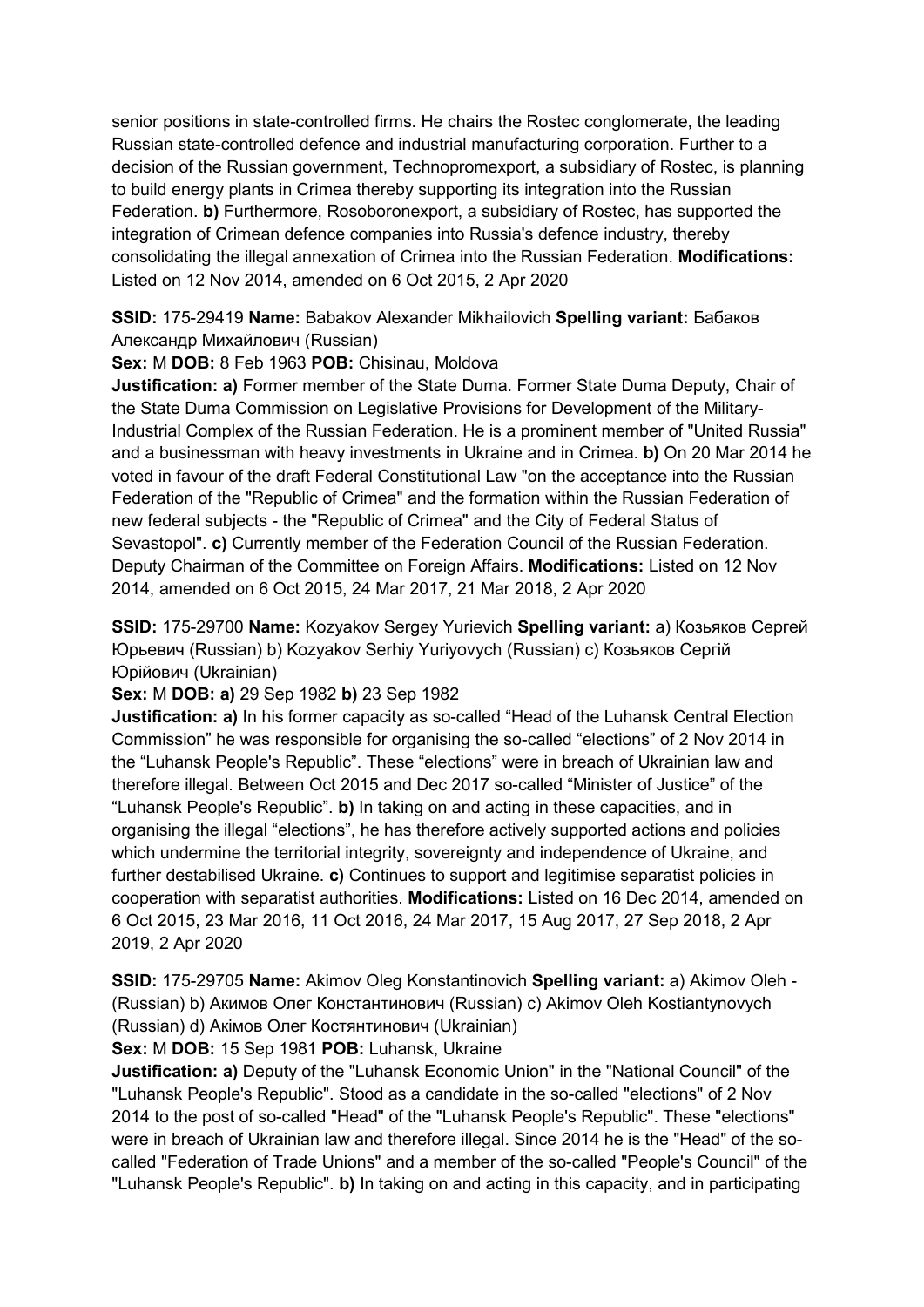senior positions in state-controlled firms. He chairs the Rostec conglomerate, the leading Russian state-controlled defence and industrial manufacturing corporation. Further to a decision of the Russian government, Technopromexport, a subsidiary of Rostec, is planning to build energy plants in Crimea thereby supporting its integration into the Russian Federation. **b)** Furthermore, Rosoboronexport, a subsidiary of Rostec, has supported the integration of Crimean defence companies into Russia's defence industry, thereby consolidating the illegal annexation of Crimea into the Russian Federation. **Modifications:** Listed on 12 Nov 2014, amended on 6 Oct 2015, 2 Apr 2020

**SSID:** 175-29419 **Name:** Babakov Alexander Mikhailovich **Spelling variant:** Бабаков Александр Михайлович (Russian)
**Sex:** M **DOB:** 8 Feb 1963 **POB:** Chisinau, Moldova
**Justification: a)** Former member of the State Duma. Former State Duma Deputy, Chair of the State Duma Commission on Legislative Provisions for Development of the Military-Industrial Complex of the Russian Federation. He is a prominent member of "United Russia" and a businessman with heavy investments in Ukraine and in Crimea. **b)** On 20 Mar 2014 he voted in favour of the draft Federal Constitutional Law "on the acceptance into the Russian Federation of the "Republic of Crimea" and the formation within the Russian Federation of new federal subjects - the "Republic of Crimea" and the City of Federal Status of Sevastopol". **c)** Currently member of the Federation Council of the Russian Federation. Deputy Chairman of the Committee on Foreign Affairs. **Modifications:** Listed on 12 Nov 2014, amended on 6 Oct 2015, 24 Mar 2017, 21 Mar 2018, 2 Apr 2020

**SSID:** 175-29700 **Name:** Kozyakov Sergey Yurievich **Spelling variant:** a) Козьяков Сергей Юрьевич (Russian) b) Kozyakov Serhiy Yuriyovych (Russian) c) Козьяков Сергій Юрійович (Ukrainian)
**Sex:** M **DOB: a)** 29 Sep 1982 **b)** 23 Sep 1982
**Justification: a)** In his former capacity as so-called "Head of the Luhansk Central Election Commission" he was responsible for organising the so-called "elections" of 2 Nov 2014 in the "Luhansk People's Republic". These "elections" were in breach of Ukrainian law and therefore illegal. Between Oct 2015 and Dec 2017 so-called "Minister of Justice" of the "Luhansk People's Republic". **b)** In taking on and acting in these capacities, and in organising the illegal "elections", he has therefore actively supported actions and policies which undermine the territorial integrity, sovereignty and independence of Ukraine, and further destabilised Ukraine. **c)** Continues to support and legitimise separatist policies in cooperation with separatist authorities. **Modifications:** Listed on 16 Dec 2014, amended on 6 Oct 2015, 23 Mar 2016, 11 Oct 2016, 24 Mar 2017, 15 Aug 2017, 27 Sep 2018, 2 Apr 2019, 2 Apr 2020

**SSID:** 175-29705 **Name:** Akimov Oleg Konstantinovich **Spelling variant:** a) Akimov Oleh - (Russian) b) Акимов Олег Константинович (Russian) c) Akimov Oleh Kostiantynovych (Russian) d) Акімов Олег Костянтинович (Ukrainian)
**Sex:** M **DOB:** 15 Sep 1981 **POB:** Luhansk, Ukraine
**Justification: a)** Deputy of the "Luhansk Economic Union" in the "National Council" of the "Luhansk People's Republic". Stood as a candidate in the so-called "elections" of 2 Nov 2014 to the post of so-called "Head" of the "Luhansk People's Republic". These "elections" were in breach of Ukrainian law and therefore illegal. Since 2014 he is the "Head" of the so-called "Federation of Trade Unions" and a member of the so-called "People's Council" of the "Luhansk People's Republic". **b)** In taking on and acting in this capacity, and in participating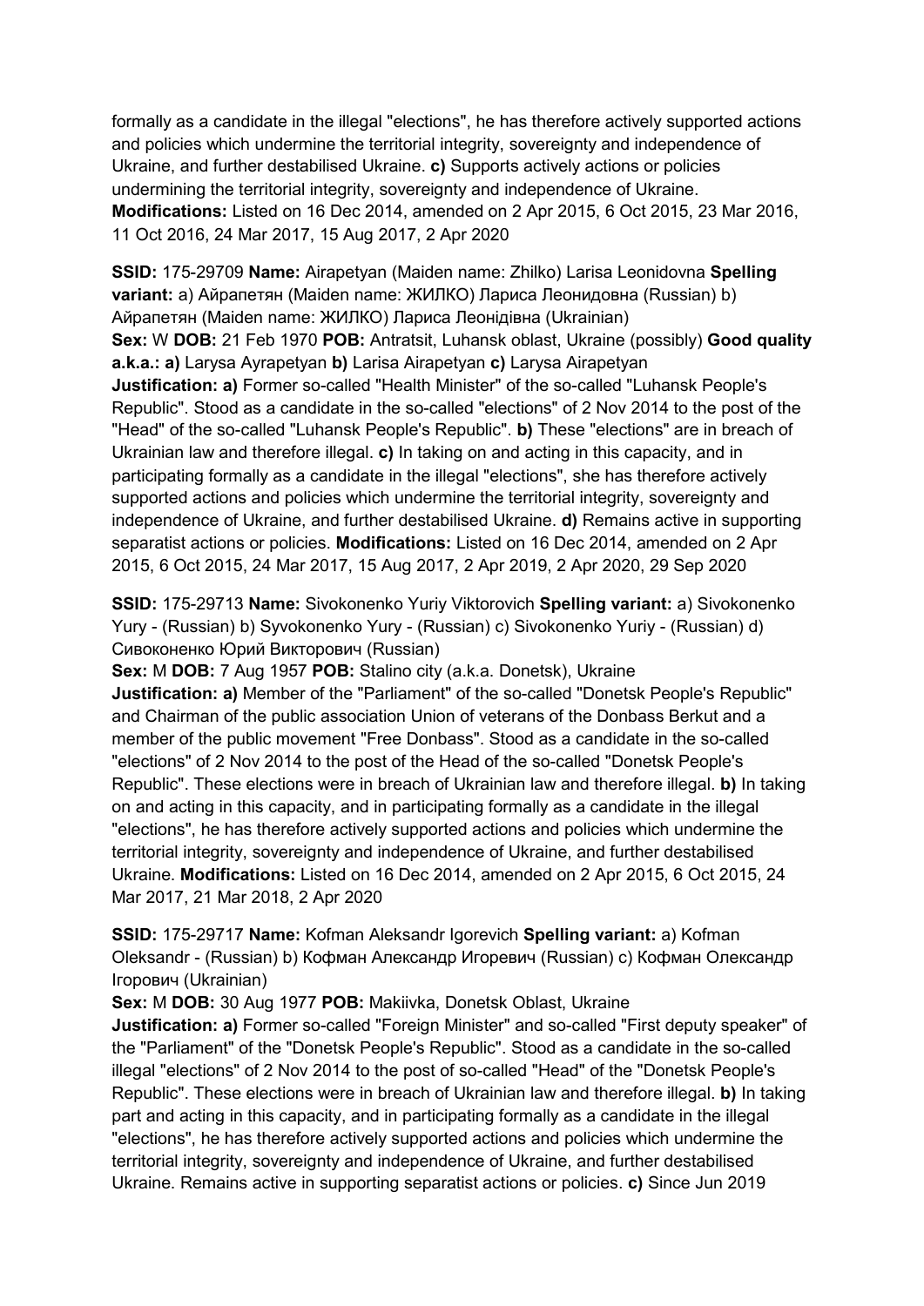formally as a candidate in the illegal "elections", he has therefore actively supported actions and policies which undermine the territorial integrity, sovereignty and independence of Ukraine, and further destabilised Ukraine. **c)** Supports actively actions or policies undermining the territorial integrity, sovereignty and independence of Ukraine. **Modifications:** Listed on 16 Dec 2014, amended on 2 Apr 2015, 6 Oct 2015, 23 Mar 2016, 11 Oct 2016, 24 Mar 2017, 15 Aug 2017, 2 Apr 2020

**SSID:** 175-29709 **Name:** Airapetyan (Maiden name: Zhilko) Larisa Leonidovna **Spelling variant:** a) Айрапетян (Maiden name: ЖИЛКО) Лариса Леонидовна (Russian) b) Айрапетян (Maiden name: ЖИЛКО) Лариса Леонідівна (Ukrainian)
**Sex:** W **DOB:** 21 Feb 1970 **POB:** Antratsit, Luhansk oblast, Ukraine (possibly) **Good quality a.k.a.: a)** Larysa Ayrapetyan **b)** Larisa Airapetyan **c)** Larysa Airapetyan
**Justification: a)** Former so-called "Health Minister" of the so-called "Luhansk People's Republic". Stood as a candidate in the so-called "elections" of 2 Nov 2014 to the post of the "Head" of the so-called "Luhansk People's Republic". **b)** These "elections" are in breach of Ukrainian law and therefore illegal. **c)** In taking on and acting in this capacity, and in participating formally as a candidate in the illegal "elections", she has therefore actively supported actions and policies which undermine the territorial integrity, sovereignty and independence of Ukraine, and further destabilised Ukraine. **d)** Remains active in supporting separatist actions or policies. **Modifications:** Listed on 16 Dec 2014, amended on 2 Apr 2015, 6 Oct 2015, 24 Mar 2017, 15 Aug 2017, 2 Apr 2019, 2 Apr 2020, 29 Sep 2020

**SSID:** 175-29713 **Name:** Sivokonenko Yuriy Viktorovich **Spelling variant:** a) Sivokonenko Yury - (Russian) b) Syvokonenko Yury - (Russian) c) Sivokonenko Yuriy - (Russian) d) Сивоконенко Юрий Викторович (Russian)
**Sex:** M **DOB:** 7 Aug 1957 **POB:** Stalino city (a.k.a. Donetsk), Ukraine
**Justification: a)** Member of the "Parliament" of the so-called "Donetsk People's Republic" and Chairman of the public association Union of veterans of the Donbass Berkut and a member of the public movement "Free Donbass". Stood as a candidate in the so-called "elections" of 2 Nov 2014 to the post of the Head of the so-called "Donetsk People's Republic". These elections were in breach of Ukrainian law and therefore illegal. **b)** In taking on and acting in this capacity, and in participating formally as a candidate in the illegal "elections", he has therefore actively supported actions and policies which undermine the territorial integrity, sovereignty and independence of Ukraine, and further destabilised Ukraine. **Modifications:** Listed on 16 Dec 2014, amended on 2 Apr 2015, 6 Oct 2015, 24 Mar 2017, 21 Mar 2018, 2 Apr 2020

**SSID:** 175-29717 **Name:** Kofman Aleksandr Igorevich **Spelling variant:** a) Kofman Oleksandr - (Russian) b) Кофман Александр Игоревич (Russian) c) Кофман Олександр Ігорович (Ukrainian)
**Sex:** M **DOB:** 30 Aug 1977 **POB:** Makiivka, Donetsk Oblast, Ukraine
**Justification: a)** Former so-called "Foreign Minister" and so-called "First deputy speaker" of the "Parliament" of the "Donetsk People's Republic". Stood as a candidate in the so-called illegal "elections" of 2 Nov 2014 to the post of so-called "Head" of the "Donetsk People's Republic". These elections were in breach of Ukrainian law and therefore illegal. **b)** In taking part and acting in this capacity, and in participating formally as a candidate in the illegal "elections", he has therefore actively supported actions and policies which undermine the territorial integrity, sovereignty and independence of Ukraine, and further destabilised Ukraine. Remains active in supporting separatist actions or policies. **c)** Since Jun 2019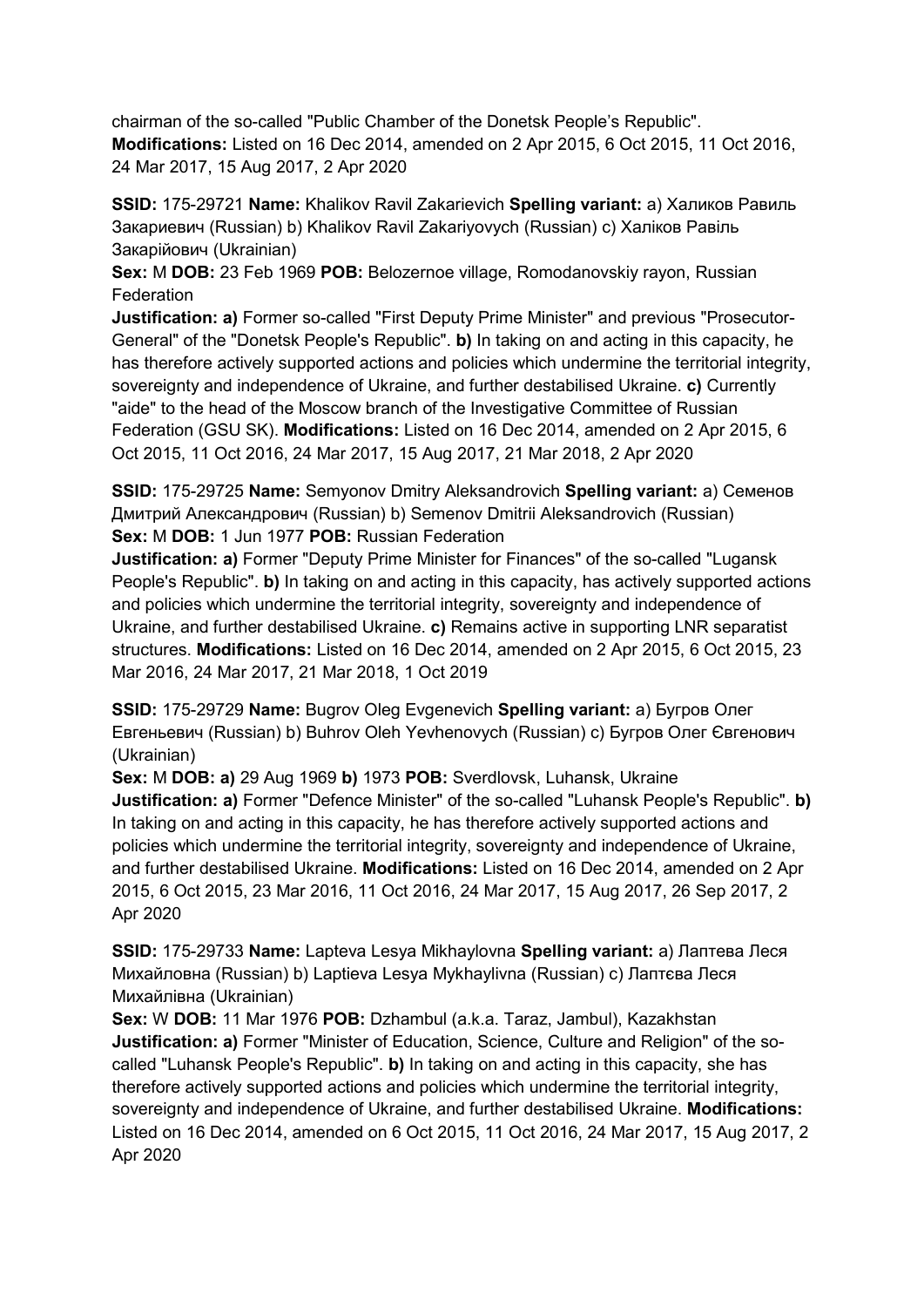chairman of the so-called "Public Chamber of the Donetsk People's Republic". **Modifications:** Listed on 16 Dec 2014, amended on 2 Apr 2015, 6 Oct 2015, 11 Oct 2016, 24 Mar 2017, 15 Aug 2017, 2 Apr 2020

**SSID:** 175-29721 **Name:** Khalikov Ravil Zakarievich **Spelling variant:** a) Халиков Равиль Закариевич (Russian) b) Khalikov Ravil Zakariyovych (Russian) c) Халіков Равіль Закарійович (Ukrainian)
**Sex:** M **DOB:** 23 Feb 1969 **POB:** Belozernoe village, Romodanovskiy rayon, Russian Federation
**Justification: a)** Former so-called "First Deputy Prime Minister" and previous "Prosecutor-General" of the "Donetsk People's Republic". **b)** In taking on and acting in this capacity, he has therefore actively supported actions and policies which undermine the territorial integrity, sovereignty and independence of Ukraine, and further destabilised Ukraine. **c)** Currently "aide" to the head of the Moscow branch of the Investigative Committee of Russian Federation (GSU SK). **Modifications:** Listed on 16 Dec 2014, amended on 2 Apr 2015, 6 Oct 2015, 11 Oct 2016, 24 Mar 2017, 15 Aug 2017, 21 Mar 2018, 2 Apr 2020

**SSID:** 175-29725 **Name:** Semyonov Dmitry Aleksandrovich **Spelling variant:** a) Семенов Дмитрий Александрович (Russian) b) Semenov Dmitrii Aleksandrovich (Russian)
**Sex:** M **DOB:** 1 Jun 1977 **POB:** Russian Federation
**Justification: a)** Former "Deputy Prime Minister for Finances" of the so-called "Lugansk People's Republic". **b)** In taking on and acting in this capacity, has actively supported actions and policies which undermine the territorial integrity, sovereignty and independence of Ukraine, and further destabilised Ukraine. **c)** Remains active in supporting LNR separatist structures. **Modifications:** Listed on 16 Dec 2014, amended on 2 Apr 2015, 6 Oct 2015, 23 Mar 2016, 24 Mar 2017, 21 Mar 2018, 1 Oct 2019

**SSID:** 175-29729 **Name:** Bugrov Oleg Evgenevich **Spelling variant:** a) Бугров Олег Евгеньевич (Russian) b) Buhrov Oleh Yevhenovych (Russian) c) Бугров Олег Євгенович (Ukrainian)
**Sex:** M **DOB: a)** 29 Aug 1969 **b)** 1973 **POB:** Sverdlovsk, Luhansk, Ukraine
**Justification: a)** Former "Defence Minister" of the so-called "Luhansk People's Republic". **b)** In taking on and acting in this capacity, he has therefore actively supported actions and policies which undermine the territorial integrity, sovereignty and independence of Ukraine, and further destabilised Ukraine. **Modifications:** Listed on 16 Dec 2014, amended on 2 Apr 2015, 6 Oct 2015, 23 Mar 2016, 11 Oct 2016, 24 Mar 2017, 15 Aug 2017, 26 Sep 2017, 2 Apr 2020

**SSID:** 175-29733 **Name:** Lapteva Lesya Mikhaylovna **Spelling variant:** a) Лаптева Леся Михайловна (Russian) b) Laptieva Lesya Mykhaylivna (Russian) c) Лаптєва Леся Михайлівна (Ukrainian)
**Sex:** W **DOB:** 11 Mar 1976 **POB:** Dzhambul (a.k.a. Taraz, Jambul), Kazakhstan
**Justification: a)** Former "Minister of Education, Science, Culture and Religion" of the so-called "Luhansk People's Republic". **b)** In taking on and acting in this capacity, she has therefore actively supported actions and policies which undermine the territorial integrity, sovereignty and independence of Ukraine, and further destabilised Ukraine. **Modifications:** Listed on 16 Dec 2014, amended on 6 Oct 2015, 11 Oct 2016, 24 Mar 2017, 15 Aug 2017, 2 Apr 2020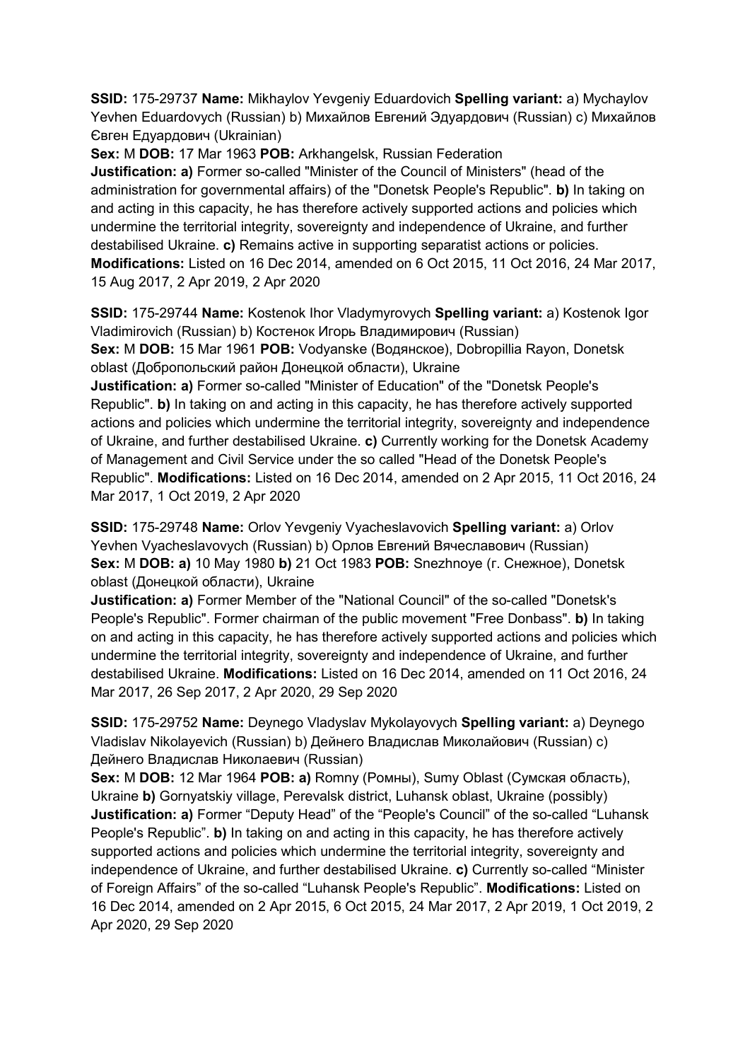**SSID:** 175-29737 **Name:** Mikhaylov Yevgeniy Eduardovich **Spelling variant:** a) Mychaylov Yevhen Eduardovych (Russian) b) Михайлов Евгений Эдуардович (Russian) c) Михайлов Євген Едуардович (Ukrainian)

**Sex:** M **DOB:** 17 Mar 1963 **POB:** Arkhangelsk, Russian Federation

**Justification: a)** Former so-called "Minister of the Council of Ministers" (head of the administration for governmental affairs) of the "Donetsk People's Republic". **b)** In taking on and acting in this capacity, he has therefore actively supported actions and policies which undermine the territorial integrity, sovereignty and independence of Ukraine, and further destabilised Ukraine. **c)** Remains active in supporting separatist actions or policies. **Modifications:** Listed on 16 Dec 2014, amended on 6 Oct 2015, 11 Oct 2016, 24 Mar 2017, 15 Aug 2017, 2 Apr 2019, 2 Apr 2020

**SSID:** 175-29744 **Name:** Kostenok Ihor Vladymyrovych **Spelling variant:** a) Kostenok Igor Vladimirovich (Russian) b) Костенок Игорь Владимирович (Russian)

**Sex:** M **DOB:** 15 Mar 1961 **POB:** Vodyanske (Водянское), Dobropillia Rayon, Donetsk oblast (Добропольский район Донецкой области), Ukraine

**Justification: a)** Former so-called "Minister of Education" of the "Donetsk People's Republic". **b)** In taking on and acting in this capacity, he has therefore actively supported actions and policies which undermine the territorial integrity, sovereignty and independence of Ukraine, and further destabilised Ukraine. **c)** Currently working for the Donetsk Academy of Management and Civil Service under the so called "Head of the Donetsk People's Republic". **Modifications:** Listed on 16 Dec 2014, amended on 2 Apr 2015, 11 Oct 2016, 24 Mar 2017, 1 Oct 2019, 2 Apr 2020

**SSID:** 175-29748 **Name:** Orlov Yevgeniy Vyacheslavovich **Spelling variant:** a) Orlov Yevhen Vyacheslavovych (Russian) b) Орлов Евгений Вячеславович (Russian)

**Sex:** M **DOB: a)** 10 May 1980 **b)** 21 Oct 1983 **POB:** Snezhnoye (г. Снежное), Donetsk oblast (Донецкой области), Ukraine

**Justification: a)** Former Member of the "National Council" of the so-called "Donetsk's People's Republic". Former chairman of the public movement "Free Donbass". **b)** In taking on and acting in this capacity, he has therefore actively supported actions and policies which undermine the territorial integrity, sovereignty and independence of Ukraine, and further destabilised Ukraine. **Modifications:** Listed on 16 Dec 2014, amended on 11 Oct 2016, 24 Mar 2017, 26 Sep 2017, 2 Apr 2020, 29 Sep 2020

**SSID:** 175-29752 **Name:** Deynego Vladyslav Mykolayovych **Spelling variant:** a) Deynego Vladislav Nikolayevich (Russian) b) Дейнего Владислав Миколайович (Russian) c) Дейнего Владислав Николаевич (Russian)

**Sex:** M **DOB:** 12 Mar 1964 **POB: a)** Romny (Ромны), Sumy Oblast (Сумская область), Ukraine **b)** Gornyatskiy village, Perevalsk district, Luhansk oblast, Ukraine (possibly)

**Justification: a)** Former "Deputy Head" of the "People's Council" of the so-called "Luhansk People's Republic". **b)** In taking on and acting in this capacity, he has therefore actively supported actions and policies which undermine the territorial integrity, sovereignty and independence of Ukraine, and further destabilised Ukraine. **c)** Currently so-called "Minister of Foreign Affairs" of the so-called "Luhansk People's Republic". **Modifications:** Listed on 16 Dec 2014, amended on 2 Apr 2015, 6 Oct 2015, 24 Mar 2017, 2 Apr 2019, 1 Oct 2019, 2 Apr 2020, 29 Sep 2020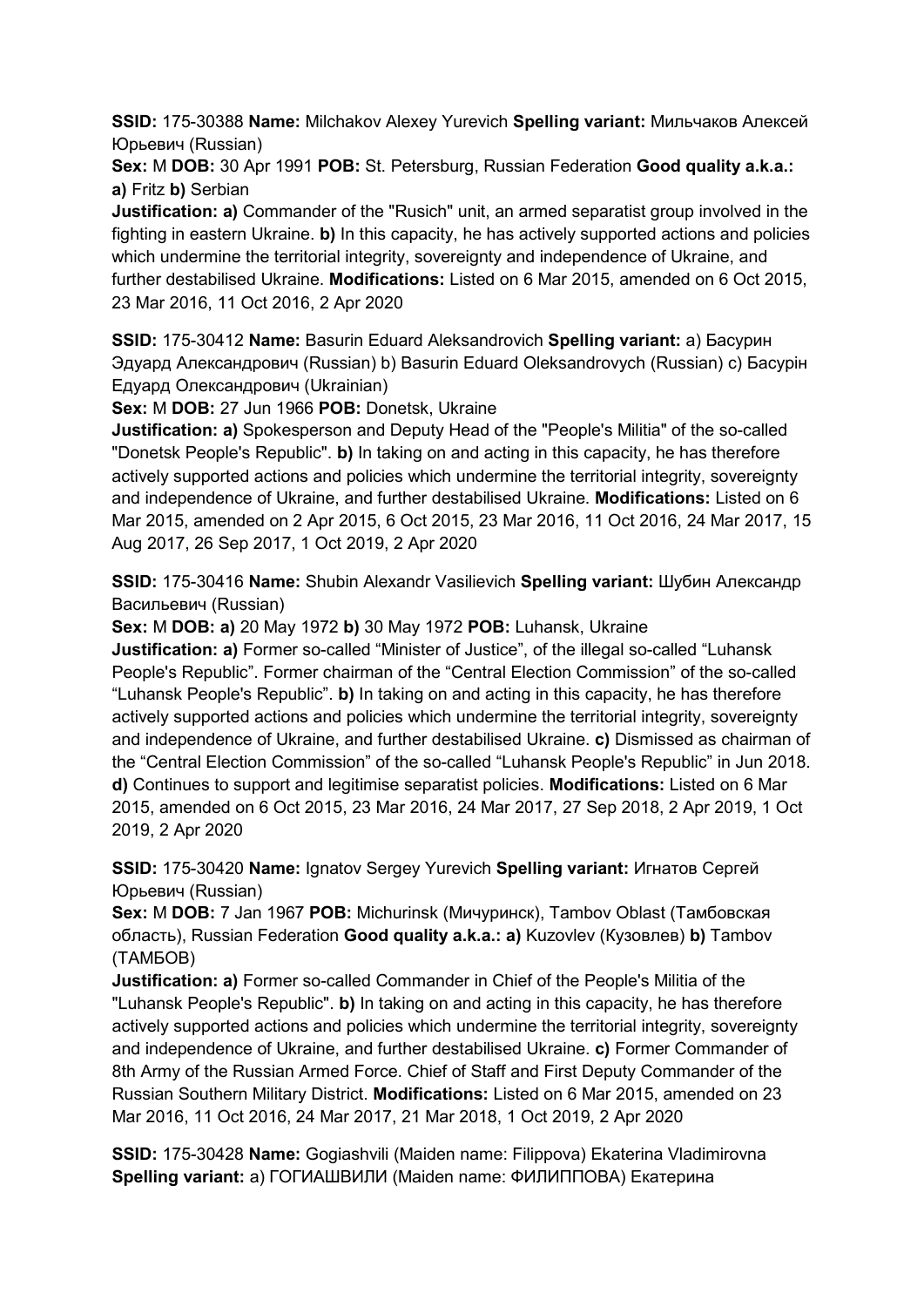**SSID:** 175-30388 **Name:** Milchakov Alexey Yurevich **Spelling variant:** Мильчаков Алексей Юрьевич (Russian)
**Sex:** M **DOB:** 30 Apr 1991 **POB:** St. Petersburg, Russian Federation **Good quality a.k.a.:** **a)** Fritz **b)** Serbian
**Justification: a)** Commander of the "Rusich" unit, an armed separatist group involved in the fighting in eastern Ukraine. **b)** In this capacity, he has actively supported actions and policies which undermine the territorial integrity, sovereignty and independence of Ukraine, and further destabilised Ukraine. **Modifications:** Listed on 6 Mar 2015, amended on 6 Oct 2015, 23 Mar 2016, 11 Oct 2016, 2 Apr 2020

**SSID:** 175-30412 **Name:** Basurin Eduard Aleksandrovich **Spelling variant:** a) Басурин Эдуард Александрович (Russian) b) Basurin Eduard Oleksandrovych (Russian) c) Басурін Едуард Олександрович (Ukrainian)
**Sex:** M **DOB:** 27 Jun 1966 **POB:** Donetsk, Ukraine
**Justification: a)** Spokesperson and Deputy Head of the "People's Militia" of the so-called "Donetsk People's Republic". **b)** In taking on and acting in this capacity, he has therefore actively supported actions and policies which undermine the territorial integrity, sovereignty and independence of Ukraine, and further destabilised Ukraine. **Modifications:** Listed on 6 Mar 2015, amended on 2 Apr 2015, 6 Oct 2015, 23 Mar 2016, 11 Oct 2016, 24 Mar 2017, 15 Aug 2017, 26 Sep 2017, 1 Oct 2019, 2 Apr 2020

**SSID:** 175-30416 **Name:** Shubin Alexandr Vasilievich **Spelling variant:** Шубин Александр Васильевич (Russian)
**Sex:** M **DOB: a)** 20 May 1972 **b)** 30 May 1972 **POB:** Luhansk, Ukraine
**Justification: a)** Former so-called "Minister of Justice", of the illegal so-called "Luhansk People's Republic". Former chairman of the "Central Election Commission" of the so-called "Luhansk People's Republic". **b)** In taking on and acting in this capacity, he has therefore actively supported actions and policies which undermine the territorial integrity, sovereignty and independence of Ukraine, and further destabilised Ukraine. **c)** Dismissed as chairman of the "Central Election Commission" of the so-called "Luhansk People's Republic" in Jun 2018. **d)** Continues to support and legitimise separatist policies. **Modifications:** Listed on 6 Mar 2015, amended on 6 Oct 2015, 23 Mar 2016, 24 Mar 2017, 27 Sep 2018, 2 Apr 2019, 1 Oct 2019, 2 Apr 2020

**SSID:** 175-30420 **Name:** Ignatov Sergey Yurevich **Spelling variant:** Игнатов Сергей Юрьевич (Russian)
**Sex:** M **DOB:** 7 Jan 1967 **POB:** Michurinsk (Мичуринск), Tambov Oblast (Тамбовская область), Russian Federation **Good quality a.k.a.: a)** Kuzovlev (Кузовлев) **b)** Tambov (ТАМБОВ)
**Justification: a)** Former so-called Commander in Chief of the People's Militia of the "Luhansk People's Republic". **b)** In taking on and acting in this capacity, he has therefore actively supported actions and policies which undermine the territorial integrity, sovereignty and independence of Ukraine, and further destabilised Ukraine. **c)** Former Commander of 8th Army of the Russian Armed Force. Chief of Staff and First Deputy Commander of the Russian Southern Military District. **Modifications:** Listed on 6 Mar 2015, amended on 23 Mar 2016, 11 Oct 2016, 24 Mar 2017, 21 Mar 2018, 1 Oct 2019, 2 Apr 2020

**SSID:** 175-30428 **Name:** Gogiashvili (Maiden name: Filippova) Ekaterina Vladimirovna **Spelling variant:** a) ГОГИАШВИЛИ (Maiden name: ФИЛИППОВА) Екатерина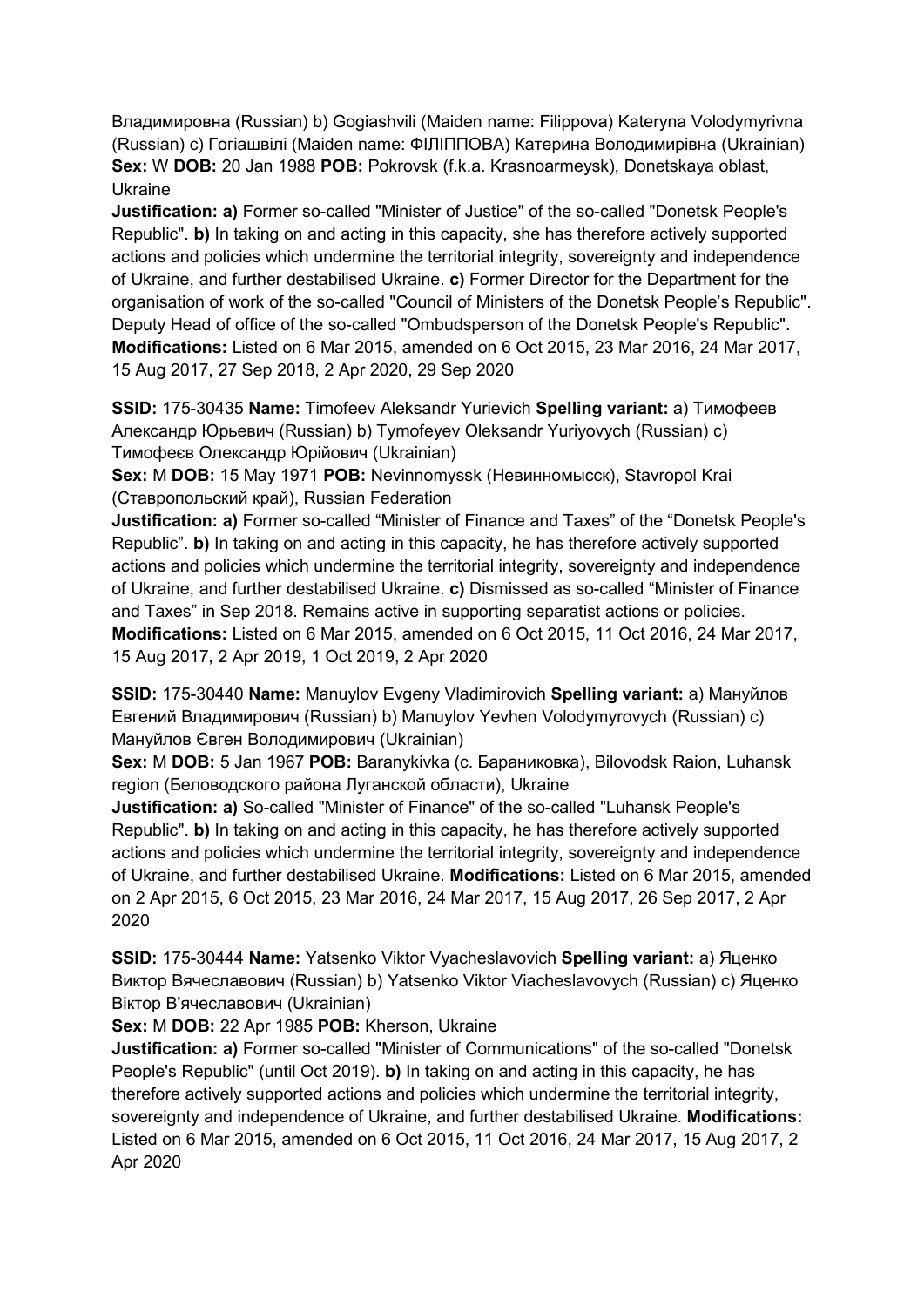Владимировна (Russian) b) Gogiashvili (Maiden name: Filippova) Kateryna Volodymyrivna (Russian) c) Гогіашвілі (Maiden name: ФІЛІППОВА) Катерина Володимирівна (Ukrainian) **Sex:** W **DOB:** 20 Jan 1988 **POB:** Pokrovsk (f.k.a. Krasnoarmeysk), Donetskaya oblast, Ukraine

**Justification: a)** Former so-called "Minister of Justice" of the so-called "Donetsk People's Republic". **b)** In taking on and acting in this capacity, she has therefore actively supported actions and policies which undermine the territorial integrity, sovereignty and independence of Ukraine, and further destabilised Ukraine. **c)** Former Director for the Department for the organisation of work of the so-called "Council of Ministers of the Donetsk People's Republic". Deputy Head of office of the so-called "Ombudsperson of the Donetsk People's Republic". **Modifications:** Listed on 6 Mar 2015, amended on 6 Oct 2015, 23 Mar 2016, 24 Mar 2017, 15 Aug 2017, 27 Sep 2018, 2 Apr 2020, 29 Sep 2020

**SSID:** 175-30435 **Name:** Timofeev Aleksandr Yurievich **Spelling variant:** a) Тимофеев Александр Юрьевич (Russian) b) Tymofeyev Oleksandr Yuriyovych (Russian) c) Тимофєєв Олександр Юрійович (Ukrainian)

**Sex:** M **DOB:** 15 May 1971 **POB:** Nevinnomyssk (Невинномысск), Stavropol Krai (Ставропольский край), Russian Federation

**Justification: a)** Former so-called "Minister of Finance and Taxes" of the "Donetsk People's Republic". **b)** In taking on and acting in this capacity, he has therefore actively supported actions and policies which undermine the territorial integrity, sovereignty and independence of Ukraine, and further destabilised Ukraine. **c)** Dismissed as so-called "Minister of Finance and Taxes" in Sep 2018. Remains active in supporting separatist actions or policies. **Modifications:** Listed on 6 Mar 2015, amended on 6 Oct 2015, 11 Oct 2016, 24 Mar 2017, 15 Aug 2017, 2 Apr 2019, 1 Oct 2019, 2 Apr 2020

**SSID:** 175-30440 **Name:** Manuylov Evgeny Vladimirovich **Spelling variant:** a) Мануйлов Евгений Владимирович (Russian) b) Manuylov Yevhen Volodymyrovych (Russian) c) Мануйлов Євген Володимирович (Ukrainian)

**Sex:** M **DOB:** 5 Jan 1967 **POB:** Baranykivka (с. Бараниковка), Bilovodsk Raion, Luhansk region (Беловодского района Луганской области), Ukraine

**Justification: a)** So-called "Minister of Finance" of the so-called "Luhansk People's Republic". **b)** In taking on and acting in this capacity, he has therefore actively supported actions and policies which undermine the territorial integrity, sovereignty and independence of Ukraine, and further destabilised Ukraine. **Modifications:** Listed on 6 Mar 2015, amended on 2 Apr 2015, 6 Oct 2015, 23 Mar 2016, 24 Mar 2017, 15 Aug 2017, 26 Sep 2017, 2 Apr 2020

**SSID:** 175-30444 **Name:** Yatsenko Viktor Vyacheslavovich **Spelling variant:** a) Яценко Виктор Вячеславович (Russian) b) Yatsenko Viktor Viacheslavovych (Russian) c) Яценко Віктор В'ячеславович (Ukrainian)

**Sex:** M **DOB:** 22 Apr 1985 **POB:** Kherson, Ukraine

**Justification: a)** Former so-called "Minister of Communications" of the so-called "Donetsk People's Republic" (until Oct 2019). **b)** In taking on and acting in this capacity, he has therefore actively supported actions and policies which undermine the territorial integrity, sovereignty and independence of Ukraine, and further destabilised Ukraine. **Modifications:** Listed on 6 Mar 2015, amended on 6 Oct 2015, 11 Oct 2016, 24 Mar 2017, 15 Aug 2017, 2 Apr 2020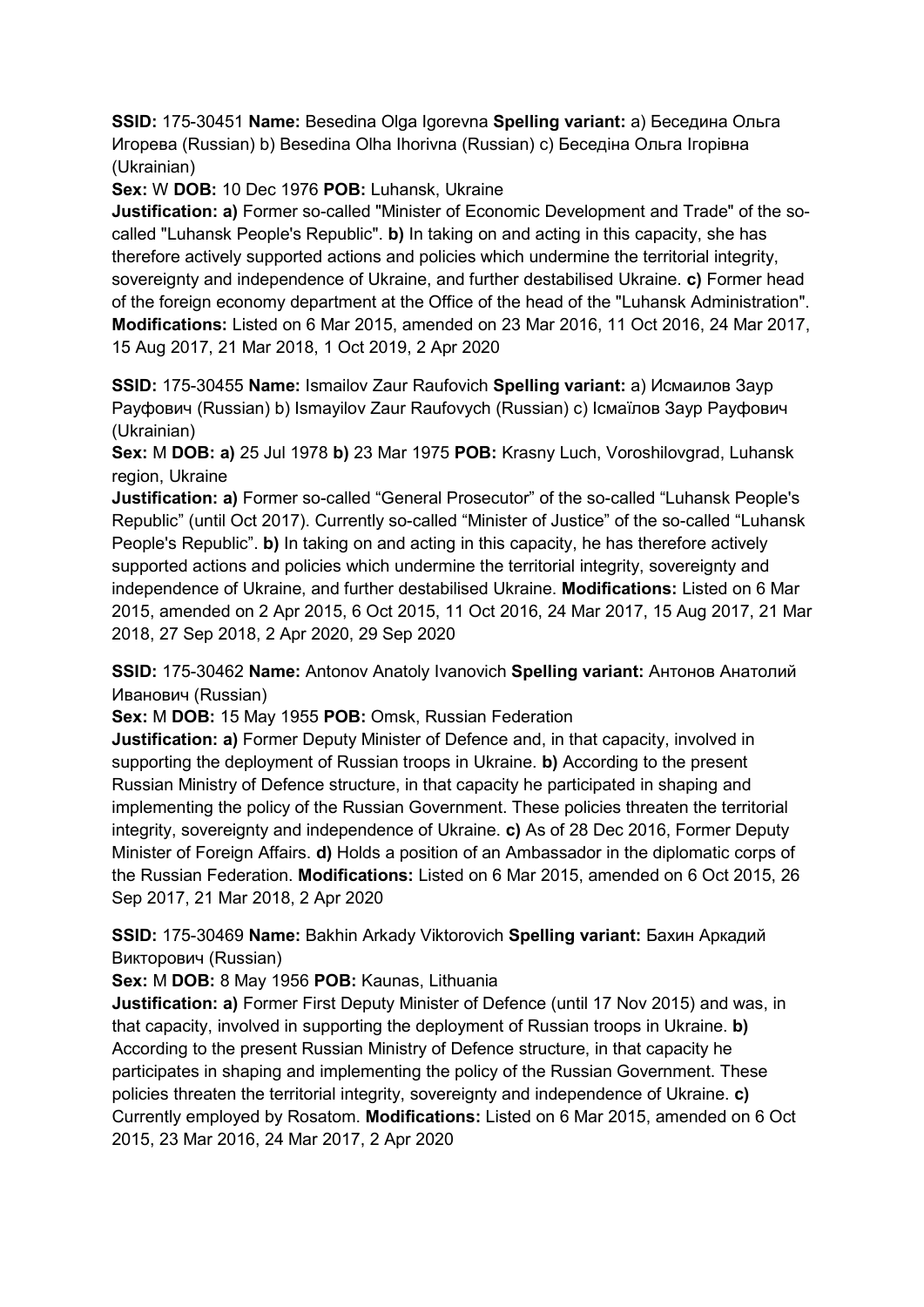**SSID:** 175-30451 **Name:** Besedina Olga Igorevna **Spelling variant:** a) Беседина Ольга Игорева (Russian) b) Besedina Olha Ihorivna (Russian) c) Беседіна Ольга Ігорівна (Ukrainian)

**Sex:** W **DOB:** 10 Dec 1976 **POB:** Luhansk, Ukraine

**Justification: a)** Former so-called "Minister of Economic Development and Trade" of the so-called "Luhansk People's Republic". **b)** In taking on and acting in this capacity, she has therefore actively supported actions and policies which undermine the territorial integrity, sovereignty and independence of Ukraine, and further destabilised Ukraine. **c)** Former head of the foreign economy department at the Office of the head of the "Luhansk Administration". **Modifications:** Listed on 6 Mar 2015, amended on 23 Mar 2016, 11 Oct 2016, 24 Mar 2017, 15 Aug 2017, 21 Mar 2018, 1 Oct 2019, 2 Apr 2020

**SSID:** 175-30455 **Name:** Ismailov Zaur Raufovich **Spelling variant:** a) Исмаилов Заур Рауфович (Russian) b) Ismayilov Zaur Raufovych (Russian) c) Ісмаїлов Заур Рауфович (Ukrainian)

**Sex:** M **DOB: a)** 25 Jul 1978 **b)** 23 Mar 1975 **POB:** Krasny Luch, Voroshilovgrad, Luhansk region, Ukraine

**Justification: a)** Former so-called "General Prosecutor" of the so-called "Luhansk People's Republic" (until Oct 2017). Currently so-called "Minister of Justice" of the so-called "Luhansk People's Republic". **b)** In taking on and acting in this capacity, he has therefore actively supported actions and policies which undermine the territorial integrity, sovereignty and independence of Ukraine, and further destabilised Ukraine. **Modifications:** Listed on 6 Mar 2015, amended on 2 Apr 2015, 6 Oct 2015, 11 Oct 2016, 24 Mar 2017, 15 Aug 2017, 21 Mar 2018, 27 Sep 2018, 2 Apr 2020, 29 Sep 2020

**SSID:** 175-30462 **Name:** Antonov Anatoly Ivanovich **Spelling variant:** Антонов Анатолий Иванович (Russian)

**Sex:** M **DOB:** 15 May 1955 **POB:** Omsk, Russian Federation

**Justification: a)** Former Deputy Minister of Defence and, in that capacity, involved in supporting the deployment of Russian troops in Ukraine. **b)** According to the present Russian Ministry of Defence structure, in that capacity he participated in shaping and implementing the policy of the Russian Government. These policies threaten the territorial integrity, sovereignty and independence of Ukraine. **c)** As of 28 Dec 2016, Former Deputy Minister of Foreign Affairs. **d)** Holds a position of an Ambassador in the diplomatic corps of the Russian Federation. **Modifications:** Listed on 6 Mar 2015, amended on 6 Oct 2015, 26 Sep 2017, 21 Mar 2018, 2 Apr 2020

**SSID:** 175-30469 **Name:** Bakhin Arkady Viktorovich **Spelling variant:** Бахин Аркадий Викторович (Russian)

**Sex:** M **DOB:** 8 May 1956 **POB:** Kaunas, Lithuania

**Justification: a)** Former First Deputy Minister of Defence (until 17 Nov 2015) and was, in that capacity, involved in supporting the deployment of Russian troops in Ukraine. **b)** According to the present Russian Ministry of Defence structure, in that capacity he participates in shaping and implementing the policy of the Russian Government. These policies threaten the territorial integrity, sovereignty and independence of Ukraine. **c)** Currently employed by Rosatom. **Modifications:** Listed on 6 Mar 2015, amended on 6 Oct 2015, 23 Mar 2016, 24 Mar 2017, 2 Apr 2020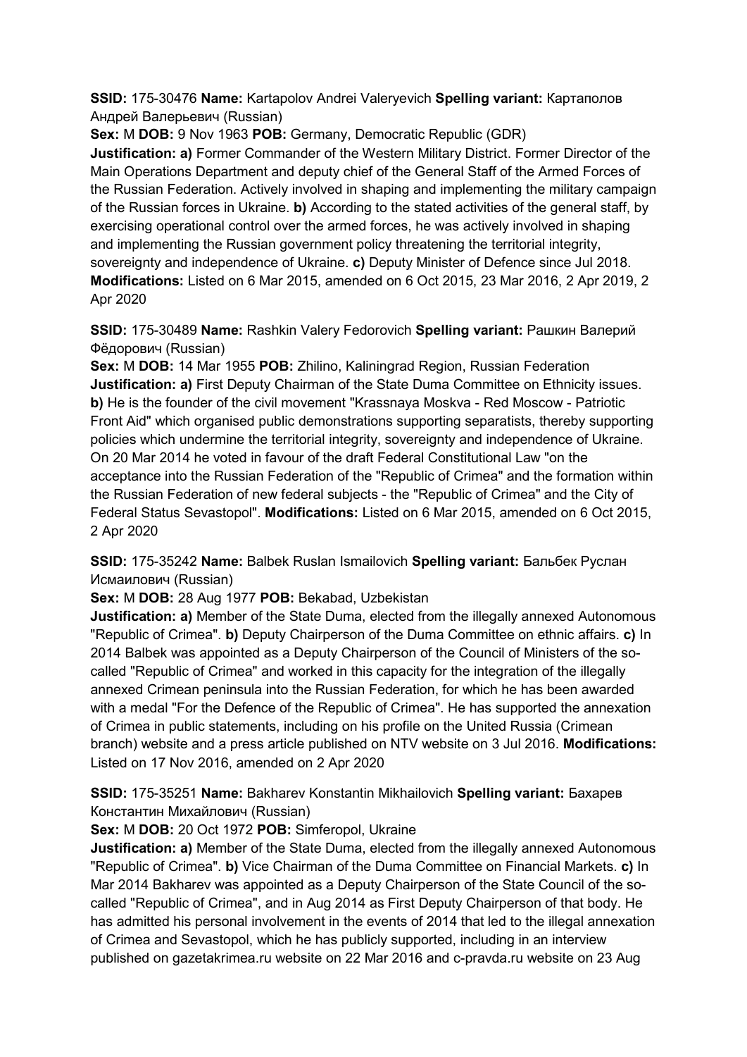**SSID:** 175-30476 **Name:** Kartapolov Andrei Valeryevich **Spelling variant:** Картаполов Андрей Валерьевич (Russian)

**Sex:** M **DOB:** 9 Nov 1963 **POB:** Germany, Democratic Republic (GDR)

**Justification: a)** Former Commander of the Western Military District. Former Director of the Main Operations Department and deputy chief of the General Staff of the Armed Forces of the Russian Federation. Actively involved in shaping and implementing the military campaign of the Russian forces in Ukraine. **b)** According to the stated activities of the general staff, by exercising operational control over the armed forces, he was actively involved in shaping and implementing the Russian government policy threatening the territorial integrity, sovereignty and independence of Ukraine. **c)** Deputy Minister of Defence since Jul 2018. **Modifications:** Listed on 6 Mar 2015, amended on 6 Oct 2015, 23 Mar 2016, 2 Apr 2019, 2 Apr 2020

**SSID:** 175-30489 **Name:** Rashkin Valery Fedorovich **Spelling variant:** Рашкин Валерий Фёдорович (Russian)

**Sex:** M **DOB:** 14 Mar 1955 **POB:** Zhilino, Kaliningrad Region, Russian Federation

**Justification: a)** First Deputy Chairman of the State Duma Committee on Ethnicity issues. **b)** He is the founder of the civil movement "Krassnaya Moskva - Red Moscow - Patriotic Front Aid" which organised public demonstrations supporting separatists, thereby supporting policies which undermine the territorial integrity, sovereignty and independence of Ukraine. On 20 Mar 2014 he voted in favour of the draft Federal Constitutional Law "on the acceptance into the Russian Federation of the "Republic of Crimea" and the formation within the Russian Federation of new federal subjects - the "Republic of Crimea" and the City of Federal Status Sevastopol". **Modifications:** Listed on 6 Mar 2015, amended on 6 Oct 2015, 2 Apr 2020

**SSID:** 175-35242 **Name:** Balbek Ruslan Ismailovich **Spelling variant:** Бальбек Руслан Исмаилович (Russian)

**Sex:** M **DOB:** 28 Aug 1977 **POB:** Bekabad, Uzbekistan

**Justification: a)** Member of the State Duma, elected from the illegally annexed Autonomous "Republic of Crimea". **b)** Deputy Chairperson of the Duma Committee on ethnic affairs. **c)** In 2014 Balbek was appointed as a Deputy Chairperson of the Council of Ministers of the so-called "Republic of Crimea" and worked in this capacity for the integration of the illegally annexed Crimean peninsula into the Russian Federation, for which he has been awarded with a medal "For the Defence of the Republic of Crimea". He has supported the annexation of Crimea in public statements, including on his profile on the United Russia (Crimean branch) website and a press article published on NTV website on 3 Jul 2016. **Modifications:** Listed on 17 Nov 2016, amended on 2 Apr 2020

**SSID:** 175-35251 **Name:** Bakharev Konstantin Mikhailovich **Spelling variant:** Бахарев Константин Михайлович (Russian)

**Sex:** M **DOB:** 20 Oct 1972 **POB:** Simferopol, Ukraine

**Justification: a)** Member of the State Duma, elected from the illegally annexed Autonomous "Republic of Crimea". **b)** Vice Chairman of the Duma Committee on Financial Markets. **c)** In Mar 2014 Bakharev was appointed as a Deputy Chairperson of the State Council of the so-called "Republic of Crimea", and in Aug 2014 as First Deputy Chairperson of that body. He has admitted his personal involvement in the events of 2014 that led to the illegal annexation of Crimea and Sevastopol, which he has publicly supported, including in an interview published on gazetakrimea.ru website on 22 Mar 2016 and c-pravda.ru website on 23 Aug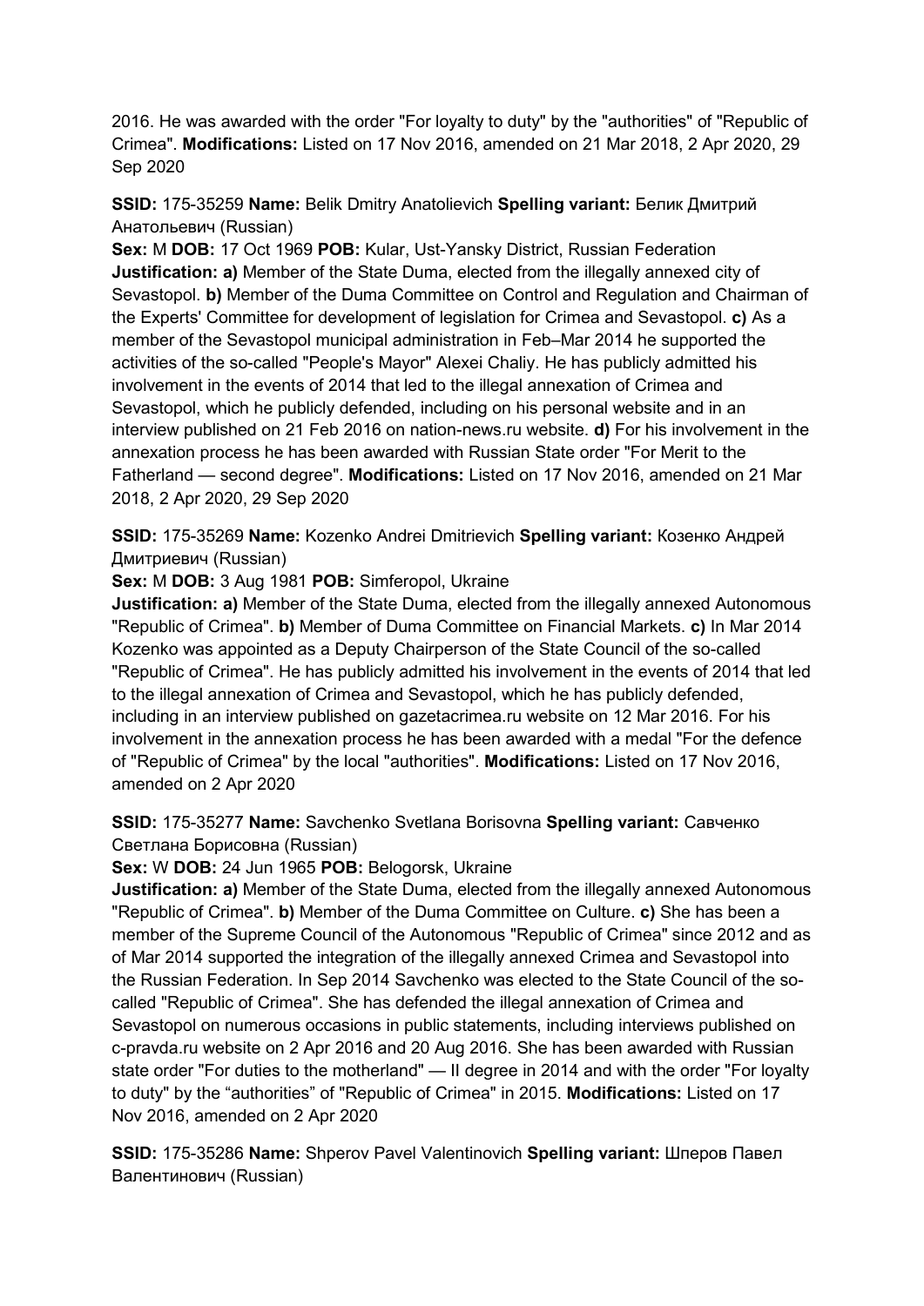2016. He was awarded with the order "For loyalty to duty" by the "authorities" of "Republic of Crimea". **Modifications:** Listed on 17 Nov 2016, amended on 21 Mar 2018, 2 Apr 2020, 29 Sep 2020

**SSID:** 175-35259 **Name:** Belik Dmitry Anatolievich **Spelling variant:** Белик Дмитрий Анатольевич (Russian)
**Sex:** M **DOB:** 17 Oct 1969 **POB:** Kular, Ust-Yansky District, Russian Federation
**Justification: a)** Member of the State Duma, elected from the illegally annexed city of Sevastopol. **b)** Member of the Duma Committee on Control and Regulation and Chairman of the Experts' Committee for development of legislation for Crimea and Sevastopol. **c)** As a member of the Sevastopol municipal administration in Feb–Mar 2014 he supported the activities of the so-called "People's Mayor" Alexei Chaliy. He has publicly admitted his involvement in the events of 2014 that led to the illegal annexation of Crimea and Sevastopol, which he publicly defended, including on his personal website and in an interview published on 21 Feb 2016 on nation-news.ru website. **d)** For his involvement in the annexation process he has been awarded with Russian State order "For Merit to the Fatherland — second degree". **Modifications:** Listed on 17 Nov 2016, amended on 21 Mar 2018, 2 Apr 2020, 29 Sep 2020

**SSID:** 175-35269 **Name:** Kozenko Andrei Dmitrievich **Spelling variant:** Козенко Андрей Дмитриевич (Russian)
**Sex:** M **DOB:** 3 Aug 1981 **POB:** Simferopol, Ukraine
**Justification: a)** Member of the State Duma, elected from the illegally annexed Autonomous "Republic of Crimea". **b)** Member of Duma Committee on Financial Markets. **c)** In Mar 2014 Kozenko was appointed as a Deputy Chairperson of the State Council of the so-called "Republic of Crimea". He has publicly admitted his involvement in the events of 2014 that led to the illegal annexation of Crimea and Sevastopol, which he has publicly defended, including in an interview published on gazetacrimea.ru website on 12 Mar 2016. For his involvement in the annexation process he has been awarded with a medal "For the defence of "Republic of Crimea" by the local "authorities". **Modifications:** Listed on 17 Nov 2016, amended on 2 Apr 2020

**SSID:** 175-35277 **Name:** Savchenko Svetlana Borisovna **Spelling variant:** Савченко Светлана Борисовна (Russian)
**Sex:** W **DOB:** 24 Jun 1965 **POB:** Belogorsk, Ukraine
**Justification: a)** Member of the State Duma, elected from the illegally annexed Autonomous "Republic of Crimea". **b)** Member of the Duma Committee on Culture. **c)** She has been a member of the Supreme Council of the Autonomous "Republic of Crimea" since 2012 and as of Mar 2014 supported the integration of the illegally annexed Crimea and Sevastopol into the Russian Federation. In Sep 2014 Savchenko was elected to the State Council of the so-called "Republic of Crimea". She has defended the illegal annexation of Crimea and Sevastopol on numerous occasions in public statements, including interviews published on c-pravda.ru website on 2 Apr 2016 and 20 Aug 2016. She has been awarded with Russian state order "For duties to the motherland" — II degree in 2014 and with the order "For loyalty to duty" by the “authorities” of "Republic of Crimea" in 2015. **Modifications:** Listed on 17 Nov 2016, amended on 2 Apr 2020

**SSID:** 175-35286 **Name:** Shperov Pavel Valentinovich **Spelling variant:** Шперов Павел Валентинович (Russian)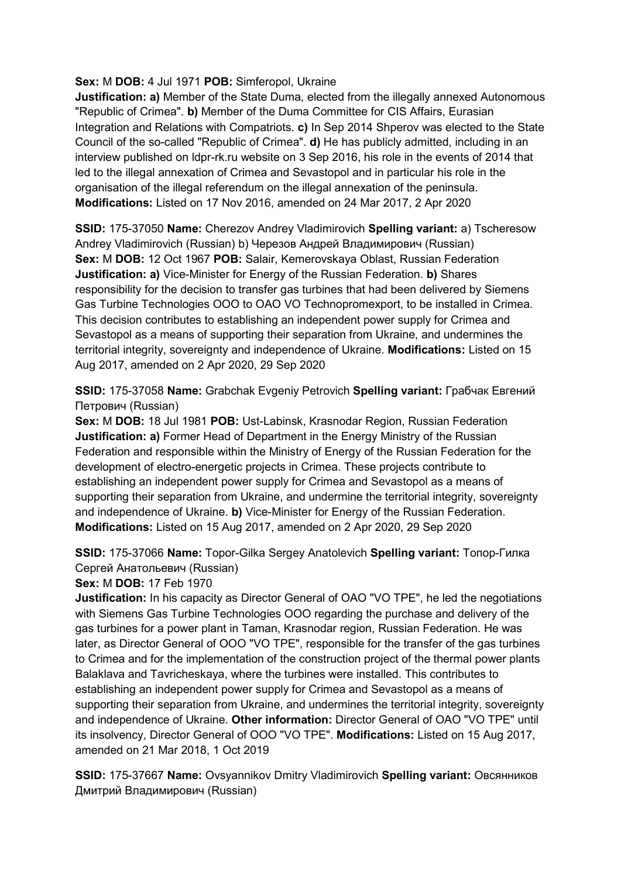**Sex:** M **DOB:** 4 Jul 1971 **POB:** Simferopol, Ukraine
**Justification: a)** Member of the State Duma, elected from the illegally annexed Autonomous "Republic of Crimea". **b)** Member of the Duma Committee for CIS Affairs, Eurasian Integration and Relations with Compatriots. **c)** In Sep 2014 Shperov was elected to the State Council of the so-called "Republic of Crimea". **d)** He has publicly admitted, including in an interview published on ldpr-rk.ru website on 3 Sep 2016, his role in the events of 2014 that led to the illegal annexation of Crimea and Sevastopol and in particular his role in the organisation of the illegal referendum on the illegal annexation of the peninsula.
**Modifications:** Listed on 17 Nov 2016, amended on 24 Mar 2017, 2 Apr 2020

**SSID:** 175-37050 **Name:** Cherezov Andrey Vladimirovich **Spelling variant:** a) Tscheresow Andrey Vladimirovich (Russian) b) Черезов Андрей Владимирович (Russian)
**Sex:** M **DOB:** 12 Oct 1967 **POB:** Salair, Kemerovskaya Oblast, Russian Federation
**Justification: a)** Vice-Minister for Energy of the Russian Federation. **b)** Shares responsibility for the decision to transfer gas turbines that had been delivered by Siemens Gas Turbine Technologies OOO to OAO VO Technopromexport, to be installed in Crimea. This decision contributes to establishing an independent power supply for Crimea and Sevastopol as a means of supporting their separation from Ukraine, and undermines the territorial integrity, sovereignty and independence of Ukraine. **Modifications:** Listed on 15 Aug 2017, amended on 2 Apr 2020, 29 Sep 2020

**SSID:** 175-37058 **Name:** Grabchak Evgeniy Petrovich **Spelling variant:** Грабчак Евгений Петрович (Russian)
**Sex:** M **DOB:** 18 Jul 1981 **POB:** Ust-Labinsk, Krasnodar Region, Russian Federation
**Justification: a)** Former Head of Department in the Energy Ministry of the Russian Federation and responsible within the Ministry of Energy of the Russian Federation for the development of electro-energetic projects in Crimea. These projects contribute to establishing an independent power supply for Crimea and Sevastopol as a means of supporting their separation from Ukraine, and undermine the territorial integrity, sovereignty and independence of Ukraine. **b)** Vice-Minister for Energy of the Russian Federation.
**Modifications:** Listed on 15 Aug 2017, amended on 2 Apr 2020, 29 Sep 2020

**SSID:** 175-37066 **Name:** Topor-Gilka Sergey Anatolevich **Spelling variant:** Топор-Гилка Сергей Анатольевич (Russian)
**Sex:** M **DOB:** 17 Feb 1970
**Justification:** In his capacity as Director General of OAO "VO TPE", he led the negotiations with Siemens Gas Turbine Technologies OOO regarding the purchase and delivery of the gas turbines for a power plant in Taman, Krasnodar region, Russian Federation. He was later, as Director General of OOO "VO TPE", responsible for the transfer of the gas turbines to Crimea and for the implementation of the construction project of the thermal power plants Balaklava and Tavricheskaya, where the turbines were installed. This contributes to establishing an independent power supply for Crimea and Sevastopol as a means of supporting their separation from Ukraine, and undermines the territorial integrity, sovereignty and independence of Ukraine. **Other information:** Director General of OAO "VO TPE" until its insolvency, Director General of OOO "VO TPE". **Modifications:** Listed on 15 Aug 2017, amended on 21 Mar 2018, 1 Oct 2019

**SSID:** 175-37667 **Name:** Ovsyannikov Dmitry Vladimirovich **Spelling variant:** Овсянников Дмитрий Владимирович (Russian)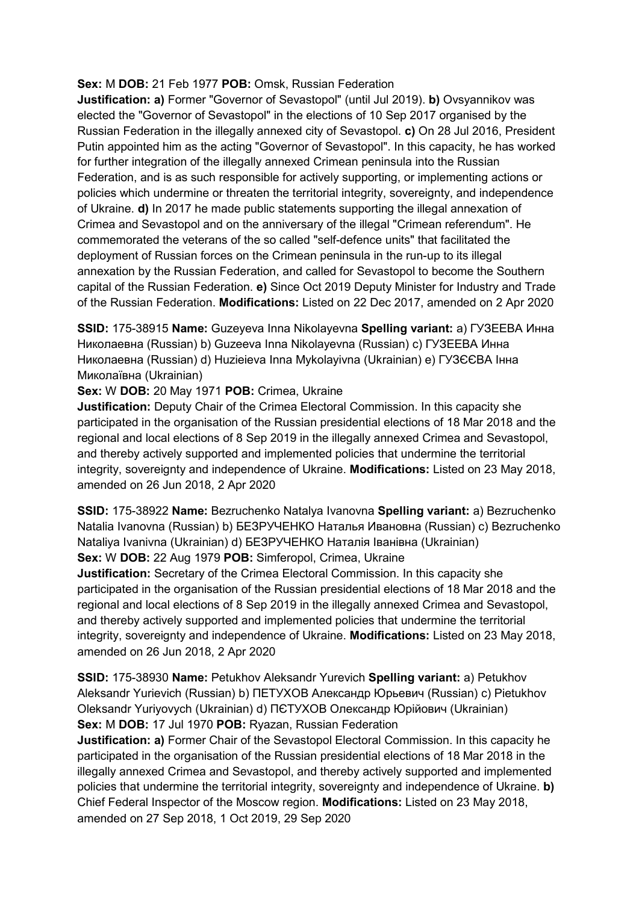**Sex:** M **DOB:** 21 Feb 1977 **POB:** Omsk, Russian Federation

**Justification: a)** Former "Governor of Sevastopol" (until Jul 2019). **b)** Ovsyannikov was elected the "Governor of Sevastopol" in the elections of 10 Sep 2017 organised by the Russian Federation in the illegally annexed city of Sevastopol. **c)** On 28 Jul 2016, President Putin appointed him as the acting "Governor of Sevastopol". In this capacity, he has worked for further integration of the illegally annexed Crimean peninsula into the Russian Federation, and is as such responsible for actively supporting, or implementing actions or policies which undermine or threaten the territorial integrity, sovereignty, and independence of Ukraine. **d)** In 2017 he made public statements supporting the illegal annexation of Crimea and Sevastopol and on the anniversary of the illegal "Crimean referendum". He commemorated the veterans of the so called "self-defence units" that facilitated the deployment of Russian forces on the Crimean peninsula in the run-up to its illegal annexation by the Russian Federation, and called for Sevastopol to become the Southern capital of the Russian Federation. **e)** Since Oct 2019 Deputy Minister for Industry and Trade of the Russian Federation. **Modifications:** Listed on 22 Dec 2017, amended on 2 Apr 2020

**SSID:** 175-38915 **Name:** Guzeyeva Inna Nikolayevna **Spelling variant:** a) ГУЗЕЕВА Инна Николаевна (Russian) b) Guzeeva Inna Nikolayevna (Russian) c) ГУЗЕЕВА Инна Николаевна (Russian) d) Huzieieva Inna Mykolayivna (Ukrainian) e) ГУЗЄЄВА Інна Миколаївна (Ukrainian)
**Sex:** W **DOB:** 20 May 1971 **POB:** Crimea, Ukraine
**Justification:** Deputy Chair of the Crimea Electoral Commission. In this capacity she participated in the organisation of the Russian presidential elections of 18 Mar 2018 and the regional and local elections of 8 Sep 2019 in the illegally annexed Crimea and Sevastopol, and thereby actively supported and implemented policies that undermine the territorial integrity, sovereignty and independence of Ukraine. **Modifications:** Listed on 23 May 2018, amended on 26 Jun 2018, 2 Apr 2020

**SSID:** 175-38922 **Name:** Bezruchenko Natalya Ivanovna **Spelling variant:** a) Bezruchenko Natalia Ivanovna (Russian) b) БЕЗРУЧЕНКО Наталья Ивановна (Russian) c) Bezruchenko Nataliya Ivanivna (Ukrainian) d) БЕЗРУЧЕНКО Наталія Іванівна (Ukrainian)
**Sex:** W **DOB:** 22 Aug 1979 **POB:** Simferopol, Crimea, Ukraine
**Justification:** Secretary of the Crimea Electoral Commission. In this capacity she participated in the organisation of the Russian presidential elections of 18 Mar 2018 and the regional and local elections of 8 Sep 2019 in the illegally annexed Crimea and Sevastopol, and thereby actively supported and implemented policies that undermine the territorial integrity, sovereignty and independence of Ukraine. **Modifications:** Listed on 23 May 2018, amended on 26 Jun 2018, 2 Apr 2020

**SSID:** 175-38930 **Name:** Petukhov Aleksandr Yurevich **Spelling variant:** a) Petukhov Aleksandr Yurievich (Russian) b) ПЕТУХОВ Александр Юрьевич (Russian) c) Pietukhov Oleksandr Yuriyovych (Ukrainian) d) ПЄТУХОВ Олександр Юрійович (Ukrainian)
**Sex:** M **DOB:** 17 Jul 1970 **POB:** Ryazan, Russian Federation
**Justification: a)** Former Chair of the Sevastopol Electoral Commission. In this capacity he participated in the organisation of the Russian presidential elections of 18 Mar 2018 in the illegally annexed Crimea and Sevastopol, and thereby actively supported and implemented policies that undermine the territorial integrity, sovereignty and independence of Ukraine. **b)** Chief Federal Inspector of the Moscow region. **Modifications:** Listed on 23 May 2018, amended on 27 Sep 2018, 1 Oct 2019, 29 Sep 2020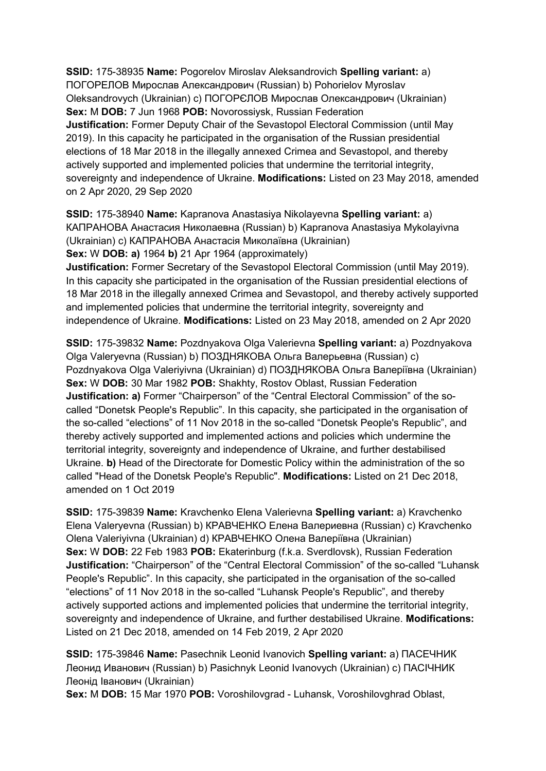**SSID:** 175-38935 **Name:** Pogorelov Miroslav Aleksandrovich **Spelling variant:** a) ПОГОРЕЛОВ Мирослав Александрович (Russian) b) Pohorielov Myroslav Oleksandrovych (Ukrainian) c) ПОГОРЄЛОВ Мирослав Олександрович (Ukrainian) **Sex:** M **DOB:** 7 Jun 1968 **POB:** Novorossiysk, Russian Federation **Justification:** Former Deputy Chair of the Sevastopol Electoral Commission (until May 2019). In this capacity he participated in the organisation of the Russian presidential elections of 18 Mar 2018 in the illegally annexed Crimea and Sevastopol, and thereby actively supported and implemented policies that undermine the territorial integrity, sovereignty and independence of Ukraine. **Modifications:** Listed on 23 May 2018, amended on 2 Apr 2020, 29 Sep 2020

**SSID:** 175-38940 **Name:** Kapranova Anastasiya Nikolayevna **Spelling variant:** a) КАПРАНОВА Анастасия Николаевна (Russian) b) Kapranova Anastasiya Mykolayivna (Ukrainian) c) КАПРАНОВА Анастасія Миколаївна (Ukrainian) **Sex:** W **DOB:** **a)** 1964 **b)** 21 Apr 1964 (approximately) **Justification:** Former Secretary of the Sevastopol Electoral Commission (until May 2019). In this capacity she participated in the organisation of the Russian presidential elections of 18 Mar 2018 in the illegally annexed Crimea and Sevastopol, and thereby actively supported and implemented policies that undermine the territorial integrity, sovereignty and independence of Ukraine. **Modifications:** Listed on 23 May 2018, amended on 2 Apr 2020

**SSID:** 175-39832 **Name:** Pozdnyakova Olga Valerievna **Spelling variant:** a) Pozdnyakova Olga Valeryevna (Russian) b) ПОЗДНЯКОВА Ольга Валерьевна (Russian) c) Pozdnyakova Olga Valeriyivna (Ukrainian) d) ПОЗДНЯКОВА Ольга Валеріївна (Ukrainian) **Sex:** W **DOB:** 30 Mar 1982 **POB:** Shakhty, Rostov Oblast, Russian Federation **Justification:** **a)** Former “Chairperson” of the “Central Electoral Commission” of the so-called “Donetsk People's Republic”. In this capacity, she participated in the organisation of the so-called “elections” of 11 Nov 2018 in the so-called “Donetsk People's Republic”, and thereby actively supported and implemented actions and policies which undermine the territorial integrity, sovereignty and independence of Ukraine, and further destabilised Ukraine. **b)** Head of the Directorate for Domestic Policy within the administration of the so called "Head of the Donetsk People's Republic". **Modifications:** Listed on 21 Dec 2018, amended on 1 Oct 2019

**SSID:** 175-39839 **Name:** Kravchenko Elena Valerievna **Spelling variant:** a) Kravchenko Elena Valeryevna (Russian) b) КРАВЧЕНКО Елена Валериевна (Russian) c) Kravchenko Olena Valeriyivna (Ukrainian) d) КРАВЧЕНКО Олена Валеріївна (Ukrainian) **Sex:** W **DOB:** 22 Feb 1983 **POB:** Ekaterinburg (f.k.a. Sverdlovsk), Russian Federation **Justification:** “Chairperson” of the “Central Electoral Commission” of the so-called “Luhansk People's Republic”. In this capacity, she participated in the organisation of the so-called “elections” of 11 Nov 2018 in the so-called “Luhansk People's Republic”, and thereby actively supported actions and implemented policies that undermine the territorial integrity, sovereignty and independence of Ukraine, and further destabilised Ukraine. **Modifications:** Listed on 21 Dec 2018, amended on 14 Feb 2019, 2 Apr 2020

**SSID:** 175-39846 **Name:** Pasechnik Leonid Ivanovich **Spelling variant:** a) ПАСЕЧНИК Леонид Иванович (Russian) b) Pasichnyk Leonid Ivanovych (Ukrainian) c) ПАСІЧНИК Леонід Іванович (Ukrainian) **Sex:** M **DOB:** 15 Mar 1970 **POB:** Voroshilovgrad - Luhansk, Voroshilovghrad Oblast,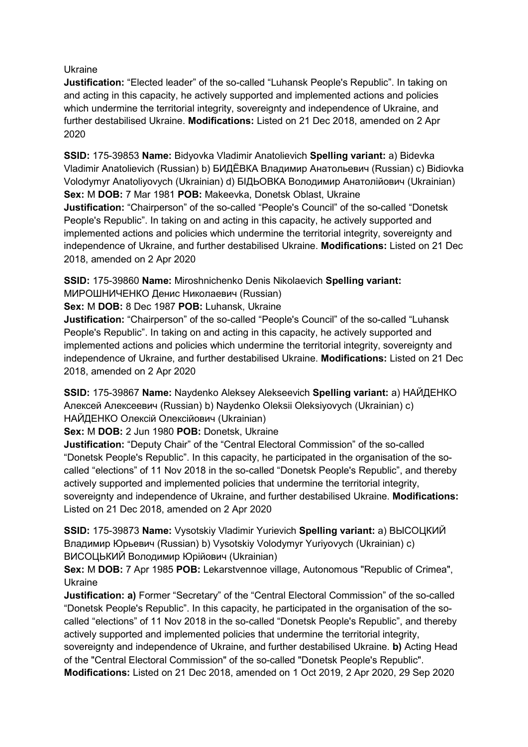Ukraine

**Justification:** “Elected leader” of the so-called “Luhansk People's Republic”. In taking on and acting in this capacity, he actively supported and implemented actions and policies which undermine the territorial integrity, sovereignty and independence of Ukraine, and further destabilised Ukraine. **Modifications:** Listed on 21 Dec 2018, amended on 2 Apr 2020

**SSID:** 175-39853 **Name:** Bidyovka Vladimir Anatolievich **Spelling variant:** a) Bidevka Vladimir Anatolievich (Russian) b) БИДЁВКА Владимир Анатольевич (Russian) c) Bidiovka Volodymyr Anatoliyovych (Ukrainian) d) БІДЬОВКА Володимир Анатолійович (Ukrainian) **Sex:** M **DOB:** 7 Mar 1981 **POB:** Makeevka, Donetsk Oblast, Ukraine

**Justification:** “Chairperson” of the so-called “People's Council” of the so-called “Donetsk People's Republic”. In taking on and acting in this capacity, he actively supported and implemented actions and policies which undermine the territorial integrity, sovereignty and independence of Ukraine, and further destabilised Ukraine. **Modifications:** Listed on 21 Dec 2018, amended on 2 Apr 2020

**SSID:** 175-39860 **Name:** Miroshnichenko Denis Nikolaevich **Spelling variant:** МИРОШНИЧЕНКО Денис Николаевич (Russian)

**Sex:** M **DOB:** 8 Dec 1987 **POB:** Luhansk, Ukraine

**Justification:** “Chairperson” of the so-called “People's Council” of the so-called “Luhansk People's Republic”. In taking on and acting in this capacity, he actively supported and implemented actions and policies which undermine the territorial integrity, sovereignty and independence of Ukraine, and further destabilised Ukraine. **Modifications:** Listed on 21 Dec 2018, amended on 2 Apr 2020

**SSID:** 175-39867 **Name:** Naydenko Aleksey Alekseevich **Spelling variant:** a) НАЙДЕНКО Алексей Алексеевич (Russian) b) Naydenko Oleksii Oleksiyovych (Ukrainian) c) НАЙДЕНКО Олексій Олексійович (Ukrainian)

**Sex:** M **DOB:** 2 Jun 1980 **POB:** Donetsk, Ukraine

**Justification:** “Deputy Chair” of the “Central Electoral Commission” of the so-called “Donetsk People's Republic”. In this capacity, he participated in the organisation of the so-called “elections” of 11 Nov 2018 in the so-called “Donetsk People's Republic”, and thereby actively supported and implemented policies that undermine the territorial integrity, sovereignty and independence of Ukraine, and further destabilised Ukraine. **Modifications:** Listed on 21 Dec 2018, amended on 2 Apr 2020

**SSID:** 175-39873 **Name:** Vysotskiy Vladimir Yurievich **Spelling variant:** a) ВЫСОЦКИЙ Владимир Юрьевич (Russian) b) Vysotskiy Volodymyr Yuriyovych (Ukrainian) c) ВИСОЦЬКИЙ Володимир Юрійович (Ukrainian)

**Sex:** M **DOB:** 7 Apr 1985 **POB:** Lekarstvennoe village, Autonomous "Republic of Crimea", Ukraine

**Justification: a)** Former “Secretary” of the “Central Electoral Commission” of the so-called “Donetsk People's Republic”. In this capacity, he participated in the organisation of the so-called “elections” of 11 Nov 2018 in the so-called “Donetsk People's Republic”, and thereby actively supported and implemented policies that undermine the territorial integrity, sovereignty and independence of Ukraine, and further destabilised Ukraine. **b)** Acting Head of the "Central Electoral Commission" of the so-called "Donetsk People's Republic". **Modifications:** Listed on 21 Dec 2018, amended on 1 Oct 2019, 2 Apr 2020, 29 Sep 2020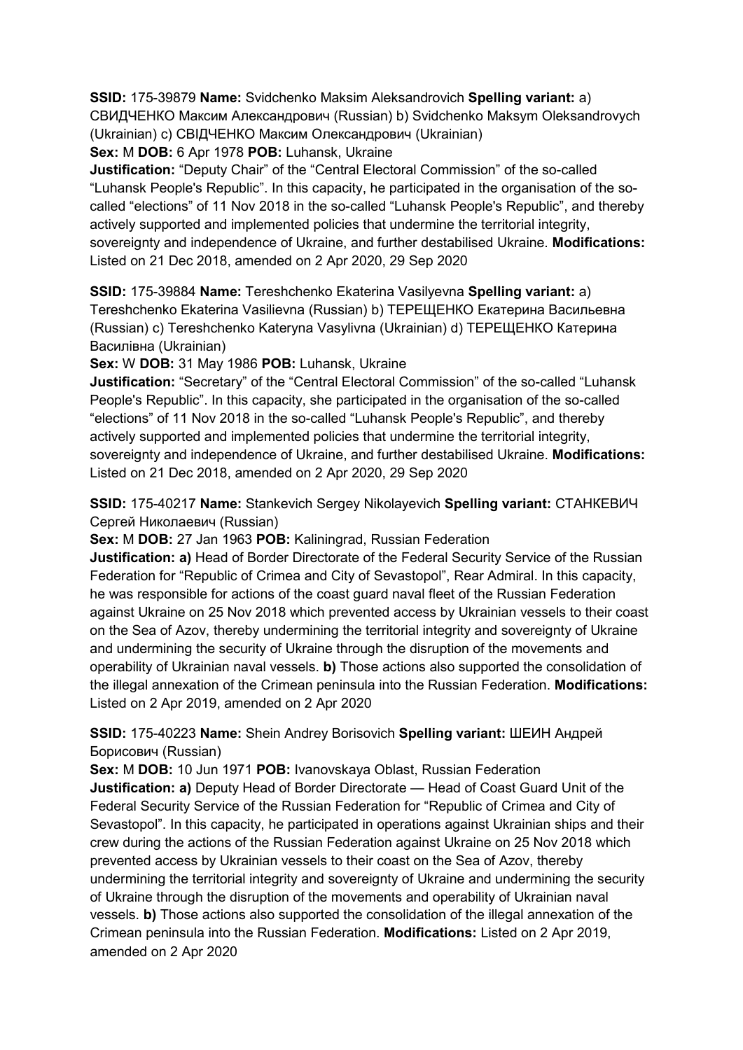**SSID:** 175-39879 **Name:** Svidchenko Maksim Aleksandrovich **Spelling variant:** a) СВИДЧЕНКО Максим Александрович (Russian) b) Svidchenko Maksym Oleksandrovych (Ukrainian) c) СВІДЧЕНКО Максим Олександрович (Ukrainian)
**Sex:** M **DOB:** 6 Apr 1978 **POB:** Luhansk, Ukraine
**Justification:** "Deputy Chair" of the "Central Electoral Commission" of the so-called "Luhansk People's Republic". In this capacity, he participated in the organisation of the so-called "elections" of 11 Nov 2018 in the so-called "Luhansk People's Republic", and thereby actively supported and implemented policies that undermine the territorial integrity, sovereignty and independence of Ukraine, and further destabilised Ukraine. **Modifications:** Listed on 21 Dec 2018, amended on 2 Apr 2020, 29 Sep 2020

**SSID:** 175-39884 **Name:** Tereshchenko Ekaterina Vasilyevna **Spelling variant:** a) Tereshchenko Ekaterina Vasilievna (Russian) b) ТЕРЕЩЕНКО Екатерина Васильевна (Russian) c) Tereshchenko Kateryna Vasylivna (Ukrainian) d) ТЕРЕЩЕНКО Катерина Василівна (Ukrainian)
**Sex:** W **DOB:** 31 May 1986 **POB:** Luhansk, Ukraine
**Justification:** "Secretary" of the "Central Electoral Commission" of the so-called "Luhansk People's Republic". In this capacity, she participated in the organisation of the so-called "elections" of 11 Nov 2018 in the so-called "Luhansk People's Republic", and thereby actively supported and implemented policies that undermine the territorial integrity, sovereignty and independence of Ukraine, and further destabilised Ukraine. **Modifications:** Listed on 21 Dec 2018, amended on 2 Apr 2020, 29 Sep 2020

**SSID:** 175-40217 **Name:** Stankevich Sergey Nikolayevich **Spelling variant:** СТАНКЕВИЧ Сергей Николаевич (Russian)
**Sex:** M **DOB:** 27 Jan 1963 **POB:** Kaliningrad, Russian Federation
**Justification: a)** Head of Border Directorate of the Federal Security Service of the Russian Federation for "Republic of Crimea and City of Sevastopol", Rear Admiral. In this capacity, he was responsible for actions of the coast guard naval fleet of the Russian Federation against Ukraine on 25 Nov 2018 which prevented access by Ukrainian vessels to their coast on the Sea of Azov, thereby undermining the territorial integrity and sovereignty of Ukraine and undermining the security of Ukraine through the disruption of the movements and operability of Ukrainian naval vessels. **b)** Those actions also supported the consolidation of the illegal annexation of the Crimean peninsula into the Russian Federation. **Modifications:** Listed on 2 Apr 2019, amended on 2 Apr 2020

**SSID:** 175-40223 **Name:** Shein Andrey Borisovich **Spelling variant:** ШЕИН Андрей Борисович (Russian)
**Sex:** M **DOB:** 10 Jun 1971 **POB:** Ivanovskaya Oblast, Russian Federation
**Justification: a)** Deputy Head of Border Directorate — Head of Coast Guard Unit of the Federal Security Service of the Russian Federation for "Republic of Crimea and City of Sevastopol". In this capacity, he participated in operations against Ukrainian ships and their crew during the actions of the Russian Federation against Ukraine on 25 Nov 2018 which prevented access by Ukrainian vessels to their coast on the Sea of Azov, thereby undermining the territorial integrity and sovereignty of Ukraine and undermining the security of Ukraine through the disruption of the movements and operability of Ukrainian naval vessels. **b)** Those actions also supported the consolidation of the illegal annexation of the Crimean peninsula into the Russian Federation. **Modifications:** Listed on 2 Apr 2019, amended on 2 Apr 2020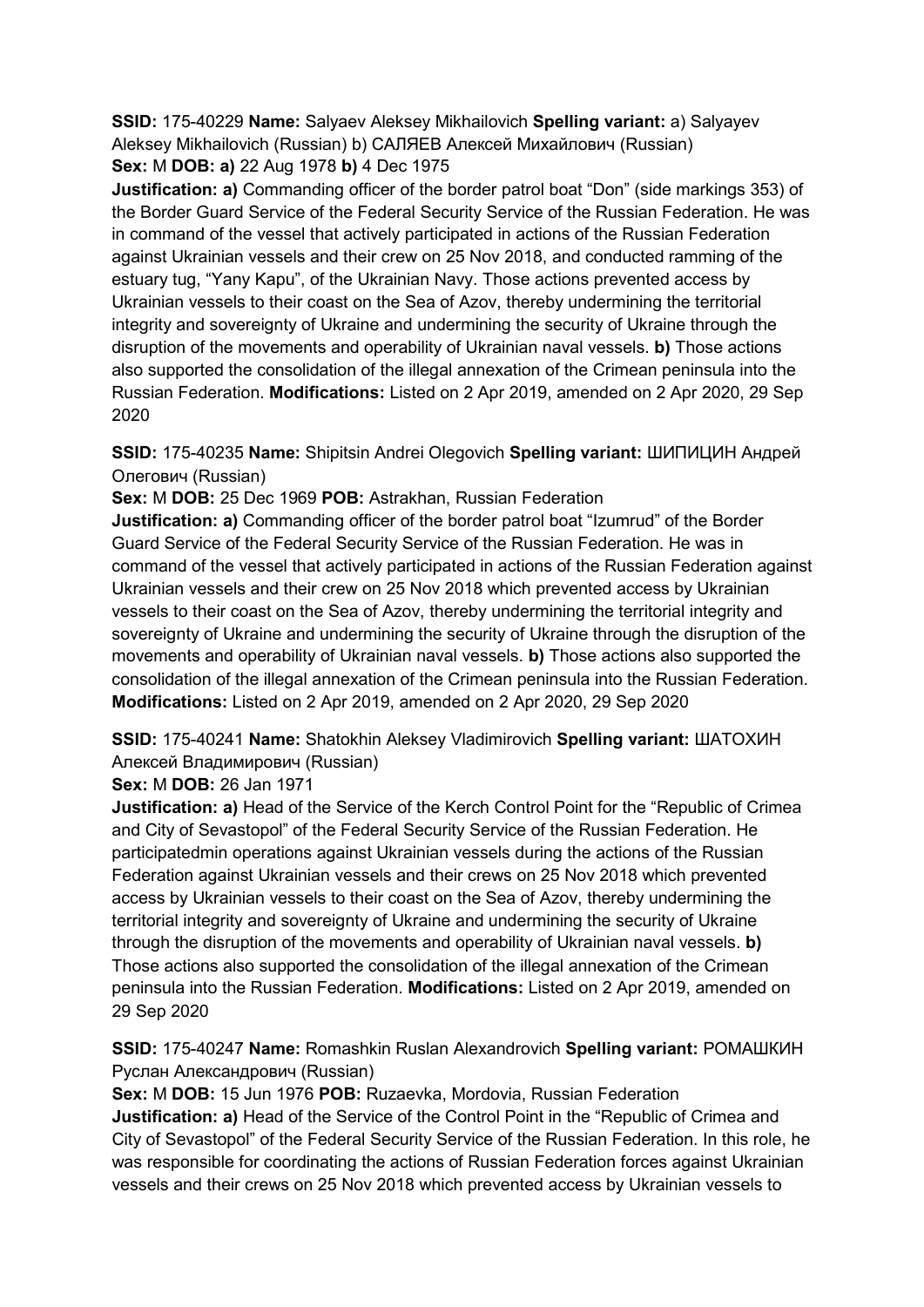**SSID:** 175-40229 **Name:** Salyaev Aleksey Mikhailovich **Spelling variant:** a) Salyayev Aleksey Mikhailovich (Russian) b) САЛЯЕВ Алексей Михайлович (Russian)
**Sex:** M **DOB:** **a)** 22 Aug 1978 **b)** 4 Dec 1975
**Justification:** **a)** Commanding officer of the border patrol boat "Don" (side markings 353) of the Border Guard Service of the Federal Security Service of the Russian Federation. He was in command of the vessel that actively participated in actions of the Russian Federation against Ukrainian vessels and their crew on 25 Nov 2018, and conducted ramming of the estuary tug, "Yany Kapu", of the Ukrainian Navy. Those actions prevented access by Ukrainian vessels to their coast on the Sea of Azov, thereby undermining the territorial integrity and sovereignty of Ukraine and undermining the security of Ukraine through the disruption of the movements and operability of Ukrainian naval vessels. **b)** Those actions also supported the consolidation of the illegal annexation of the Crimean peninsula into the Russian Federation. **Modifications:** Listed on 2 Apr 2019, amended on 2 Apr 2020, 29 Sep 2020

**SSID:** 175-40235 **Name:** Shipitsin Andrei Olegovich **Spelling variant:** ШИПИЦИН Андрей Олегович (Russian)
**Sex:** M **DOB:** 25 Dec 1969 **POB:** Astrakhan, Russian Federation
**Justification:** **a)** Commanding officer of the border patrol boat "Izumrud" of the Border Guard Service of the Federal Security Service of the Russian Federation. He was in command of the vessel that actively participated in actions of the Russian Federation against Ukrainian vessels and their crew on 25 Nov 2018 which prevented access by Ukrainian vessels to their coast on the Sea of Azov, thereby undermining the territorial integrity and sovereignty of Ukraine and undermining the security of Ukraine through the disruption of the movements and operability of Ukrainian naval vessels. **b)** Those actions also supported the consolidation of the illegal annexation of the Crimean peninsula into the Russian Federation. **Modifications:** Listed on 2 Apr 2019, amended on 2 Apr 2020, 29 Sep 2020

**SSID:** 175-40241 **Name:** Shatokhin Aleksey Vladimirovich **Spelling variant:** ШАТОХИН Алексей Владимирович (Russian)
**Sex:** M **DOB:** 26 Jan 1971
**Justification:** **a)** Head of the Service of the Kerch Control Point for the "Republic of Crimea and City of Sevastopol" of the Federal Security Service of the Russian Federation. He participatedmin operations against Ukrainian vessels during the actions of the Russian Federation against Ukrainian vessels and their crews on 25 Nov 2018 which prevented access by Ukrainian vessels to their coast on the Sea of Azov, thereby undermining the territorial integrity and sovereignty of Ukraine and undermining the security of Ukraine through the disruption of the movements and operability of Ukrainian naval vessels. **b)** Those actions also supported the consolidation of the illegal annexation of the Crimean peninsula into the Russian Federation. **Modifications:** Listed on 2 Apr 2019, amended on 29 Sep 2020

**SSID:** 175-40247 **Name:** Romashkin Ruslan Alexandrovich **Spelling variant:** РОМАШКИН Руслан Александрович (Russian)
**Sex:** M **DOB:** 15 Jun 1976 **POB:** Ruzaevka, Mordovia, Russian Federation
**Justification:** **a)** Head of the Service of the Control Point in the "Republic of Crimea and City of Sevastopol" of the Federal Security Service of the Russian Federation. In this role, he was responsible for coordinating the actions of Russian Federation forces against Ukrainian vessels and their crews on 25 Nov 2018 which prevented access by Ukrainian vessels to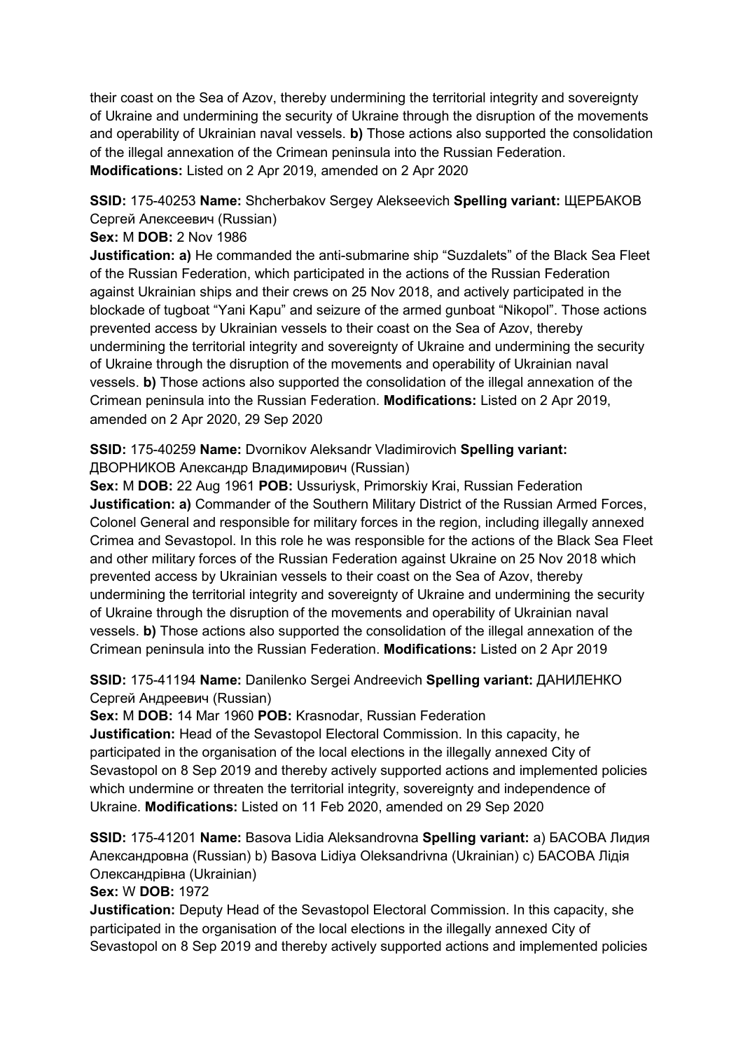their coast on the Sea of Azov, thereby undermining the territorial integrity and sovereignty of Ukraine and undermining the security of Ukraine through the disruption of the movements and operability of Ukrainian naval vessels. **b)** Those actions also supported the consolidation of the illegal annexation of the Crimean peninsula into the Russian Federation. **Modifications:** Listed on 2 Apr 2019, amended on 2 Apr 2020

**SSID:** 175-40253 **Name:** Shcherbakov Sergey Alekseevich **Spelling variant:** ЩЕРБАКОВ Сергей Алексеевич (Russian)
**Sex:** M **DOB:** 2 Nov 1986
**Justification: a)** He commanded the anti-submarine ship "Suzdalets" of the Black Sea Fleet of the Russian Federation, which participated in the actions of the Russian Federation against Ukrainian ships and their crews on 25 Nov 2018, and actively participated in the blockade of tugboat "Yani Kapu" and seizure of the armed gunboat "Nikopol". Those actions prevented access by Ukrainian vessels to their coast on the Sea of Azov, thereby undermining the territorial integrity and sovereignty of Ukraine and undermining the security of Ukraine through the disruption of the movements and operability of Ukrainian naval vessels. **b)** Those actions also supported the consolidation of the illegal annexation of the Crimean peninsula into the Russian Federation. **Modifications:** Listed on 2 Apr 2019, amended on 2 Apr 2020, 29 Sep 2020

**SSID:** 175-40259 **Name:** Dvornikov Aleksandr Vladimirovich **Spelling variant:** ДВОРНИКОВ Александр Владимирович (Russian)
**Sex:** M **DOB:** 22 Aug 1961 **POB:** Ussuriysk, Primorskiy Krai, Russian Federation
**Justification: a)** Commander of the Southern Military District of the Russian Armed Forces, Colonel General and responsible for military forces in the region, including illegally annexed Crimea and Sevastopol. In this role he was responsible for the actions of the Black Sea Fleet and other military forces of the Russian Federation against Ukraine on 25 Nov 2018 which prevented access by Ukrainian vessels to their coast on the Sea of Azov, thereby undermining the territorial integrity and sovereignty of Ukraine and undermining the security of Ukraine through the disruption of the movements and operability of Ukrainian naval vessels. **b)** Those actions also supported the consolidation of the illegal annexation of the Crimean peninsula into the Russian Federation. **Modifications:** Listed on 2 Apr 2019

**SSID:** 175-41194 **Name:** Danilenko Sergei Andreevich **Spelling variant:** ДАНИЛЕНКО Сергей Андреевич (Russian)
**Sex:** M **DOB:** 14 Mar 1960 **POB:** Krasnodar, Russian Federation
**Justification:** Head of the Sevastopol Electoral Commission. In this capacity, he participated in the organisation of the local elections in the illegally annexed City of Sevastopol on 8 Sep 2019 and thereby actively supported actions and implemented policies which undermine or threaten the territorial integrity, sovereignty and independence of Ukraine. **Modifications:** Listed on 11 Feb 2020, amended on 29 Sep 2020

**SSID:** 175-41201 **Name:** Basova Lidia Aleksandrovna **Spelling variant:** a) БАСОВА Лидия Александровна (Russian) b) Basova Lidiya Oleksandrivna (Ukrainian) c) БАСОВА Лідія Олександрівна (Ukrainian)
**Sex:** W **DOB:** 1972
**Justification:** Deputy Head of the Sevastopol Electoral Commission. In this capacity, she participated in the organisation of the local elections in the illegally annexed City of Sevastopol on 8 Sep 2019 and thereby actively supported actions and implemented policies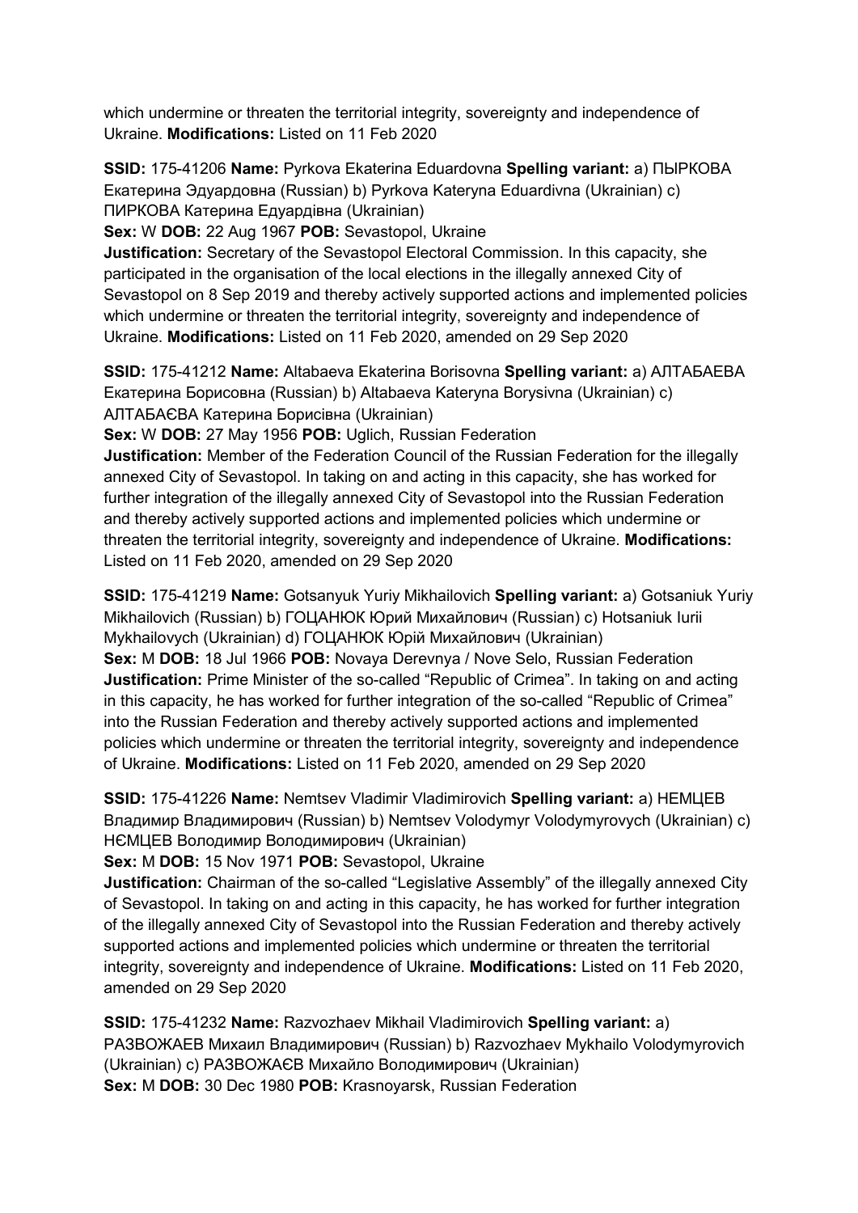which undermine or threaten the territorial integrity, sovereignty and independence of Ukraine. **Modifications:** Listed on 11 Feb 2020

**SSID:** 175-41206 **Name:** Pyrkova Ekaterina Eduardovna **Spelling variant:** a) ПЫРКОВА Екатерина Эдуардовна (Russian) b) Pyrkova Kateryna Eduardivna (Ukrainian) c) ПИРКОВА Катерина Едуардівна (Ukrainian)
**Sex:** W **DOB:** 22 Aug 1967 **POB:** Sevastopol, Ukraine
**Justification:** Secretary of the Sevastopol Electoral Commission. In this capacity, she participated in the organisation of the local elections in the illegally annexed City of Sevastopol on 8 Sep 2019 and thereby actively supported actions and implemented policies which undermine or threaten the territorial integrity, sovereignty and independence of Ukraine. **Modifications:** Listed on 11 Feb 2020, amended on 29 Sep 2020

**SSID:** 175-41212 **Name:** Altabaeva Ekaterina Borisovna **Spelling variant:** a) АЛТАБАЕВА Екатерина Борисовна (Russian) b) Altabaeva Kateryna Borysivna (Ukrainian) c) АЛТАБАЄВА Катерина Борисівна (Ukrainian)
**Sex:** W **DOB:** 27 May 1956 **POB:** Uglich, Russian Federation
**Justification:** Member of the Federation Council of the Russian Federation for the illegally annexed City of Sevastopol. In taking on and acting in this capacity, she has worked for further integration of the illegally annexed City of Sevastopol into the Russian Federation and thereby actively supported actions and implemented policies which undermine or threaten the territorial integrity, sovereignty and independence of Ukraine. **Modifications:** Listed on 11 Feb 2020, amended on 29 Sep 2020

**SSID:** 175-41219 **Name:** Gotsanyuk Yuriy Mikhailovich **Spelling variant:** a) Gotsaniuk Yuriy Mikhailovich (Russian) b) ГОЦАНЮК Юрий Михайлович (Russian) c) Hotsaniuk Iurii Mykhailovych (Ukrainian) d) ГОЦАНЮК Юрій Михайлович (Ukrainian)
**Sex:** M **DOB:** 18 Jul 1966 **POB:** Novaya Derevnya / Nove Selo, Russian Federation
**Justification:** Prime Minister of the so-called "Republic of Crimea". In taking on and acting in this capacity, he has worked for further integration of the so-called "Republic of Crimea" into the Russian Federation and thereby actively supported actions and implemented policies which undermine or threaten the territorial integrity, sovereignty and independence of Ukraine. **Modifications:** Listed on 11 Feb 2020, amended on 29 Sep 2020

**SSID:** 175-41226 **Name:** Nemtsev Vladimir Vladimirovich **Spelling variant:** a) НЕМЦЕВ Владимир Владимирович (Russian) b) Nemtsev Volodymyr Volodymyrovych (Ukrainian) c) НЄМЦЕВ Володимир Володимирович (Ukrainian)
**Sex:** M **DOB:** 15 Nov 1971 **POB:** Sevastopol, Ukraine
**Justification:** Chairman of the so-called "Legislative Assembly" of the illegally annexed City of Sevastopol. In taking on and acting in this capacity, he has worked for further integration of the illegally annexed City of Sevastopol into the Russian Federation and thereby actively supported actions and implemented policies which undermine or threaten the territorial integrity, sovereignty and independence of Ukraine. **Modifications:** Listed on 11 Feb 2020, amended on 29 Sep 2020

**SSID:** 175-41232 **Name:** Razvozhaev Mikhail Vladimirovich **Spelling variant:** a) РАЗВОЖАЕВ Михаил Владимирович (Russian) b) Razvozhaev Mykhailo Volodymyrovich (Ukrainian) c) РАЗВОЖАЄВ Михайло Володимирович (Ukrainian)
**Sex:** M **DOB:** 30 Dec 1980 **POB:** Krasnoyarsk, Russian Federation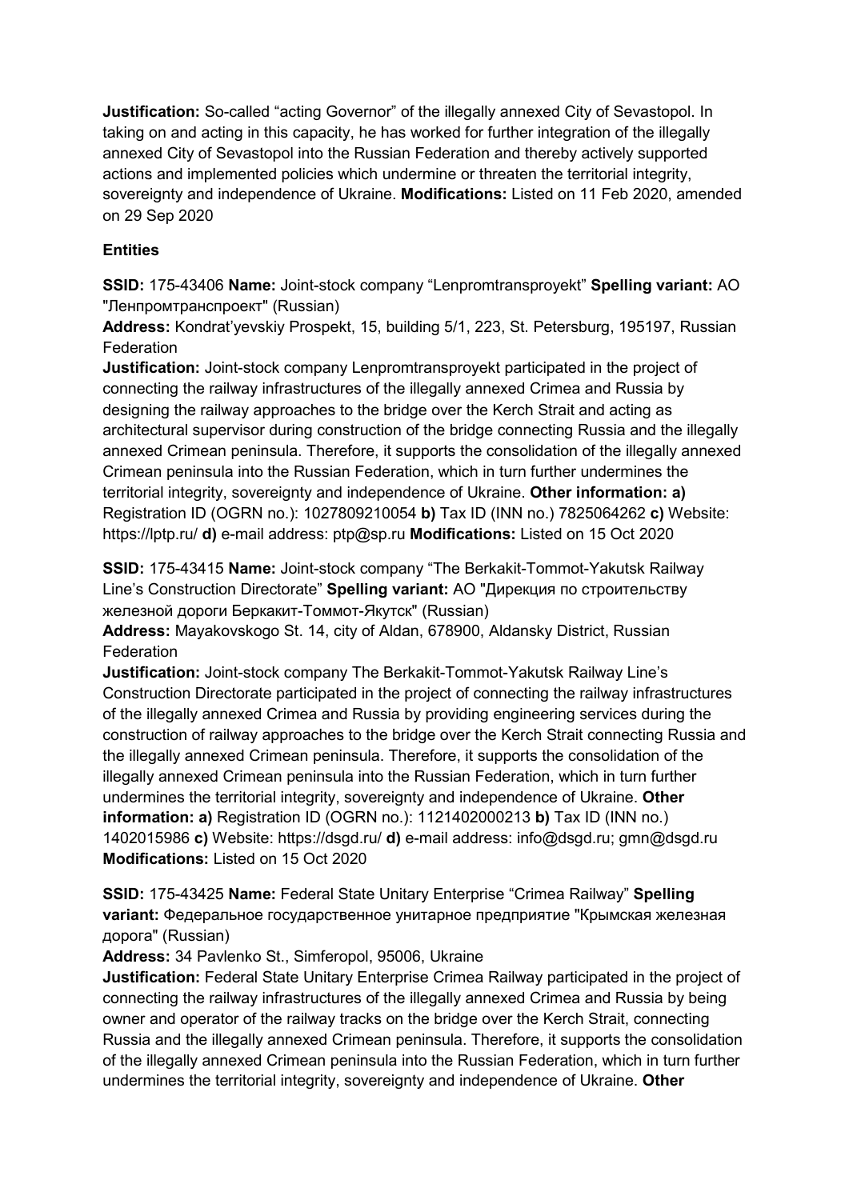**Justification:** So-called "acting Governor" of the illegally annexed City of Sevastopol. In taking on and acting in this capacity, he has worked for further integration of the illegally annexed City of Sevastopol into the Russian Federation and thereby actively supported actions and implemented policies which undermine or threaten the territorial integrity, sovereignty and independence of Ukraine. **Modifications:** Listed on 11 Feb 2020, amended on 29 Sep 2020

**Entities**

**SSID:** 175-43406 **Name:** Joint-stock company "Lenpromtransproyekt" **Spelling variant:** АО "Ленпромтранспроект" (Russian)

**Address:** Kondrat'yevskiy Prospekt, 15, building 5/1, 223, St. Petersburg, 195197, Russian Federation

**Justification:** Joint-stock company Lenpromtransproyekt participated in the project of connecting the railway infrastructures of the illegally annexed Crimea and Russia by designing the railway approaches to the bridge over the Kerch Strait and acting as architectural supervisor during construction of the bridge connecting Russia and the illegally annexed Crimean peninsula. Therefore, it supports the consolidation of the illegally annexed Crimean peninsula into the Russian Federation, which in turn further undermines the territorial integrity, sovereignty and independence of Ukraine. **Other information: a)** Registration ID (OGRN no.): 1027809210054 **b)** Tax ID (INN no.) 7825064262 **c)** Website: https://lptp.ru/ **d)** e-mail address: ptp@sp.ru **Modifications:** Listed on 15 Oct 2020

**SSID:** 175-43415 **Name:** Joint-stock company "The Berkakit-Tommot-Yakutsk Railway Line's Construction Directorate" **Spelling variant:** АО "Дирекция по строительству железной дороги Беркакит-Томмот-Якутск" (Russian)

**Address:** Mayakovskogo St. 14, city of Aldan, 678900, Aldansky District, Russian Federation

**Justification:** Joint-stock company The Berkakit-Tommot-Yakutsk Railway Line's Construction Directorate participated in the project of connecting the railway infrastructures of the illegally annexed Crimea and Russia by providing engineering services during the construction of railway approaches to the bridge over the Kerch Strait connecting Russia and the illegally annexed Crimean peninsula. Therefore, it supports the consolidation of the illegally annexed Crimean peninsula into the Russian Federation, which in turn further undermines the territorial integrity, sovereignty and independence of Ukraine. **Other information: a)** Registration ID (OGRN no.): 1121402000213 **b)** Tax ID (INN no.) 1402015986 **c)** Website: https://dsgd.ru/ **d)** e-mail address: info@dsgd.ru; gmn@dsgd.ru **Modifications:** Listed on 15 Oct 2020

**SSID:** 175-43425 **Name:** Federal State Unitary Enterprise "Crimea Railway" **Spelling variant:** Федеральное государственное унитарное предприятие "Крымская железная дорога" (Russian)

**Address:** 34 Pavlenko St., Simferopol, 95006, Ukraine

**Justification:** Federal State Unitary Enterprise Crimea Railway participated in the project of connecting the railway infrastructures of the illegally annexed Crimea and Russia by being owner and operator of the railway tracks on the bridge over the Kerch Strait, connecting Russia and the illegally annexed Crimean peninsula. Therefore, it supports the consolidation of the illegally annexed Crimean peninsula into the Russian Federation, which in turn further undermines the territorial integrity, sovereignty and independence of Ukraine. **Other**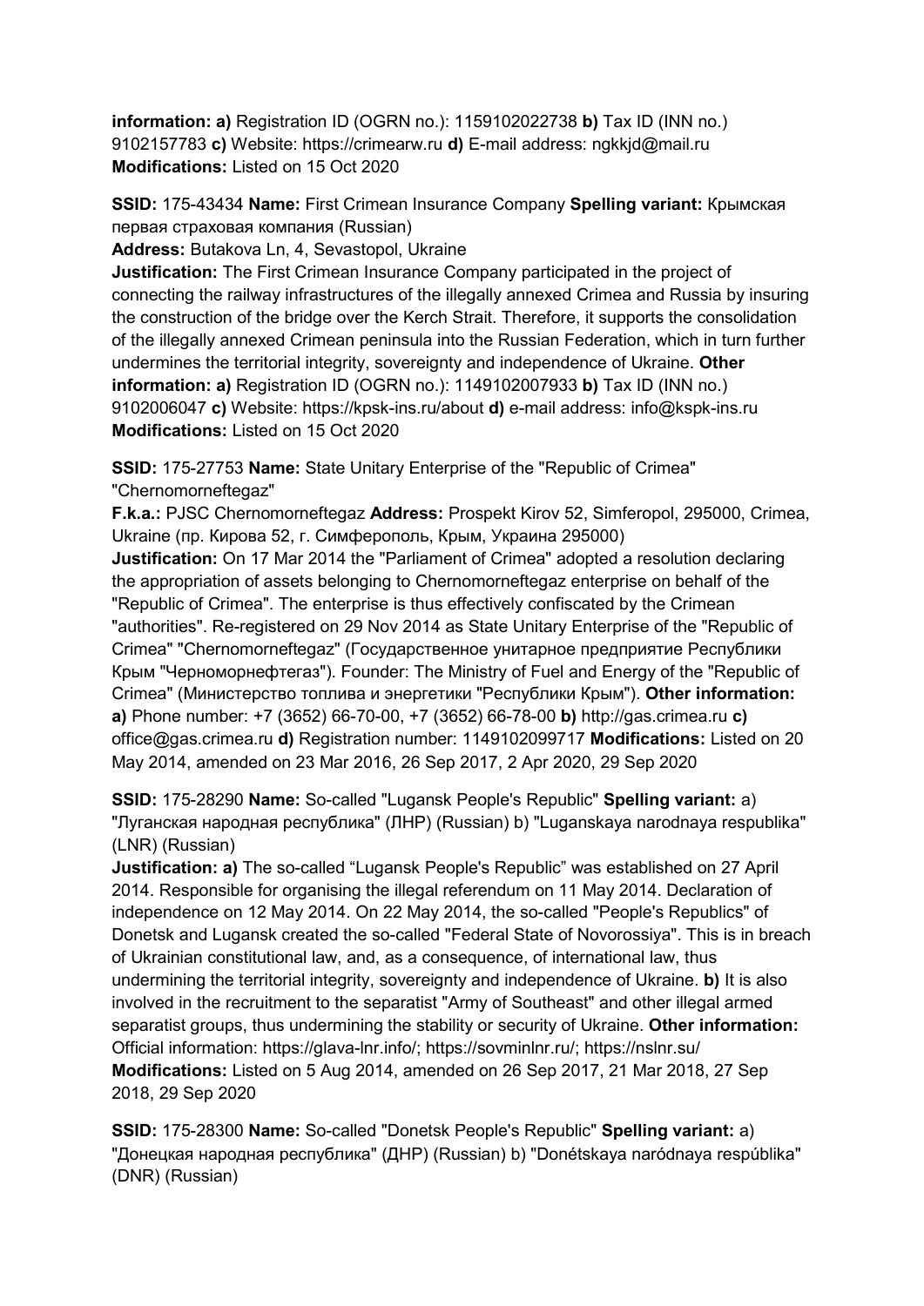**information: a)** Registration ID (OGRN no.): 1159102022738 **b)** Tax ID (INN no.) 9102157783 **c)** Website: https://crimearw.ru **d)** E-mail address: ngkkjd@mail.ru **Modifications:** Listed on 15 Oct 2020

**SSID:** 175-43434 **Name:** First Crimean Insurance Company **Spelling variant:** Крымская первая страховая компания (Russian)
**Address:** Butakova Ln, 4, Sevastopol, Ukraine
**Justification:** The First Crimean Insurance Company participated in the project of connecting the railway infrastructures of the illegally annexed Crimea and Russia by insuring the construction of the bridge over the Kerch Strait. Therefore, it supports the consolidation of the illegally annexed Crimean peninsula into the Russian Federation, which in turn further undermines the territorial integrity, sovereignty and independence of Ukraine. **Other information: a)** Registration ID (OGRN no.): 1149102007933 **b)** Tax ID (INN no.) 9102006047 **c)** Website: https://kpsk-ins.ru/about **d)** e-mail address: info@kspk-ins.ru **Modifications:** Listed on 15 Oct 2020

**SSID:** 175-27753 **Name:** State Unitary Enterprise of the "Republic of Crimea" "Chernomorneftegaz"
**F.k.a.:** PJSC Chernomorneftegaz **Address:** Prospekt Kirov 52, Simferopol, 295000, Crimea, Ukraine (пр. Кирова 52, г. Симферополь, Крым, Украина 295000)
**Justification:** On 17 Mar 2014 the "Parliament of Crimea" adopted a resolution declaring the appropriation of assets belonging to Chernomorneftegaz enterprise on behalf of the "Republic of Crimea". The enterprise is thus effectively confiscated by the Crimean "authorities". Re-registered on 29 Nov 2014 as State Unitary Enterprise of the "Republic of Crimea" "Chernomorneftegaz" (Государственное унитарное предприятие Республики Крым "Черноморнефтегаз"). Founder: The Ministry of Fuel and Energy of the "Republic of Crimea" (Министерство топлива и энергетики "Республики Крым"). **Other information: a)** Phone number: +7 (3652) 66-70-00, +7 (3652) 66-78-00 **b)** http://gas.crimea.ru **c)** office@gas.crimea.ru **d)** Registration number: 1149102099717 **Modifications:** Listed on 20 May 2014, amended on 23 Mar 2016, 26 Sep 2017, 2 Apr 2020, 29 Sep 2020

**SSID:** 175-28290 **Name:** So-called "Lugansk People's Republic" **Spelling variant:** a) "Луганская народная республика" (ЛНР) (Russian) b) "Luganskaya narodnaya respublika" (LNR) (Russian)
**Justification: a)** The so-called "Lugansk People's Republic" was established on 27 April 2014. Responsible for organising the illegal referendum on 11 May 2014. Declaration of independence on 12 May 2014. On 22 May 2014, the so-called "People's Republics" of Donetsk and Lugansk created the so-called "Federal State of Novorossiya". This is in breach of Ukrainian constitutional law, and, as a consequence, of international law, thus undermining the territorial integrity, sovereignty and independence of Ukraine. **b)** It is also involved in the recruitment to the separatist "Army of Southeast" and other illegal armed separatist groups, thus undermining the stability or security of Ukraine. **Other information:** Official information: https://glava-lnr.info/; https://sovminlnr.ru/; https://nslnr.su/ **Modifications:** Listed on 5 Aug 2014, amended on 26 Sep 2017, 21 Mar 2018, 27 Sep 2018, 29 Sep 2020

**SSID:** 175-28300 **Name:** So-called "Donetsk People's Republic" **Spelling variant:** a) "Донецкая народная республика" (ДНР) (Russian) b) "Donétskaya naródnaya respúblika" (DNR) (Russian)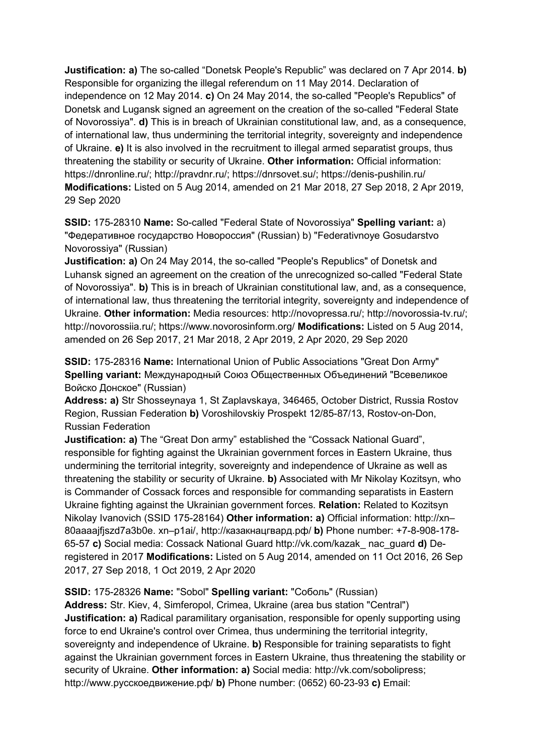**Justification: a)** The so-called "Donetsk People's Republic" was declared on 7 Apr 2014. **b)** Responsible for organizing the illegal referendum on 11 May 2014. Declaration of independence on 12 May 2014. **c)** On 24 May 2014, the so-called "People's Republics" of Donetsk and Lugansk signed an agreement on the creation of the so-called "Federal State of Novorossiya". **d)** This is in breach of Ukrainian constitutional law, and, as a consequence, of international law, thus undermining the territorial integrity, sovereignty and independence of Ukraine. **e)** It is also involved in the recruitment to illegal armed separatist groups, thus threatening the stability or security of Ukraine. **Other information:** Official information: https://dnronline.ru/; http://pravdnr.ru/; https://dnrsovet.su/; https://denis-pushilin.ru/ **Modifications:** Listed on 5 Aug 2014, amended on 21 Mar 2018, 27 Sep 2018, 2 Apr 2019, 29 Sep 2020

**SSID:** 175-28310 **Name:** So-called "Federal State of Novorossiya" **Spelling variant:** a) "Федеративное государство Новороссия" (Russian) b) "Federativnoye Gosudarstvo Novorossiya" (Russian)
**Justification: a)** On 24 May 2014, the so-called "People's Republics" of Donetsk and Luhansk signed an agreement on the creation of the unrecognized so-called "Federal State of Novorossiya". **b)** This is in breach of Ukrainian constitutional law, and, as a consequence, of international law, thus threatening the territorial integrity, sovereignty and independence of Ukraine. **Other information:** Media resources: http://novopressa.ru/; http://novorossia-tv.ru/; http://novorossiia.ru/; https://www.novorosinform.org/ **Modifications:** Listed on 5 Aug 2014, amended on 26 Sep 2017, 21 Mar 2018, 2 Apr 2019, 2 Apr 2020, 29 Sep 2020

**SSID:** 175-28316 **Name:** International Union of Public Associations "Great Don Army" **Spelling variant:** Международный Союз Общественных Объединений "Всевеликое Войско Донское" (Russian)
**Address: a)** Str Shosseynaya 1, St Zaplavskaya, 346465, October District, Russia Rostov Region, Russian Federation **b)** Voroshilovskiy Prospekt 12/85-87/13, Rostov-on-Don, Russian Federation
**Justification: a)** The "Great Don army" established the "Cossack National Guard", responsible for fighting against the Ukrainian government forces in Eastern Ukraine, thus undermining the territorial integrity, sovereignty and independence of Ukraine as well as threatening the stability or security of Ukraine. **b)** Associated with Mr Nikolay Kozitsyn, who is Commander of Cossack forces and responsible for commanding separatists in Eastern Ukraine fighting against the Ukrainian government forces. **Relation:** Related to Kozitsyn Nikolay Ivanovich (SSID 175-28164) **Other information: a)** Official information: http://xn--80aaaajfjszd7a3b0e. xn--p1ai/, http://казакнацгвард.рф/ **b)** Phone number: +7-8-908-178-65-57 **c)** Social media: Cossack National Guard http://vk.com/kazak_ nac_guard **d)** De-registered in 2017 **Modifications:** Listed on 5 Aug 2014, amended on 11 Oct 2016, 26 Sep 2017, 27 Sep 2018, 1 Oct 2019, 2 Apr 2020

**SSID:** 175-28326 **Name:** "Sobol" **Spelling variant:** "Соболь" (Russian)
**Address:** Str. Kiev, 4, Simferopol, Crimea, Ukraine (area bus station "Central")
**Justification: a)** Radical paramilitary organisation, responsible for openly supporting using force to end Ukraine's control over Crimea, thus undermining the territorial integrity, sovereignty and independence of Ukraine. **b)** Responsible for training separatists to fight against the Ukrainian government forces in Eastern Ukraine, thus threatening the stability or security of Ukraine. **Other information: a)** Social media: http://vk.com/sobolipress; http://www.русскоедвижение.рф/ **b)** Phone number: (0652) 60-23-93 **c)** Email: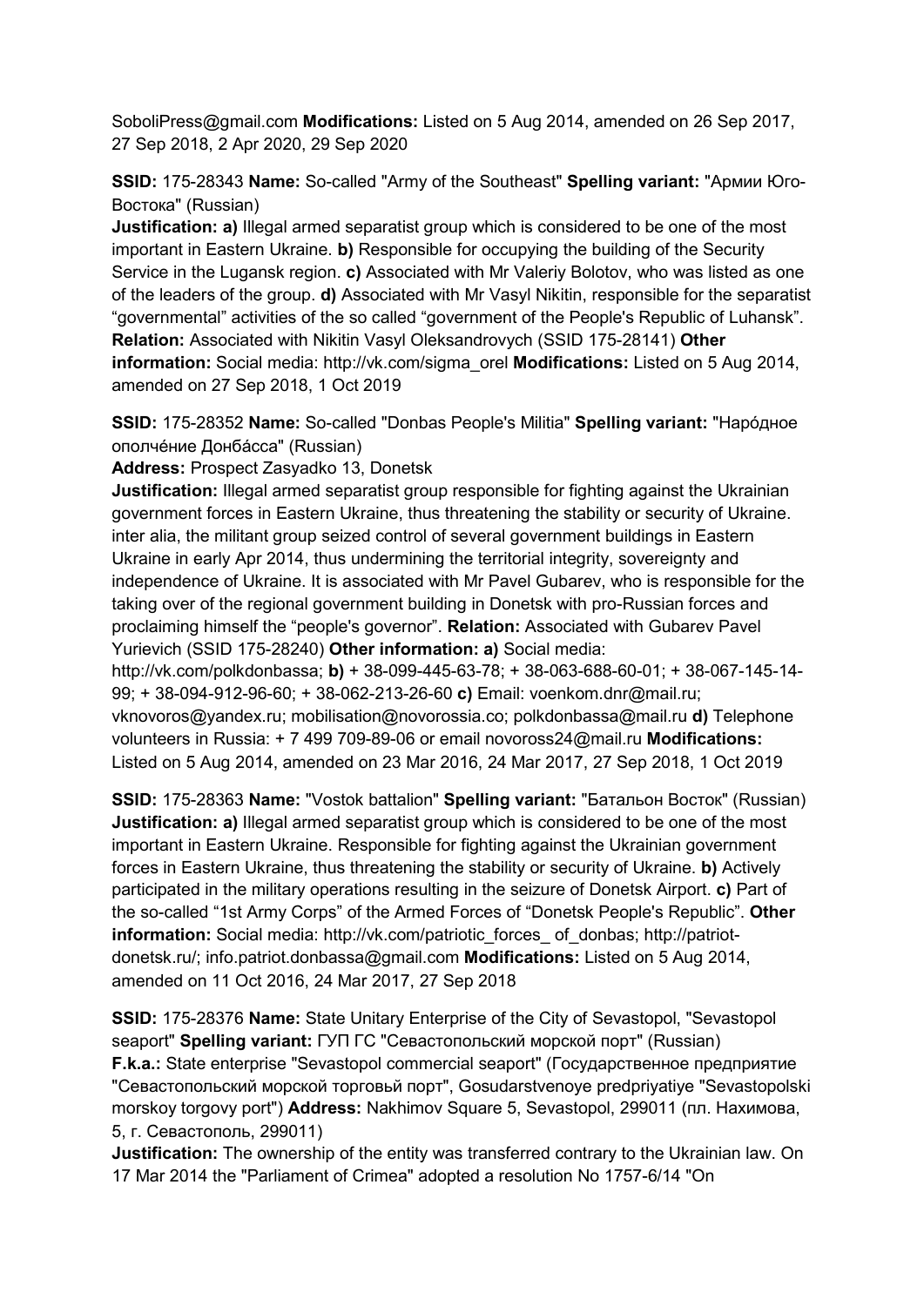SoboliPress@gmail.com **Modifications:** Listed on 5 Aug 2014, amended on 26 Sep 2017, 27 Sep 2018, 2 Apr 2020, 29 Sep 2020

**SSID:** 175-28343 **Name:** So-called "Army of the Southeast" **Spelling variant:** "Армии Юго-Востока" (Russian)
**Justification: a)** Illegal armed separatist group which is considered to be one of the most important in Eastern Ukraine. **b)** Responsible for occupying the building of the Security Service in the Lugansk region. **c)** Associated with Mr Valeriy Bolotov, who was listed as one of the leaders of the group. **d)** Associated with Mr Vasyl Nikitin, responsible for the separatist "governmental" activities of the so called "government of the People's Republic of Luhansk". **Relation:** Associated with Nikitin Vasyl Oleksandrovych (SSID 175-28141) **Other information:** Social media: http://vk.com/sigma_orel **Modifications:** Listed on 5 Aug 2014, amended on 27 Sep 2018, 1 Oct 2019

**SSID:** 175-28352 **Name:** So-called "Donbas People's Militia" **Spelling variant:** "Нарóдное ополчéние Донбáсса" (Russian)
**Address:** Prospect Zasyadko 13, Donetsk
**Justification:** Illegal armed separatist group responsible for fighting against the Ukrainian government forces in Eastern Ukraine, thus threatening the stability or security of Ukraine. inter alia, the militant group seized control of several government buildings in Eastern Ukraine in early Apr 2014, thus undermining the territorial integrity, sovereignty and independence of Ukraine. It is associated with Mr Pavel Gubarev, who is responsible for the taking over of the regional government building in Donetsk with pro-Russian forces and proclaiming himself the "people's governor". **Relation:** Associated with Gubarev Pavel Yurievich (SSID 175-28240) **Other information: a)** Social media: http://vk.com/polkdonbassa; **b)** + 38-099-445-63-78; + 38-063-688-60-01; + 38-067-145-14-99; + 38-094-912-96-60; + 38-062-213-26-60 **c)** Email: voenkom.dnr@mail.ru; vknovoros@yandex.ru; mobilisation@novorossia.co; polkdonbassa@mail.ru **d)** Telephone volunteers in Russia: + 7 499 709-89-06 or email novoross24@mail.ru **Modifications:** Listed on 5 Aug 2014, amended on 23 Mar 2016, 24 Mar 2017, 27 Sep 2018, 1 Oct 2019

**SSID:** 175-28363 **Name:** "Vostok battalion" **Spelling variant:** "Батальон Восток" (Russian)
**Justification: a)** Illegal armed separatist group which is considered to be one of the most important in Eastern Ukraine. Responsible for fighting against the Ukrainian government forces in Eastern Ukraine, thus threatening the stability or security of Ukraine. **b)** Actively participated in the military operations resulting in the seizure of Donetsk Airport. **c)** Part of the so-called "1st Army Corps" of the Armed Forces of "Donetsk People's Republic". **Other information:** Social media: http://vk.com/patriotic_forces_ of_donbas; http://patriot-donetsk.ru/; info.patriot.donbassa@gmail.com **Modifications:** Listed on 5 Aug 2014, amended on 11 Oct 2016, 24 Mar 2017, 27 Sep 2018

**SSID:** 175-28376 **Name:** State Unitary Enterprise of the City of Sevastopol, "Sevastopol seaport" **Spelling variant:** ГУП ГС "Севастопольский морской порт" (Russian)
**F.k.a.:** State enterprise "Sevastopol commercial seaport" (Государственное предприятие "Севастопольский морской торговьй порт", Gosudarstvenoye predpriyatiye "Sevastopolski morskoy torgovy port") **Address:** Nakhimov Square 5, Sevastopol, 299011 (пл. Нахимова, 5, г. Севастополь, 299011)
**Justification:** The ownership of the entity was transferred contrary to the Ukrainian law. On 17 Mar 2014 the "Parliament of Crimea" adopted a resolution No 1757-6/14 "On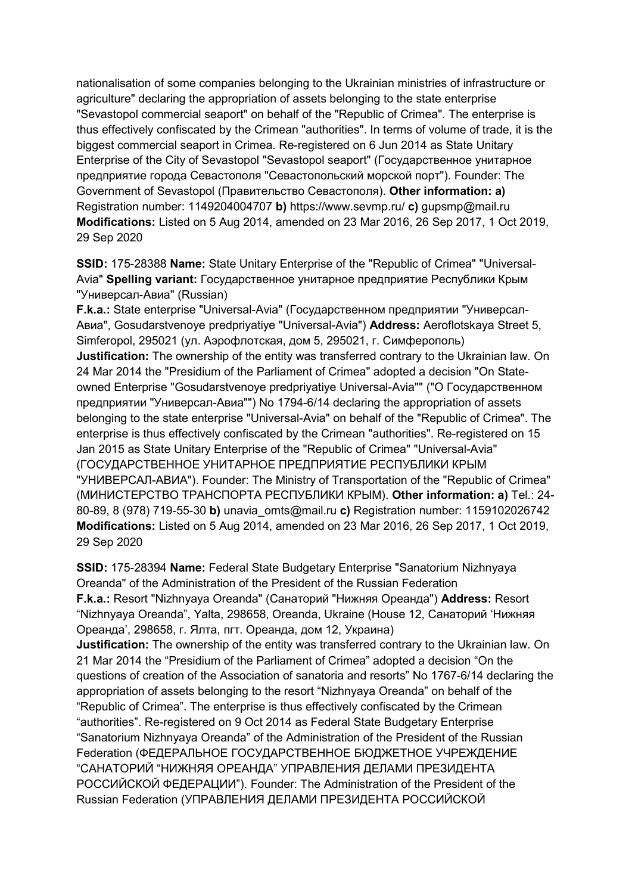nationalisation of some companies belonging to the Ukrainian ministries of infrastructure or agriculture" declaring the appropriation of assets belonging to the state enterprise "Sevastopol commercial seaport" on behalf of the "Republic of Crimea". The enterprise is thus effectively confiscated by the Crimean "authorities". In terms of volume of trade, it is the biggest commercial seaport in Crimea. Re-registered on 6 Jun 2014 as State Unitary Enterprise of the City of Sevastopol "Sevastopol seaport" (Государственное унитарное предприятие города Севастополя "Севастопольский морской порт"). Founder: The Government of Sevastopol (Правительство Севастополя). **Other information: a)** Registration number: 1149204004707 **b)** https://www.sevmp.ru/ **c)** gupsmp@mail.ru **Modifications:** Listed on 5 Aug 2014, amended on 23 Mar 2016, 26 Sep 2017, 1 Oct 2019, 29 Sep 2020

**SSID:** 175-28388 **Name:** State Unitary Enterprise of the "Republic of Crimea" "Universal-Avia" **Spelling variant:** Государственное унитарное предприятие Республики Крым "Универсал-Авиа" (Russian)
**F.k.a.:** State enterprise "Universal-Avia" (Государственном предприятии "Универсал-Авиа", Gosudarstvenoye predpriyatiye "Universal-Avia") **Address:** Aeroflotskaya Street 5, Simferopol, 295021 (ул. Аэрофлотская, дом 5, 295021, г. Симферополь)
**Justification:** The ownership of the entity was transferred contrary to the Ukrainian law. On 24 Mar 2014 the "Presidium of the Parliament of Crimea" adopted a decision "On State-owned Enterprise "Gosudarstvenoye predpriyatiye Universal-Avia"" ("О Государственном предприятии "Универсал-Авиа"") No 1794-6/14 declaring the appropriation of assets belonging to the state enterprise "Universal-Avia" on behalf of the "Republic of Crimea". The enterprise is thus effectively confiscated by the Crimean "authorities". Re-registered on 15 Jan 2015 as State Unitary Enterprise of the "Republic of Crimea" "Universal-Avia" (ГОСУДАРСТВЕННОЕ УНИТАРНОЕ ПРЕДПРИЯТИЕ РЕСПУБЛИКИ КРЫМ "УНИВЕРСАЛ-АВИА"). Founder: The Ministry of Transportation of the "Republic of Crimea" (МИНИСТЕРСТВО ТРАНСПОРТА РЕСПУБЛИКИ КРЫМ). **Other information: a)** Tel.: 24-80-89, 8 (978) 719-55-30 **b)** unavia_omts@mail.ru **c)** Registration number: 1159102026742 **Modifications:** Listed on 5 Aug 2014, amended on 23 Mar 2016, 26 Sep 2017, 1 Oct 2019, 29 Sep 2020

**SSID:** 175-28394 **Name:** Federal State Budgetary Enterprise "Sanatorium Nizhnyaya Oreanda" of the Administration of the President of the Russian Federation
**F.k.a.:** Resort "Nizhnyaya Oreanda" (Санаторий "Нижняя Ореанда") **Address:** Resort "Nizhnyaya Oreanda", Yalta, 298658, Oreanda, Ukraine (House 12, Санаторий 'Нижняя Ореанда', 298658, г. Ялта, пгт. Ореанда, дом 12, Украина)
**Justification:** The ownership of the entity was transferred contrary to the Ukrainian law. On 21 Mar 2014 the "Presidium of the Parliament of Crimea" adopted a decision "On the questions of creation of the Association of sanatoria and resorts" No 1767-6/14 declaring the appropriation of assets belonging to the resort "Nizhnyaya Oreanda" on behalf of the "Republic of Crimea". The enterprise is thus effectively confiscated by the Crimean "authorities". Re-registered on 9 Oct 2014 as Federal State Budgetary Enterprise "Sanatorium Nizhnyaya Oreanda" of the Administration of the President of the Russian Federation (ФЕДЕРАЛЬНОЕ ГОСУДАРСТВЕННОЕ БЮДЖЕТНОЕ УЧРЕЖДЕНИЕ "САНАТОРИЙ "НИЖНЯЯ ОРЕАНДА" УПРАВЛЕНИЯ ДЕЛАМИ ПРЕЗИДЕНТА РОССИЙСКОЙ ФЕДЕРАЦИИ"). Founder: The Administration of the President of the Russian Federation (УПРАВЛЕНИЯ ДЕЛАМИ ПРЕЗИДЕНТА РОССИЙСКОЙ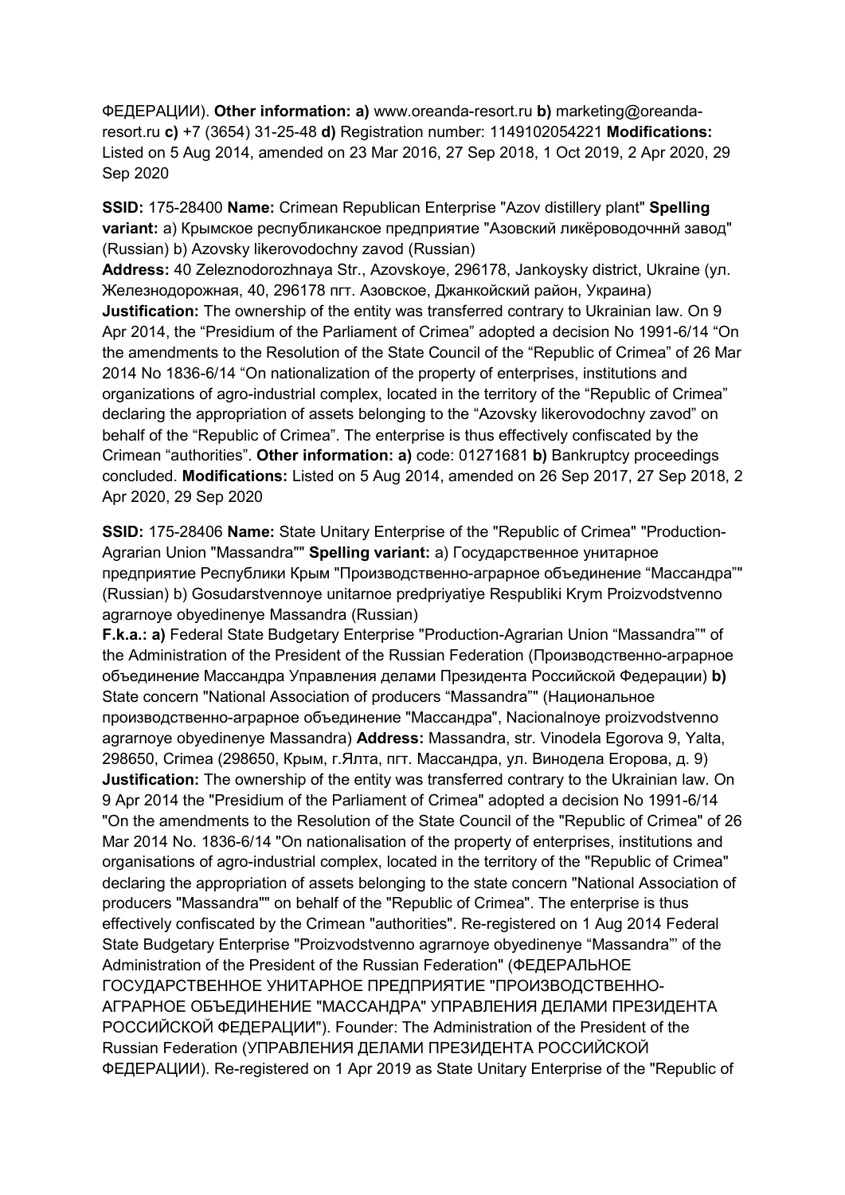ФЕДЕРАЦИИ). **Other information: a)** www.oreanda-resort.ru **b)** marketing@oreanda-resort.ru **c)** +7 (3654) 31-25-48 **d)** Registration number: 1149102054221 **Modifications:** Listed on 5 Aug 2014, amended on 23 Mar 2016, 27 Sep 2018, 1 Oct 2019, 2 Apr 2020, 29 Sep 2020

**SSID:** 175-28400 **Name:** Crimean Republican Enterprise "Azov distillery plant" **Spelling variant:** a) Крымское республиканское предприятие "Азовский ликёроводочннй завод" (Russian) b) Azovsky likerovodochny zavod (Russian)
**Address:** 40 Zeleznodorozhnaya Str., Azovskoye, 296178, Jankoysky district, Ukraine (ул. Железнодорожная, 40, 296178 пгт. Азовское, Джанкойский район, Украина)
**Justification:** The ownership of the entity was transferred contrary to Ukrainian law. On 9 Apr 2014, the "Presidium of the Parliament of Crimea" adopted a decision No 1991-6/14 "On the amendments to the Resolution of the State Council of the "Republic of Crimea" of 26 Mar 2014 No 1836-6/14 "On nationalization of the property of enterprises, institutions and organizations of agro-industrial complex, located in the territory of the "Republic of Crimea" declaring the appropriation of assets belonging to the "Azovsky likerovodochny zavod" on behalf of the "Republic of Crimea". The enterprise is thus effectively confiscated by the Crimean "authorities". **Other information: a)** code: 01271681 **b)** Bankruptcy proceedings concluded. **Modifications:** Listed on 5 Aug 2014, amended on 26 Sep 2017, 27 Sep 2018, 2 Apr 2020, 29 Sep 2020

**SSID:** 175-28406 **Name:** State Unitary Enterprise of the "Republic of Crimea" "Production-Agrarian Union "Massandra"" **Spelling variant:** a) Государственное унитарное предприятие Республики Крым "Производственно-аграрное объединение "Массандра"" (Russian) b) Gosudarstvennoye unitarnoe predpriyatiye Respubliki Krym Proizvodstvenno agrarnoye obyedinenye Massandra (Russian)
**F.k.a.: a)** Federal State Budgetary Enterprise "Production-Agrarian Union "Massandra"" of the Administration of the President of the Russian Federation (Производственно-аграрное объединение Массандра Управления делами Президента Российской Федерации) **b)** State concern "National Association of producers "Massandra"" (Национальное производственно-аграрное объединение "Массандра", Nacionalnoye proizvodstvenno agrarnoye obyedinenye Massandra) **Address:** Massandra, str. Vinodela Egorova 9, Yalta, 298650, Crimea (298650, Крым, г.Ялта, пгт. Массандра, ул. Винодела Егорова, д. 9)
**Justification:** The ownership of the entity was transferred contrary to the Ukrainian law. On 9 Apr 2014 the "Presidium of the Parliament of Crimea" adopted a decision No 1991-6/14 "On the amendments to the Resolution of the State Council of the "Republic of Crimea" of 26 Mar 2014 No. 1836-6/14 "On nationalisation of the property of enterprises, institutions and organisations of agro-industrial complex, located in the territory of the "Republic of Crimea" declaring the appropriation of assets belonging to the state concern "National Association of producers "Massandra"" on behalf of the "Republic of Crimea". The enterprise is thus effectively confiscated by the Crimean "authorities". Re-registered on 1 Aug 2014 Federal State Budgetary Enterprise "Proizvodstvenno agrarnoye obyedinenye "Massandra"' of the Administration of the President of the Russian Federation" (ФЕДЕРАЛЬНОЕ ГОСУДАРСТВЕННОЕ УНИТАРНОЕ ПРЕДПРИЯТИЕ "ПРОИЗВОДСТВЕННО-АГРАРНОЕ ОБЪЕДИНЕНИЕ "МАССАНДРА" УПРАВЛЕНИЯ ДЕЛАМИ ПРЕЗИДЕНТА РОССИЙСКОЙ ФЕДЕРАЦИИ"). Founder: The Administration of the President of the Russian Federation (УПРАВЛЕНИЯ ДЕЛАМИ ПРЕЗИДЕНТА РОССИЙСКОЙ ФЕДЕРАЦИИ). Re-registered on 1 Apr 2019 as State Unitary Enterprise of the "Republic of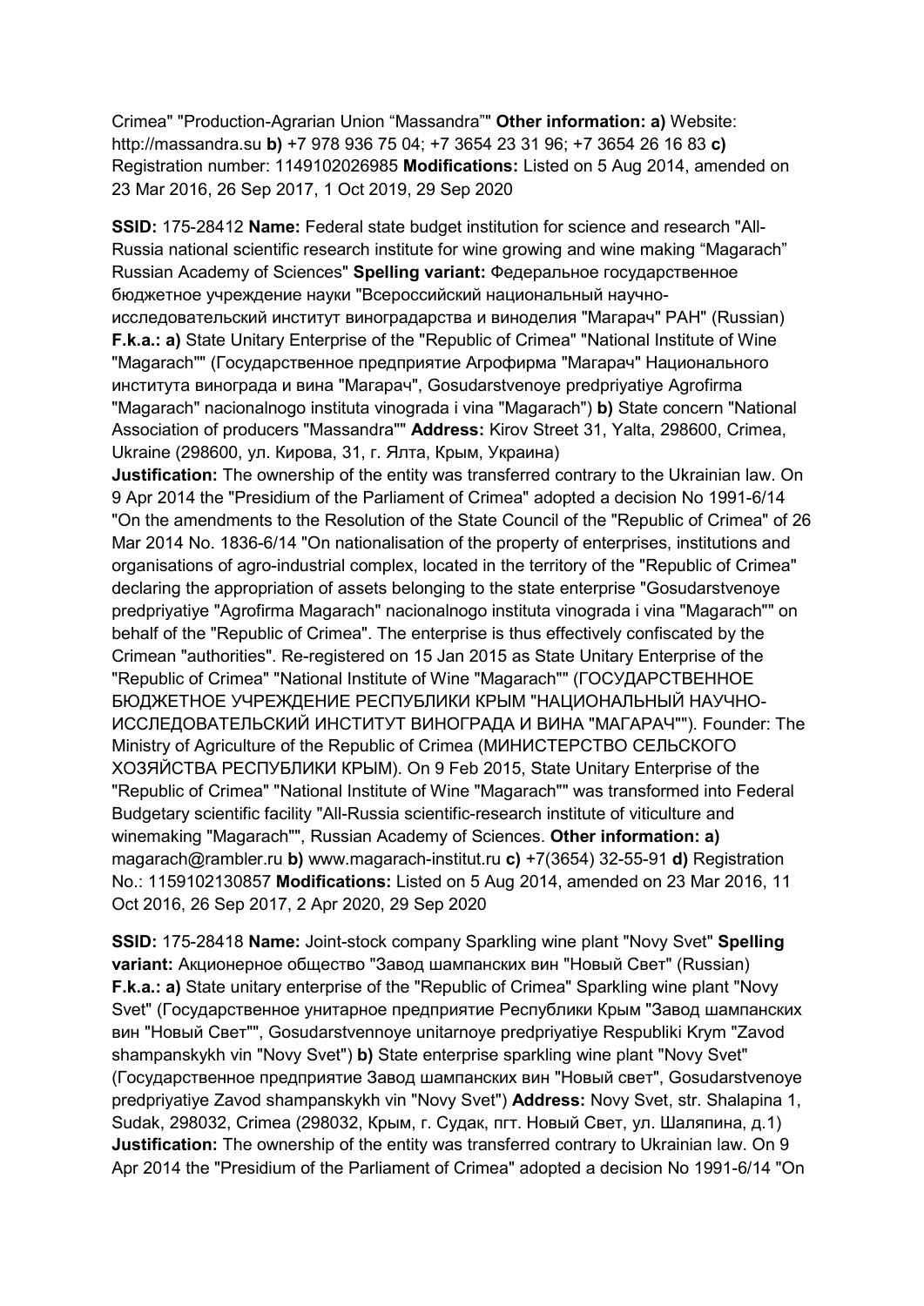Crimea" "Production-Agrarian Union “Massandra”" **Other information: a)** Website: http://massandra.su **b)** +7 978 936 75 04; +7 3654 23 31 96; +7 3654 26 16 83 **c)** Registration number: 1149102026985 **Modifications:** Listed on 5 Aug 2014, amended on 23 Mar 2016, 26 Sep 2017, 1 Oct 2019, 29 Sep 2020

**SSID:** 175-28412 **Name:** Federal state budget institution for science and research "All-Russia national scientific research institute for wine growing and wine making “Magarach” Russian Academy of Sciences" **Spelling variant:** Федеральное государственное бюджетное учреждение науки "Всероссийский национальный научно-исследовательский институт виноградарства и виноделия "Магарач" РАН" (Russian) **F.k.a.: a)** State Unitary Enterprise of the "Republic of Crimea" "National Institute of Wine "Magarach"" (Государственное предприятие Агрофирма "Магарач" Национального института винограда и вина "Магарач", Gosudarstvenoye predpriyatiye Agrofirma "Magarach" nacionalnogo instituta vinograda i vina "Magarach") **b)** State concern "National Association of producers "Massandra"" **Address:** Kirov Street 31, Yalta, 298600, Crimea, Ukraine (298600, ул. Кирова, 31, г. Ялта, Крым, Украина)
**Justification:** The ownership of the entity was transferred contrary to the Ukrainian law. On 9 Apr 2014 the "Presidium of the Parliament of Crimea" adopted a decision No 1991-6/14 "On the amendments to the Resolution of the State Council of the "Republic of Crimea" of 26 Mar 2014 No. 1836-6/14 "On nationalisation of the property of enterprises, institutions and organisations of agro-industrial complex, located in the territory of the "Republic of Crimea" declaring the appropriation of assets belonging to the state enterprise "Gosudarstvenoye predpriyatiye "Agrofirma Magarach" nacionalnogo instituta vinograda i vina "Magarach"" on behalf of the "Republic of Crimea". The enterprise is thus effectively confiscated by the Crimean "authorities". Re-registered on 15 Jan 2015 as State Unitary Enterprise of the "Republic of Crimea" "National Institute of Wine "Magarach"" (ГОСУДАРСТВЕННОЕ БЮДЖЕТНОЕ УЧРЕЖДЕНИЕ РЕСПУБЛИКИ КРЫМ "НАЦИОНАЛЬНЫЙ НАУЧНО-ИССЛЕДОВАТЕЛЬСКИЙ ИНСТИТУТ ВИНОГРАДА И ВИНА "МАГАРАЧ""). Founder: The Ministry of Agriculture of the Republic of Crimea (МИНИСТЕРСТВО СЕЛЬСКОГО ХОЗЯЙСТВА РЕСПУБЛИКИ КРЫМ). On 9 Feb 2015, State Unitary Enterprise of the "Republic of Crimea" "National Institute of Wine "Magarach"" was transformed into Federal Budgetary scientific facility "All-Russia scientific-research institute of viticulture and winemaking "Magarach"", Russian Academy of Sciences. **Other information: a)** magarach@rambler.ru **b)** www.magarach-institut.ru **c)** +7(3654) 32-55-91 **d)** Registration No.: 1159102130857 **Modifications:** Listed on 5 Aug 2014, amended on 23 Mar 2016, 11 Oct 2016, 26 Sep 2017, 2 Apr 2020, 29 Sep 2020

**SSID:** 175-28418 **Name:** Joint-stock company Sparkling wine plant "Novy Svet" **Spelling variant:** Акционерное общество "Завод шампанских вин "Новый Свет" (Russian) **F.k.a.: a)** State unitary enterprise of the "Republic of Crimea" Sparkling wine plant "Novy Svet" (Государственное унитарное предприятие Республики Крым "Завод шампанских вин "Новый Свет"", Gosudarstvennoye unitarnoye predpriyatiye Respubliki Krym "Zavod shampanskykh vin "Novy Svet") **b)** State enterprise sparkling wine plant "Novy Svet" (Государственное предприятие Завод шампанских вин "Новый свет", Gosudarstvenoye predpriyatiye Zavod shampanskykh vin "Novy Svet") **Address:** Novy Svet, str. Shalapina 1, Sudak, 298032, Crimea (298032, Крым, г. Судак, пгт. Новый Свет, ул. Шаляпина, д.1)
**Justification:** The ownership of the entity was transferred contrary to Ukrainian law. On 9 Apr 2014 the "Presidium of the Parliament of Crimea" adopted a decision No 1991-6/14 "On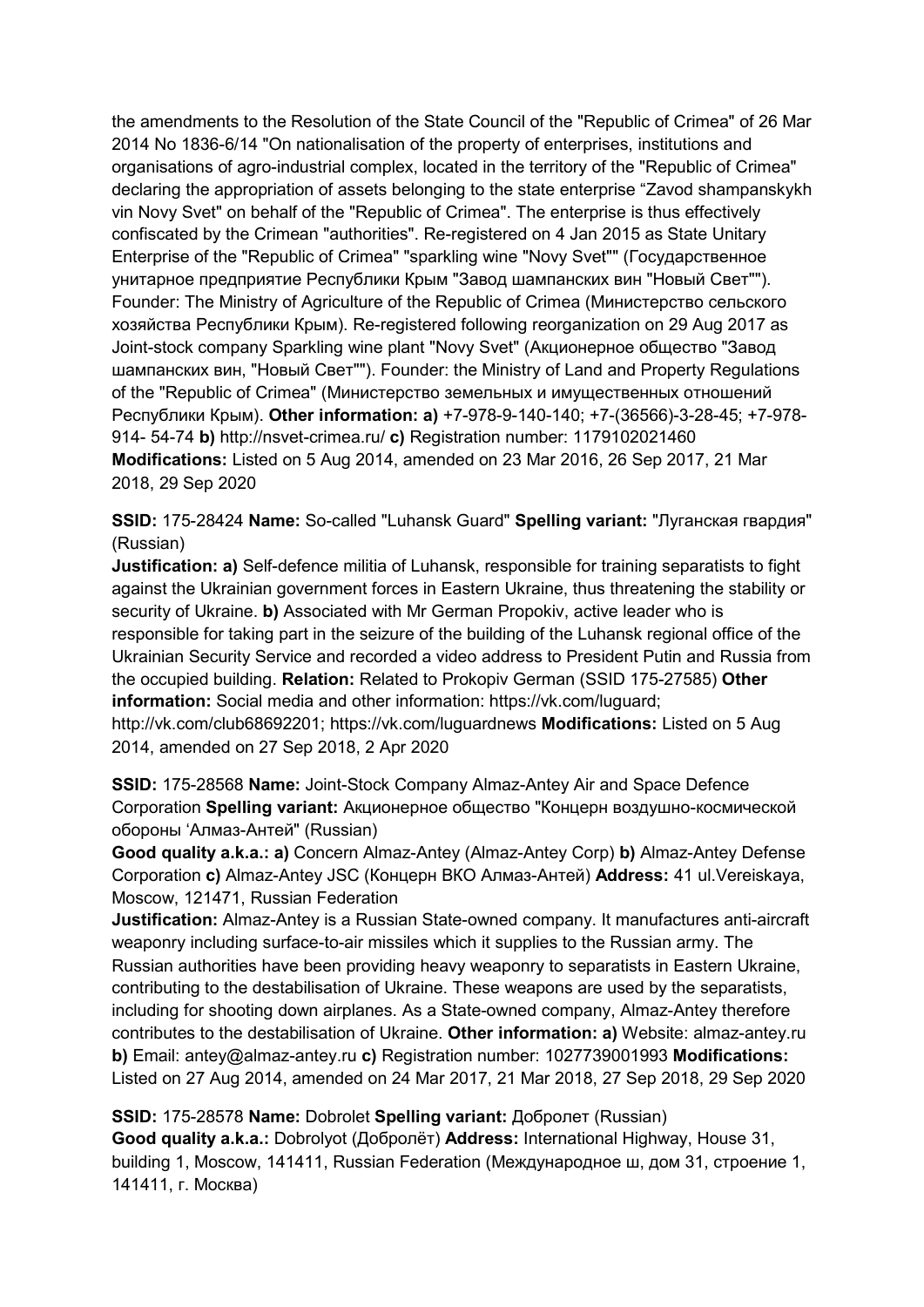the amendments to the Resolution of the State Council of the "Republic of Crimea" of 26 Mar 2014 No 1836-6/14 "On nationalisation of the property of enterprises, institutions and organisations of agro-industrial complex, located in the territory of the "Republic of Crimea" declaring the appropriation of assets belonging to the state enterprise "Zavod shampanskykh vin Novy Svet" on behalf of the "Republic of Crimea". The enterprise is thus effectively confiscated by the Crimean "authorities". Re-registered on 4 Jan 2015 as State Unitary Enterprise of the "Republic of Crimea" "sparkling wine "Novy Svet"" (Государственное унитарное предприятие Республики Крым "Завод шампанских вин "Новый Свет""). Founder: The Ministry of Agriculture of the Republic of Crimea (Министерство сельского хозяйства Республики Крым). Re-registered following reorganization on 29 Aug 2017 as Joint-stock company Sparkling wine plant "Novy Svet" (Акционерное общество "Завод шампанских вин, "Новый Свет""). Founder: the Ministry of Land and Property Regulations of the "Republic of Crimea" (Министерство земельных и имущественных отношений Республики Крым). **Other information: a)** +7-978-9-140-140; +7-(36566)-3-28-45; +7-978-914- 54-74 **b)** http://nsvet-crimea.ru/ **c)** Registration number: 1179102021460 **Modifications:** Listed on 5 Aug 2014, amended on 23 Mar 2016, 26 Sep 2017, 21 Mar 2018, 29 Sep 2020

**SSID:** 175-28424 **Name:** So-called "Luhansk Guard" **Spelling variant:** "Луганская гвардия" (Russian)
**Justification: a)** Self-defence militia of Luhansk, responsible for training separatists to fight against the Ukrainian government forces in Eastern Ukraine, thus threatening the stability or security of Ukraine. **b)** Associated with Mr German Propokiv, active leader who is responsible for taking part in the seizure of the building of the Luhansk regional office of the Ukrainian Security Service and recorded a video address to President Putin and Russia from the occupied building. **Relation:** Related to Prokopiv German (SSID 175-27585) **Other information:** Social media and other information: https://vk.com/luguard; http://vk.com/club68692201; https://vk.com/luguardnews **Modifications:** Listed on 5 Aug 2014, amended on 27 Sep 2018, 2 Apr 2020

**SSID:** 175-28568 **Name:** Joint-Stock Company Almaz-Antey Air and Space Defence Corporation **Spelling variant:** Акционерное общество "Концерн воздушно-космической обороны 'Алмаз-Антей" (Russian)
**Good quality a.k.a.: a)** Concern Almaz-Antey (Almaz-Antey Corp) **b)** Almaz-Antey Defense Corporation **c)** Almaz-Antey JSC (Концерн ВКО Алмаз-Антей) **Address:** 41 ul.Vereiskaya, Moscow, 121471, Russian Federation
**Justification:** Almaz-Antey is a Russian State-owned company. It manufactures anti-aircraft weaponry including surface-to-air missiles which it supplies to the Russian army. The Russian authorities have been providing heavy weaponry to separatists in Eastern Ukraine, contributing to the destabilisation of Ukraine. These weapons are used by the separatists, including for shooting down airplanes. As a State-owned company, Almaz-Antey therefore contributes to the destabilisation of Ukraine. **Other information: a)** Website: almaz-antey.ru **b)** Email: antey@almaz-antey.ru **c)** Registration number: 1027739001993 **Modifications:** Listed on 27 Aug 2014, amended on 24 Mar 2017, 21 Mar 2018, 27 Sep 2018, 29 Sep 2020

**SSID:** 175-28578 **Name:** Dobrolet **Spelling variant:** Добролет (Russian)
**Good quality a.k.a.:** Dobrolyot (Добролёт) **Address:** International Highway, House 31, building 1, Moscow, 141411, Russian Federation (Международное ш, дом 31, строение 1, 141411, г. Москва)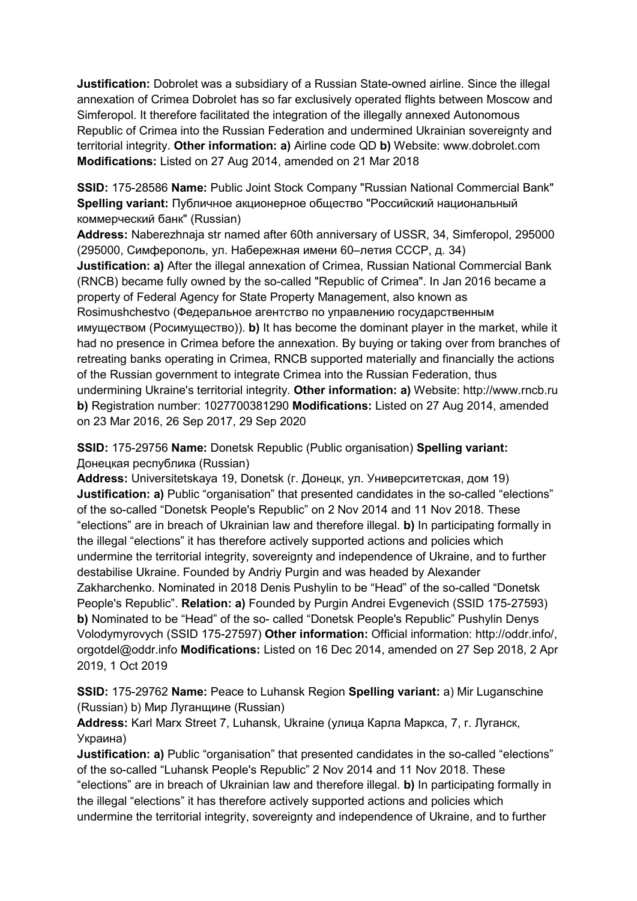**Justification:** Dobrolet was a subsidiary of a Russian State-owned airline. Since the illegal annexation of Crimea Dobrolet has so far exclusively operated flights between Moscow and Simferopol. It therefore facilitated the integration of the illegally annexed Autonomous Republic of Crimea into the Russian Federation and undermined Ukrainian sovereignty and territorial integrity. **Other information: a)** Airline code QD **b)** Website: www.dobrolet.com **Modifications:** Listed on 27 Aug 2014, amended on 21 Mar 2018

**SSID:** 175-28586 **Name:** Public Joint Stock Company "Russian National Commercial Bank" **Spelling variant:** Публичное акционерное общество "Российский национальный коммерческий банк" (Russian)
**Address:** Naberezhnaja str named after 60th anniversary of USSR, 34, Simferopol, 295000 (295000, Симферополь, ул. Набережная имени 60–летия СССР, д. 34)
**Justification: a)** After the illegal annexation of Crimea, Russian National Commercial Bank (RNCB) became fully owned by the so-called "Republic of Crimea". In Jan 2016 became a property of Federal Agency for State Property Management, also known as Rosimushchestvo (Федеральное агентство по управлению государственным имуществом (Росимущество)). **b)** It has become the dominant player in the market, while it had no presence in Crimea before the annexation. By buying or taking over from branches of retreating banks operating in Crimea, RNCB supported materially and financially the actions of the Russian government to integrate Crimea into the Russian Federation, thus undermining Ukraine's territorial integrity. **Other information: a)** Website: http://www.rncb.ru **b)** Registration number: 1027700381290 **Modifications:** Listed on 27 Aug 2014, amended on 23 Mar 2016, 26 Sep 2017, 29 Sep 2020

**SSID:** 175-29756 **Name:** Donetsk Republic (Public organisation) **Spelling variant:** Донецкая республика (Russian)
**Address:** Universitetskaya 19, Donetsk (г. Донецк, ул. Университетская, дом 19)
**Justification: a)** Public "organisation" that presented candidates in the so-called "elections" of the so-called "Donetsk People's Republic" on 2 Nov 2014 and 11 Nov 2018. These "elections" are in breach of Ukrainian law and therefore illegal. **b)** In participating formally in the illegal "elections" it has therefore actively supported actions and policies which undermine the territorial integrity, sovereignty and independence of Ukraine, and to further destabilise Ukraine. Founded by Andriy Purgin and was headed by Alexander Zakharchenko. Nominated in 2018 Denis Pushylin to be "Head" of the so-called "Donetsk People's Republic". **Relation: a)** Founded by Purgin Andrei Evgenevich (SSID 175-27593) **b)** Nominated to be "Head" of the so- called "Donetsk People's Republic" Pushylin Denys Volodymyrovych (SSID 175-27597) **Other information:** Official information: http://oddr.info/, orgotdel@oddr.info **Modifications:** Listed on 16 Dec 2014, amended on 27 Sep 2018, 2 Apr 2019, 1 Oct 2019

**SSID:** 175-29762 **Name:** Peace to Luhansk Region **Spelling variant:** a) Mir Luganschine (Russian) b) Мир Луганщине (Russian)
**Address:** Karl Marx Street 7, Luhansk, Ukraine (улица Карла Маркса, 7, г. Луганск, Украина)
**Justification: a)** Public "organisation" that presented candidates in the so-called "elections" of the so-called "Luhansk People's Republic" 2 Nov 2014 and 11 Nov 2018. These "elections" are in breach of Ukrainian law and therefore illegal. **b)** In participating formally in the illegal "elections" it has therefore actively supported actions and policies which undermine the territorial integrity, sovereignty and independence of Ukraine, and to further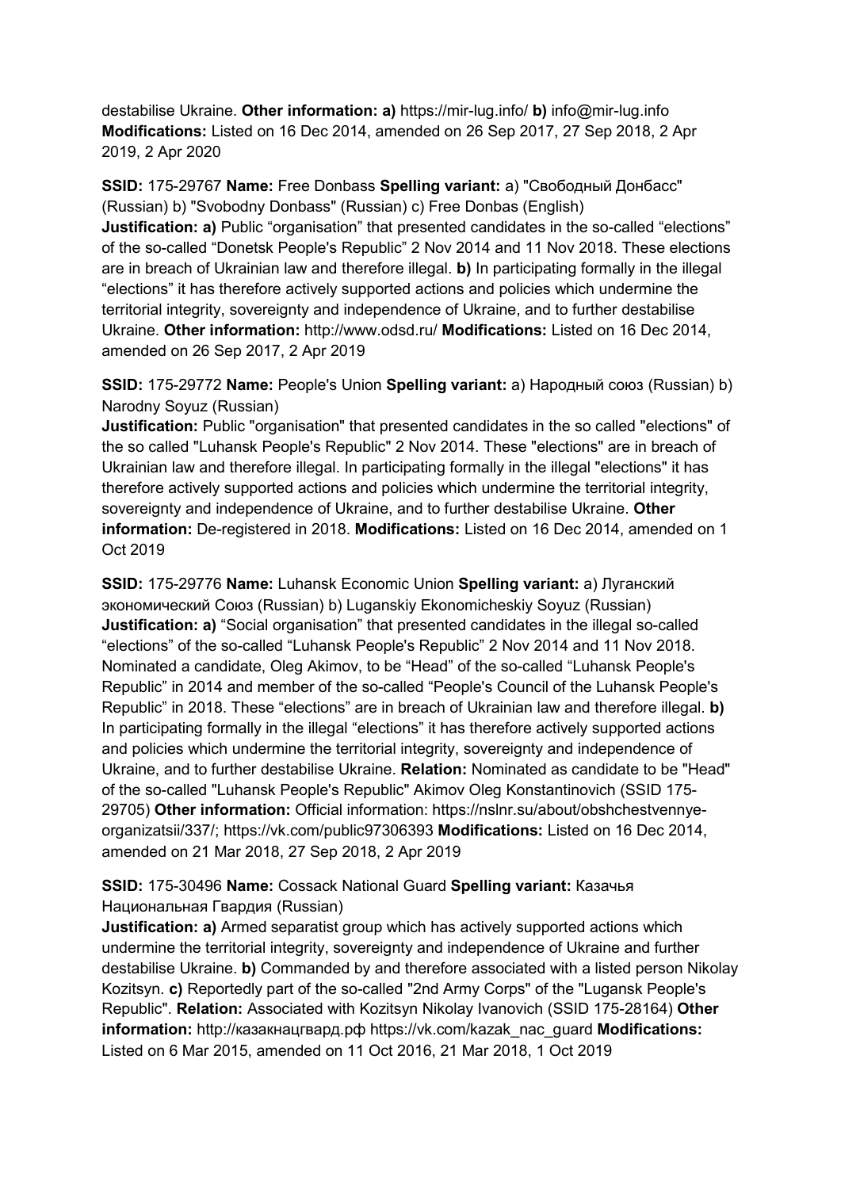destabilise Ukraine. **Other information:** **a)** https://mir-lug.info/ **b)** info@mir-lug.info **Modifications:** Listed on 16 Dec 2014, amended on 26 Sep 2017, 27 Sep 2018, 2 Apr 2019, 2 Apr 2020

**SSID:** 175-29767 **Name:** Free Donbass **Spelling variant:** a) "Свободный Донбасс" (Russian) b) "Svobodny Donbass" (Russian) c) Free Donbas (English)
**Justification:** **a)** Public "organisation" that presented candidates in the so-called "elections" of the so-called "Donetsk People's Republic" 2 Nov 2014 and 11 Nov 2018. These elections are in breach of Ukrainian law and therefore illegal. **b)** In participating formally in the illegal "elections" it has therefore actively supported actions and policies which undermine the territorial integrity, sovereignty and independence of Ukraine, and to further destabilise Ukraine. **Other information:** http://www.odsd.ru/ **Modifications:** Listed on 16 Dec 2014, amended on 26 Sep 2017, 2 Apr 2019

**SSID:** 175-29772 **Name:** People's Union **Spelling variant:** a) Народный союз (Russian) b) Narodny Soyuz (Russian)
**Justification:** Public "organisation" that presented candidates in the so called "elections" of the so called "Luhansk People's Republic" 2 Nov 2014. These "elections" are in breach of Ukrainian law and therefore illegal. In participating formally in the illegal "elections" it has therefore actively supported actions and policies which undermine the territorial integrity, sovereignty and independence of Ukraine, and to further destabilise Ukraine. **Other information:** De-registered in 2018. **Modifications:** Listed on 16 Dec 2014, amended on 1 Oct 2019

**SSID:** 175-29776 **Name:** Luhansk Economic Union **Spelling variant:** a) Луганский экономический Союз (Russian) b) Luganskiy Ekonomicheskiy Soyuz (Russian)
**Justification:** **a)** "Social organisation" that presented candidates in the illegal so-called "elections" of the so-called "Luhansk People's Republic" 2 Nov 2014 and 11 Nov 2018. Nominated a candidate, Oleg Akimov, to be "Head" of the so-called "Luhansk People's Republic" in 2014 and member of the so-called "People's Council of the Luhansk People's Republic" in 2018. These "elections" are in breach of Ukrainian law and therefore illegal. **b)** In participating formally in the illegal "elections" it has therefore actively supported actions and policies which undermine the territorial integrity, sovereignty and independence of Ukraine, and to further destabilise Ukraine. **Relation:** Nominated as candidate to be "Head" of the so-called "Luhansk People's Republic" Akimov Oleg Konstantinovich (SSID 175-29705) **Other information:** Official information: https://nslnr.su/about/obshchestvennye-organizatsii/337/; https://vk.com/public97306393 **Modifications:** Listed on 16 Dec 2014, amended on 21 Mar 2018, 27 Sep 2018, 2 Apr 2019

**SSID:** 175-30496 **Name:** Cossack National Guard **Spelling variant:** Казачья Национальная Гвардия (Russian)
**Justification:** **a)** Armed separatist group which has actively supported actions which undermine the territorial integrity, sovereignty and independence of Ukraine and further destabilise Ukraine. **b)** Commanded by and therefore associated with a listed person Nikolay Kozitsyn. **c)** Reportedly part of the so-called "2nd Army Corps" of the "Lugansk People's Republic". **Relation:** Associated with Kozitsyn Nikolay Ivanovich (SSID 175-28164) **Other information:** http://казакнацгвард.рф https://vk.com/kazak_nac_guard **Modifications:** Listed on 6 Mar 2015, amended on 11 Oct 2016, 21 Mar 2018, 1 Oct 2019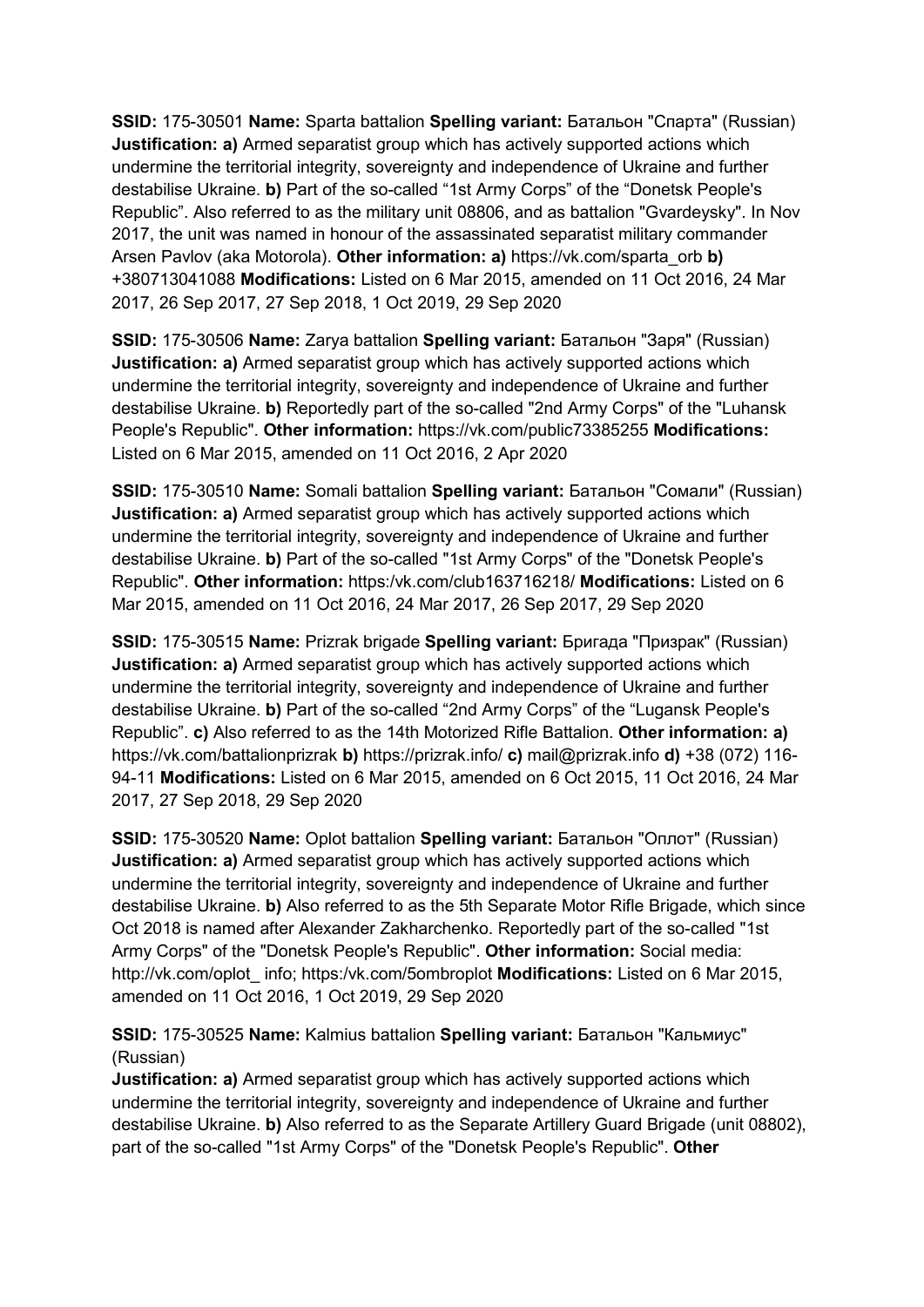**SSID:** 175-30501 **Name:** Sparta battalion **Spelling variant:** Батальон "Спарта" (Russian) **Justification: a)** Armed separatist group which has actively supported actions which undermine the territorial integrity, sovereignty and independence of Ukraine and further destabilise Ukraine. **b)** Part of the so-called "1st Army Corps" of the "Donetsk People's Republic". Also referred to as the military unit 08806, and as battalion "Gvardeysky". In Nov 2017, the unit was named in honour of the assassinated separatist military commander Arsen Pavlov (aka Motorola). **Other information: a)** https://vk.com/sparta_orb **b)** +380713041088 **Modifications:** Listed on 6 Mar 2015, amended on 11 Oct 2016, 24 Mar 2017, 26 Sep 2017, 27 Sep 2018, 1 Oct 2019, 29 Sep 2020

**SSID:** 175-30506 **Name:** Zarya battalion **Spelling variant:** Батальон "Заря" (Russian) **Justification: a)** Armed separatist group which has actively supported actions which undermine the territorial integrity, sovereignty and independence of Ukraine and further destabilise Ukraine. **b)** Reportedly part of the so-called "2nd Army Corps" of the "Luhansk People's Republic". **Other information:** https://vk.com/public73385255 **Modifications:** Listed on 6 Mar 2015, amended on 11 Oct 2016, 2 Apr 2020

**SSID:** 175-30510 **Name:** Somali battalion **Spelling variant:** Батальон "Сомали" (Russian) **Justification: a)** Armed separatist group which has actively supported actions which undermine the territorial integrity, sovereignty and independence of Ukraine and further destabilise Ukraine. **b)** Part of the so-called "1st Army Corps" of the "Donetsk People's Republic". **Other information:** https:/vk.com/club163716218/ **Modifications:** Listed on 6 Mar 2015, amended on 11 Oct 2016, 24 Mar 2017, 26 Sep 2017, 29 Sep 2020

**SSID:** 175-30515 **Name:** Prizrak brigade **Spelling variant:** Бригада "Призрак" (Russian) **Justification: a)** Armed separatist group which has actively supported actions which undermine the territorial integrity, sovereignty and independence of Ukraine and further destabilise Ukraine. **b)** Part of the so-called "2nd Army Corps" of the "Lugansk People's Republic". **c)** Also referred to as the 14th Motorized Rifle Battalion. **Other information: a)** https://vk.com/battalionprizrak **b)** https://prizrak.info/ **c)** mail@prizrak.info **d)** +38 (072) 116-94-11 **Modifications:** Listed on 6 Mar 2015, amended on 6 Oct 2015, 11 Oct 2016, 24 Mar 2017, 27 Sep 2018, 29 Sep 2020

**SSID:** 175-30520 **Name:** Oplot battalion **Spelling variant:** Батальон "Оплот" (Russian) **Justification: a)** Armed separatist group which has actively supported actions which undermine the territorial integrity, sovereignty and independence of Ukraine and further destabilise Ukraine. **b)** Also referred to as the 5th Separate Motor Rifle Brigade, which since Oct 2018 is named after Alexander Zakharchenko. Reportedly part of the so-called "1st Army Corps" of the "Donetsk People's Republic". **Other information:** Social media: http://vk.com/oplot_ info; https:/vk.com/5ombroplot **Modifications:** Listed on 6 Mar 2015, amended on 11 Oct 2016, 1 Oct 2019, 29 Sep 2020

**SSID:** 175-30525 **Name:** Kalmius battalion **Spelling variant:** Батальон "Кальмиус" (Russian)
**Justification: a)** Armed separatist group which has actively supported actions which undermine the territorial integrity, sovereignty and independence of Ukraine and further destabilise Ukraine. **b)** Also referred to as the Separate Artillery Guard Brigade (unit 08802), part of the so-called "1st Army Corps" of the "Donetsk People's Republic". **Other**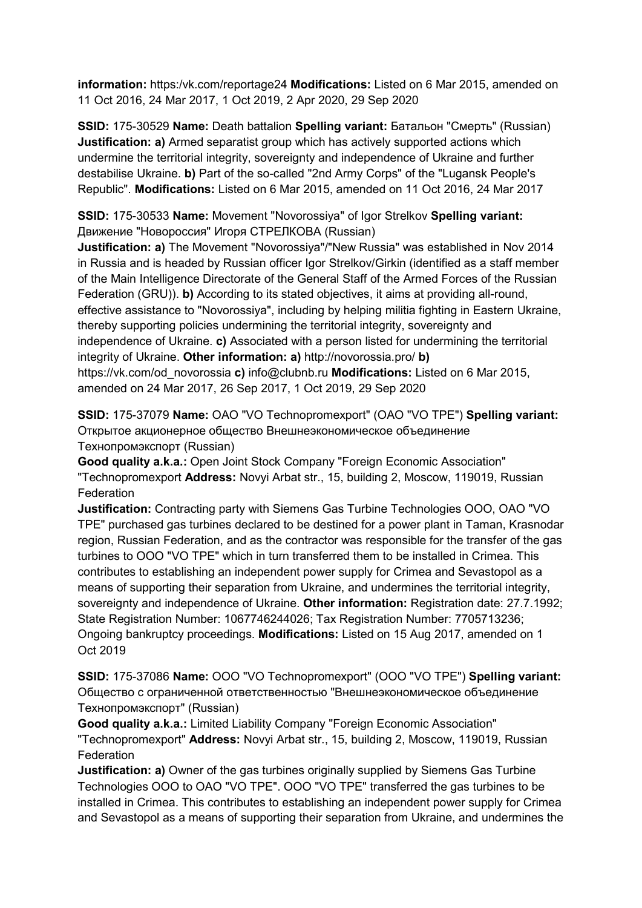**information:** https:/vk.com/reportage24 **Modifications:** Listed on 6 Mar 2015, amended on 11 Oct 2016, 24 Mar 2017, 1 Oct 2019, 2 Apr 2020, 29 Sep 2020

**SSID:** 175-30529 **Name:** Death battalion **Spelling variant:** Батальон "Смерть" (Russian) **Justification: a)** Armed separatist group which has actively supported actions which undermine the territorial integrity, sovereignty and independence of Ukraine and further destabilise Ukraine. **b)** Part of the so-called "2nd Army Corps" of the "Lugansk People's Republic". **Modifications:** Listed on 6 Mar 2015, amended on 11 Oct 2016, 24 Mar 2017

**SSID:** 175-30533 **Name:** Movement "Novorossiya" of Igor Strelkov **Spelling variant:** Движение "Новороссия" Игоря СТРЕЛКОВА (Russian)
**Justification: a)** The Movement "Novorossiya"/"New Russia" was established in Nov 2014 in Russia and is headed by Russian officer Igor Strelkov/Girkin (identified as a staff member of the Main Intelligence Directorate of the General Staff of the Armed Forces of the Russian Federation (GRU)). **b)** According to its stated objectives, it aims at providing all-round, effective assistance to "Novorossiya", including by helping militia fighting in Eastern Ukraine, thereby supporting policies undermining the territorial integrity, sovereignty and independence of Ukraine. **c)** Associated with a person listed for undermining the territorial integrity of Ukraine. **Other information: a)** http://novorossia.pro/ **b)** https://vk.com/od_novorossia **c)** info@clubnb.ru **Modifications:** Listed on 6 Mar 2015, amended on 24 Mar 2017, 26 Sep 2017, 1 Oct 2019, 29 Sep 2020

**SSID:** 175-37079 **Name:** OAO "VO Technopromexport" (OAO "VO TPE") **Spelling variant:** Открытое акционерное общество Внешнеэкономическое объединение Технопромэкспорт (Russian)
**Good quality a.k.a.:** Open Joint Stock Company "Foreign Economic Association" "Technopromexport **Address:** Novyi Arbat str., 15, building 2, Moscow, 119019, Russian Federation
**Justification:** Contracting party with Siemens Gas Turbine Technologies OOO, OAO "VO TPE" purchased gas turbines declared to be destined for a power plant in Taman, Krasnodar region, Russian Federation, and as the contractor was responsible for the transfer of the gas turbines to OOO "VO TPE" which in turn transferred them to be installed in Crimea. This contributes to establishing an independent power supply for Crimea and Sevastopol as a means of supporting their separation from Ukraine, and undermines the territorial integrity, sovereignty and independence of Ukraine. **Other information:** Registration date: 27.7.1992; State Registration Number: 1067746244026; Tax Registration Number: 7705713236; Ongoing bankruptcy proceedings. **Modifications:** Listed on 15 Aug 2017, amended on 1 Oct 2019

**SSID:** 175-37086 **Name:** OOO "VO Technopromexport" (OOO "VO TPE") **Spelling variant:** Общество с ограниченной ответственностью "Внешнеэкономическое объединение Технопромэкспорт" (Russian)
**Good quality a.k.a.:** Limited Liability Company "Foreign Economic Association" "Technopromexport" **Address:** Novyi Arbat str., 15, building 2, Moscow, 119019, Russian Federation
**Justification: a)** Owner of the gas turbines originally supplied by Siemens Gas Turbine Technologies OOO to OAO "VO TPE". OOO "VO TPE" transferred the gas turbines to be installed in Crimea. This contributes to establishing an independent power supply for Crimea and Sevastopol as a means of supporting their separation from Ukraine, and undermines the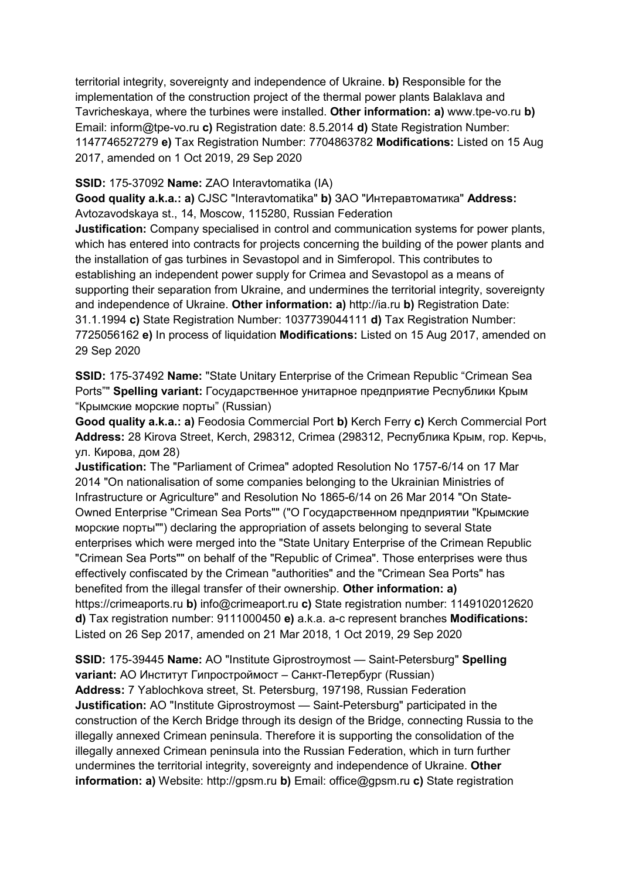territorial integrity, sovereignty and independence of Ukraine. **b)** Responsible for the implementation of the construction project of the thermal power plants Balaklava and Tavricheskaya, where the turbines were installed. **Other information: a)** www.tpe-vo.ru **b)** Email: inform@tpe-vo.ru **c)** Registration date: 8.5.2014 **d)** State Registration Number: 1147746527279 **e)** Tax Registration Number: 7704863782 **Modifications:** Listed on 15 Aug 2017, amended on 1 Oct 2019, 29 Sep 2020

**SSID:** 175-37092 **Name:** ZAO Interavtomatika (IA)
**Good quality a.k.a.: a)** CJSC "Interavtomatika" **b)** ЗАО "Интеравтоматика" **Address:** Avtozavodskaya st., 14, Moscow, 115280, Russian Federation
**Justification:** Company specialised in control and communication systems for power plants, which has entered into contracts for projects concerning the building of the power plants and the installation of gas turbines in Sevastopol and in Simferopol. This contributes to establishing an independent power supply for Crimea and Sevastopol as a means of supporting their separation from Ukraine, and undermines the territorial integrity, sovereignty and independence of Ukraine. **Other information: a)** http://ia.ru **b)** Registration Date: 31.1.1994 **c)** State Registration Number: 1037739044111 **d)** Tax Registration Number: 7725056162 **e)** In process of liquidation **Modifications:** Listed on 15 Aug 2017, amended on 29 Sep 2020

**SSID:** 175-37492 **Name:** "State Unitary Enterprise of the Crimean Republic "Crimean Sea Ports"" **Spelling variant:** Государственное унитарное предприятие Республики Крым "Крымские морские порты" (Russian)
**Good quality a.k.a.: a)** Feodosia Commercial Port **b)** Kerch Ferry **c)** Kerch Commercial Port **Address:** 28 Kirova Street, Kerch, 298312, Crimea (298312, Республика Крым, гор. Керчь, ул. Кирова, дом 28)
**Justification:** The "Parliament of Crimea" adopted Resolution No 1757-6/14 on 17 Mar 2014 "On nationalisation of some companies belonging to the Ukrainian Ministries of Infrastructure or Agriculture" and Resolution No 1865-6/14 on 26 Mar 2014 "On State-Owned Enterprise "Crimean Sea Ports"" ("О Государственном предприятии "Крымские морские порты"") declaring the appropriation of assets belonging to several State enterprises which were merged into the "State Unitary Enterprise of the Crimean Republic "Crimean Sea Ports"" on behalf of the "Republic of Crimea". Those enterprises were thus effectively confiscated by the Crimean "authorities" and the "Crimean Sea Ports" has benefited from the illegal transfer of their ownership. **Other information: a)** https://crimeaports.ru **b)** info@crimeaport.ru **c)** State registration number: 1149102012620 **d)** Tax registration number: 9111000450 **e)** a.k.a. a-c represent branches **Modifications:** Listed on 26 Sep 2017, amended on 21 Mar 2018, 1 Oct 2019, 29 Sep 2020

**SSID:** 175-39445 **Name:** AO "Institute Giprostroymost — Saint-Petersburg" **Spelling variant:** АО Институт Гипростроймост – Санкт-Петербург (Russian)
**Address:** 7 Yablochkova street, St. Petersburg, 197198, Russian Federation
**Justification:** AO "Institute Giprostroymost — Saint-Petersburg" participated in the construction of the Kerch Bridge through its design of the Bridge, connecting Russia to the illegally annexed Crimean peninsula. Therefore it is supporting the consolidation of the illegally annexed Crimean peninsula into the Russian Federation, which in turn further undermines the territorial integrity, sovereignty and independence of Ukraine. **Other information: a)** Website: http://gpsm.ru **b)** Email: office@gpsm.ru **c)** State registration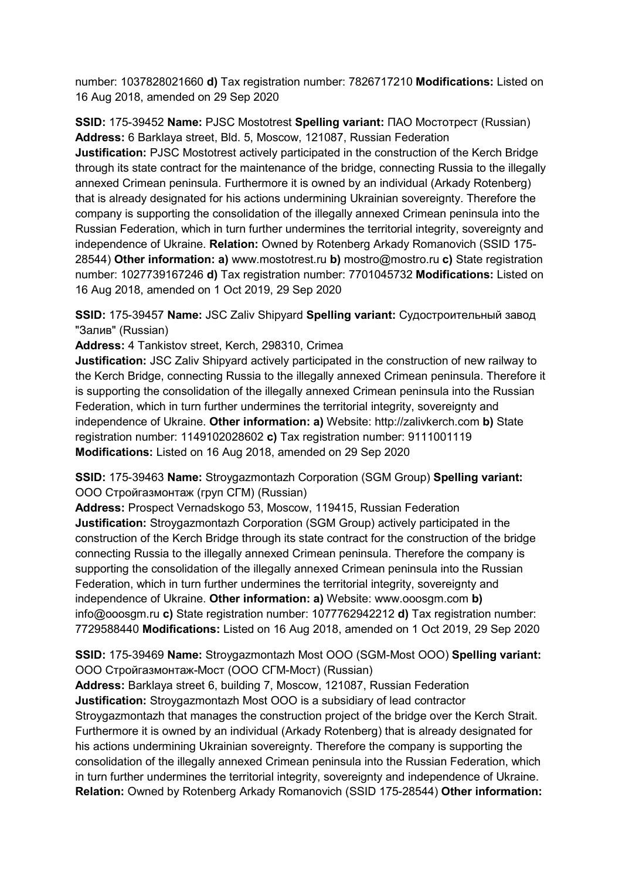number: 1037828021660 **d)** Tax registration number: 7826717210 **Modifications:** Listed on 16 Aug 2018, amended on 29 Sep 2020

**SSID:** 175-39452 **Name:** PJSC Mostotrest **Spelling variant:** ПАО Мостотрест (Russian) **Address:** 6 Barklaya street, Bld. 5, Moscow, 121087, Russian Federation **Justification:** PJSC Mostotrest actively participated in the construction of the Kerch Bridge through its state contract for the maintenance of the bridge, connecting Russia to the illegally annexed Crimean peninsula. Furthermore it is owned by an individual (Arkady Rotenberg) that is already designated for his actions undermining Ukrainian sovereignty. Therefore the company is supporting the consolidation of the illegally annexed Crimean peninsula into the Russian Federation, which in turn further undermines the territorial integrity, sovereignty and independence of Ukraine. **Relation:** Owned by Rotenberg Arkady Romanovich (SSID 175-28544) **Other information: a)** www.mostotrest.ru **b)** mostro@mostro.ru **c)** State registration number: 1027739167246 **d)** Tax registration number: 7701045732 **Modifications:** Listed on 16 Aug 2018, amended on 1 Oct 2019, 29 Sep 2020

**SSID:** 175-39457 **Name:** JSC Zaliv Shipyard **Spelling variant:** Судостроительный завод "Залив" (Russian) **Address:** 4 Tankistov street, Kerch, 298310, Crimea **Justification:** JSC Zaliv Shipyard actively participated in the construction of new railway to the Kerch Bridge, connecting Russia to the illegally annexed Crimean peninsula. Therefore it is supporting the consolidation of the illegally annexed Crimean peninsula into the Russian Federation, which in turn further undermines the territorial integrity, sovereignty and independence of Ukraine. **Other information: a)** Website: http://zalivkerch.com **b)** State registration number: 1149102028602 **c)** Tax registration number: 9111001119 **Modifications:** Listed on 16 Aug 2018, amended on 29 Sep 2020

**SSID:** 175-39463 **Name:** Stroygazmontazh Corporation (SGM Group) **Spelling variant:** ООО Стройгазмонтаж (груп СГМ) (Russian) **Address:** Prospect Vernadskogo 53, Moscow, 119415, Russian Federation **Justification:** Stroygazmontazh Corporation (SGM Group) actively participated in the construction of the Kerch Bridge through its state contract for the construction of the bridge connecting Russia to the illegally annexed Crimean peninsula. Therefore the company is supporting the consolidation of the illegally annexed Crimean peninsula into the Russian Federation, which in turn further undermines the territorial integrity, sovereignty and independence of Ukraine. **Other information: a)** Website: www.ooosgm.com **b)** info@ooosgm.ru **c)** State registration number: 1077762942212 **d)** Tax registration number: 7729588440 **Modifications:** Listed on 16 Aug 2018, amended on 1 Oct 2019, 29 Sep 2020

**SSID:** 175-39469 **Name:** Stroygazmontazh Most OOO (SGM-Most OOO) **Spelling variant:** ООО Стройгазмонтаж-Мост (ООО СГМ-Мост) (Russian) **Address:** Barklaya street 6, building 7, Moscow, 121087, Russian Federation **Justification:** Stroygazmontazh Most OOO is a subsidiary of lead contractor Stroygazmontazh that manages the construction project of the bridge over the Kerch Strait. Furthermore it is owned by an individual (Arkady Rotenberg) that is already designated for his actions undermining Ukrainian sovereignty. Therefore the company is supporting the consolidation of the illegally annexed Crimean peninsula into the Russian Federation, which in turn further undermines the territorial integrity, sovereignty and independence of Ukraine. **Relation:** Owned by Rotenberg Arkady Romanovich (SSID 175-28544) **Other information:**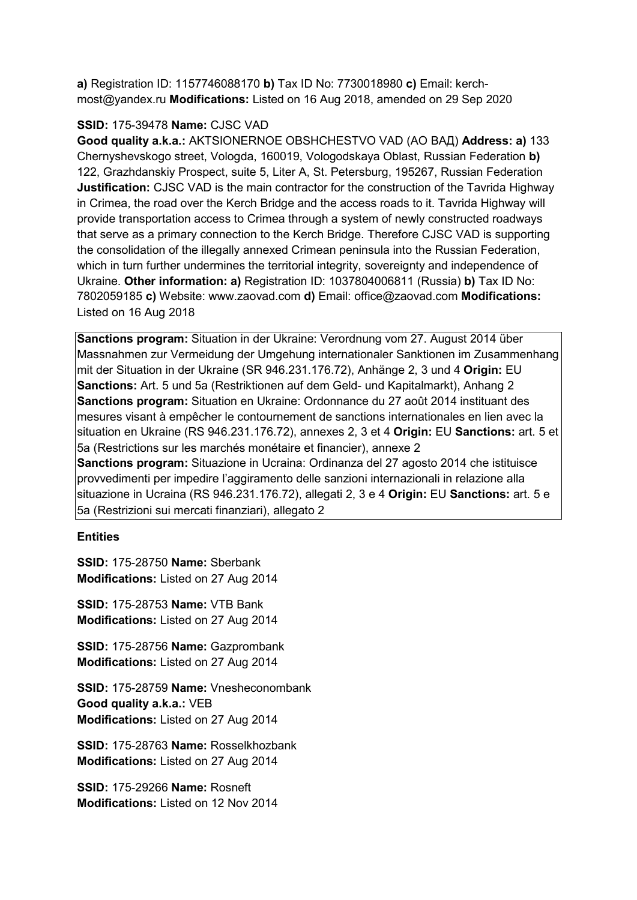**a)** Registration ID: 1157746088170 **b)** Tax ID No: 7730018980 **c)** Email: kerch-most@yandex.ru **Modifications:** Listed on 16 Aug 2018, amended on 29 Sep 2020

**SSID:** 175-39478 **Name:** CJSC VAD
**Good quality a.k.a.:** AKTSIONERNOE OBSHCHESTVO VAD (АО ВАД) **Address: a)** 133 Chernyshevskogo street, Vologda, 160019, Vologodskaya Oblast, Russian Federation **b)** 122, Grazhdanskiy Prospect, suite 5, Liter A, St. Petersburg, 195267, Russian Federation **Justification:** CJSC VAD is the main contractor for the construction of the Tavrida Highway in Crimea, the road over the Kerch Bridge and the access roads to it. Tavrida Highway will provide transportation access to Crimea through a system of newly constructed roadways that serve as a primary connection to the Kerch Bridge. Therefore CJSC VAD is supporting the consolidation of the illegally annexed Crimean peninsula into the Russian Federation, which in turn further undermines the territorial integrity, sovereignty and independence of Ukraine. **Other information: a)** Registration ID: 1037804006811 (Russia) **b)** Tax ID No: 7802059185 **c)** Website: www.zaovad.com **d)** Email: office@zaovad.com **Modifications:** Listed on 16 Aug 2018

**Sanctions program:** Situation in der Ukraine: Verordnung vom 27. August 2014 über Massnahmen zur Vermeidung der Umgehung internationaler Sanktionen im Zusammenhang mit der Situation in der Ukraine (SR 946.231.176.72), Anhänge 2, 3 und 4 **Origin:** EU **Sanctions:** Art. 5 und 5a (Restriktionen auf dem Geld- und Kapitalmarkt), Anhang 2
**Sanctions program:** Situation en Ukraine: Ordonnance du 27 août 2014 instituant des mesures visant à empêcher le contournement de sanctions internationales en lien avec la situation en Ukraine (RS 946.231.176.72), annexes 2, 3 et 4 **Origin:** EU **Sanctions:** art. 5 et 5a (Restrictions sur les marchés monétaire et financier), annexe 2
**Sanctions program:** Situazione in Ucraina: Ordinanza del 27 agosto 2014 che istituisce provvedimenti per impedire l'aggiramento delle sanzioni internazionali in relazione alla situazione in Ucraina (RS 946.231.176.72), allegati 2, 3 e 4 **Origin:** EU **Sanctions:** art. 5 e 5a (Restrizioni sui mercati finanziari), allegato 2

**Entities**

**SSID:** 175-28750 **Name:** Sberbank
**Modifications:** Listed on 27 Aug 2014

**SSID:** 175-28753 **Name:** VTB Bank
**Modifications:** Listed on 27 Aug 2014

**SSID:** 175-28756 **Name:** Gazprombank
**Modifications:** Listed on 27 Aug 2014

**SSID:** 175-28759 **Name:** Vnesheconombank
**Good quality a.k.a.:** VEB
**Modifications:** Listed on 27 Aug 2014

**SSID:** 175-28763 **Name:** Rosselkhozbank
**Modifications:** Listed on 27 Aug 2014

**SSID:** 175-29266 **Name:** Rosneft
**Modifications:** Listed on 12 Nov 2014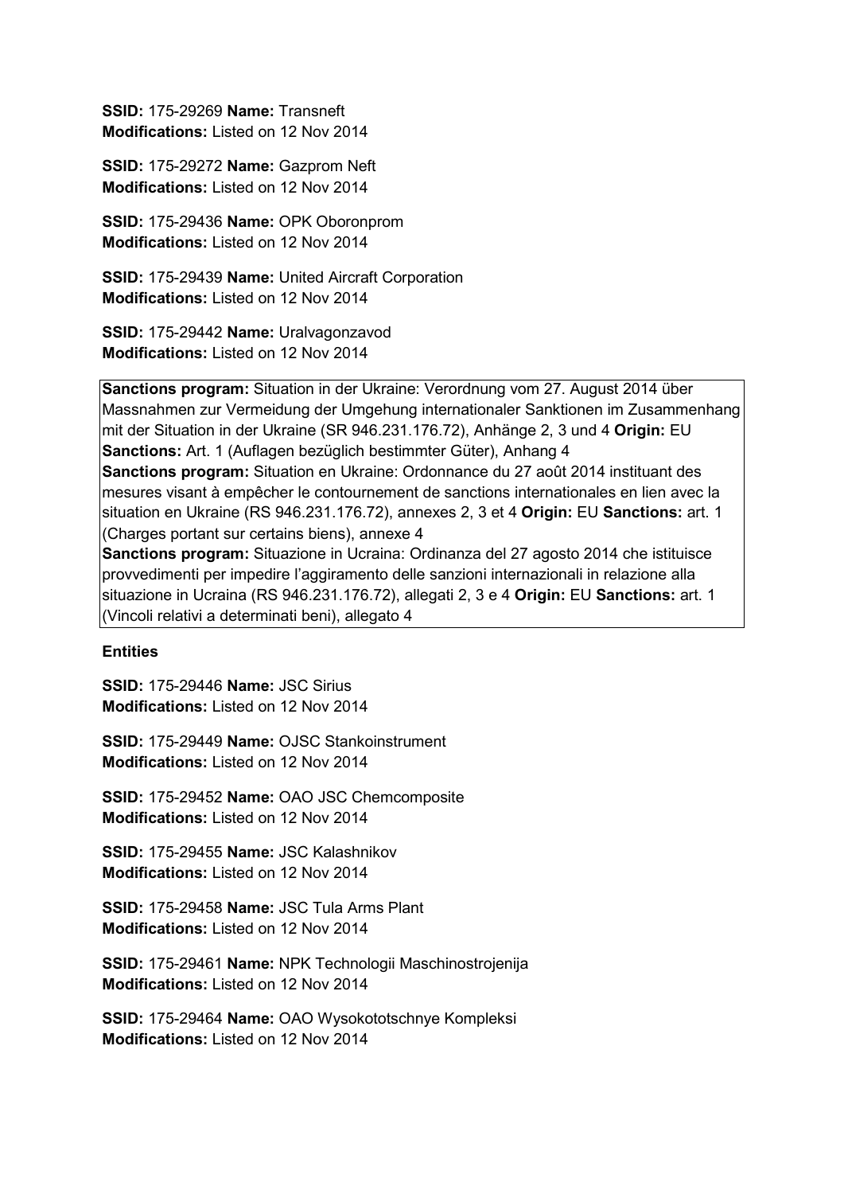**SSID:** 175-29269 **Name:** Transneft
**Modifications:** Listed on 12 Nov 2014

**SSID:** 175-29272 **Name:** Gazprom Neft
**Modifications:** Listed on 12 Nov 2014

**SSID:** 175-29436 **Name:** OPK Oboronprom
**Modifications:** Listed on 12 Nov 2014

**SSID:** 175-29439 **Name:** United Aircraft Corporation
**Modifications:** Listed on 12 Nov 2014

**SSID:** 175-29442 **Name:** Uralvagonzavod
**Modifications:** Listed on 12 Nov 2014

**Sanctions program:** Situation in der Ukraine: Verordnung vom 27. August 2014 über Massnahmen zur Vermeidung der Umgehung internationaler Sanktionen im Zusammenhang mit der Situation in der Ukraine (SR 946.231.176.72), Anhänge 2, 3 und 4 **Origin:** EU **Sanctions:** Art. 1 (Auflagen bezüglich bestimmter Güter), Anhang 4
**Sanctions program:** Situation en Ukraine: Ordonnance du 27 août 2014 instituant des mesures visant à empêcher le contournement de sanctions internationales en lien avec la situation en Ukraine (RS 946.231.176.72), annexes 2, 3 et 4 **Origin:** EU **Sanctions:** art. 1 (Charges portant sur certains biens), annexe 4
**Sanctions program:** Situazione in Ucraina: Ordinanza del 27 agosto 2014 che istituisce provvedimenti per impedire l'aggiramento delle sanzioni internazionali in relazione alla situazione in Ucraina (RS 946.231.176.72), allegati 2, 3 e 4 **Origin:** EU **Sanctions:** art. 1 (Vincoli relativi a determinati beni), allegato 4

**Entities**

**SSID:** 175-29446 **Name:** JSC Sirius
**Modifications:** Listed on 12 Nov 2014

**SSID:** 175-29449 **Name:** OJSC Stankoinstrument
**Modifications:** Listed on 12 Nov 2014

**SSID:** 175-29452 **Name:** OAO JSC Chemcomposite
**Modifications:** Listed on 12 Nov 2014

**SSID:** 175-29455 **Name:** JSC Kalashnikov
**Modifications:** Listed on 12 Nov 2014

**SSID:** 175-29458 **Name:** JSC Tula Arms Plant
**Modifications:** Listed on 12 Nov 2014

**SSID:** 175-29461 **Name:** NPK Technologii Maschinostrojenija
**Modifications:** Listed on 12 Nov 2014

**SSID:** 175-29464 **Name:** OAO Wysokototschnye Kompleksi
**Modifications:** Listed on 12 Nov 2014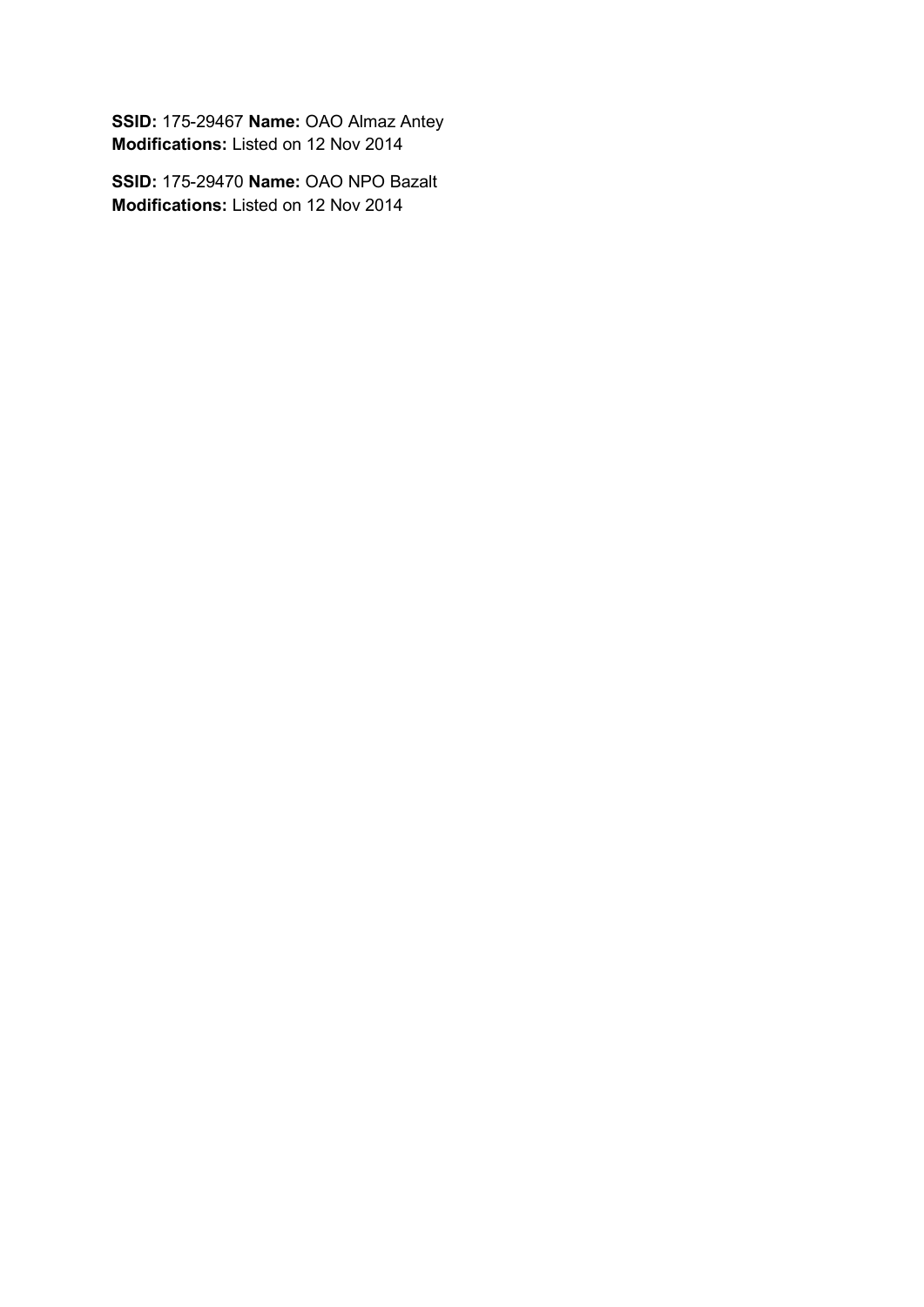**SSID:** 175-29467 **Name:** OAO Almaz Antey
**Modifications:** Listed on 12 Nov 2014

**SSID:** 175-29470 **Name:** OAO NPO Bazalt
**Modifications:** Listed on 12 Nov 2014